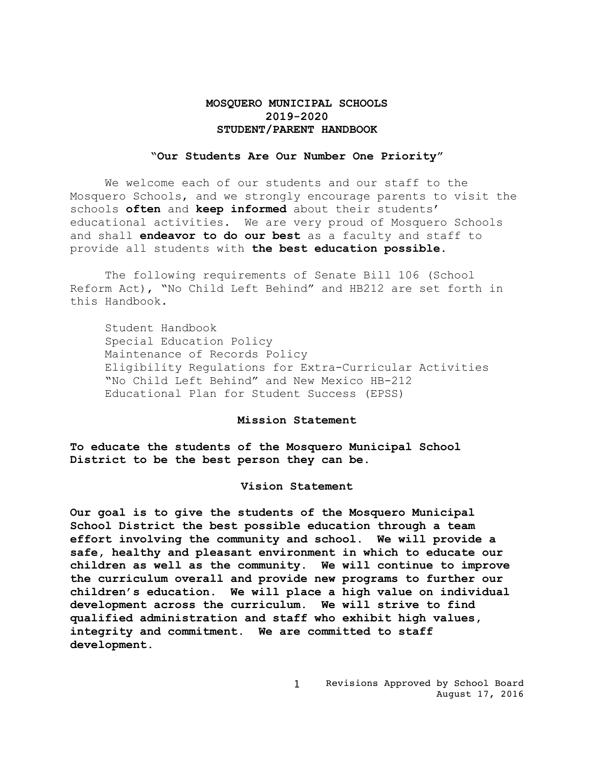# MOSQUERO MUNICIPAL SCHOOLS
# 2019-2020
# STUDENT/PARENT HANDBOOK

**"Our Students Are Our Number One Priority"**

We welcome each of our students and our staff to the Mosquero Schools, and we strongly encourage parents to visit the schools **often** and **keep informed** about their students' educational activities. We are very proud of Mosquero Schools and shall **endeavor to do our best** as a faculty and staff to provide all students with **the best education possible.**

The following requirements of Senate Bill 106 (School Reform Act), "No Child Left Behind" and HB212 are set forth in this Handbook.

Student Handbook
Special Education Policy
Maintenance of Records Policy
Eligibility Regulations for Extra-Curricular Activities
"No Child Left Behind" and New Mexico HB-212
Educational Plan for Student Success (EPSS)

## Mission Statement

**To educate the students of the Mosquero Municipal School District to be the best person they can be.**

## Vision Statement

**Our goal is to give the students of the Mosquero Municipal School District the best possible education through a team effort involving the community and school. We will provide a safe, healthy and pleasant environment in which to educate our children as well as the community. We will continue to improve the curriculum overall and provide new programs to further our children's education. We will place a high value on individual development across the curriculum. We will strive to find qualified administration and staff who exhibit high values, integrity and commitment. We are committed to staff development.**

Revisions Approved by School Board
August 17, 2016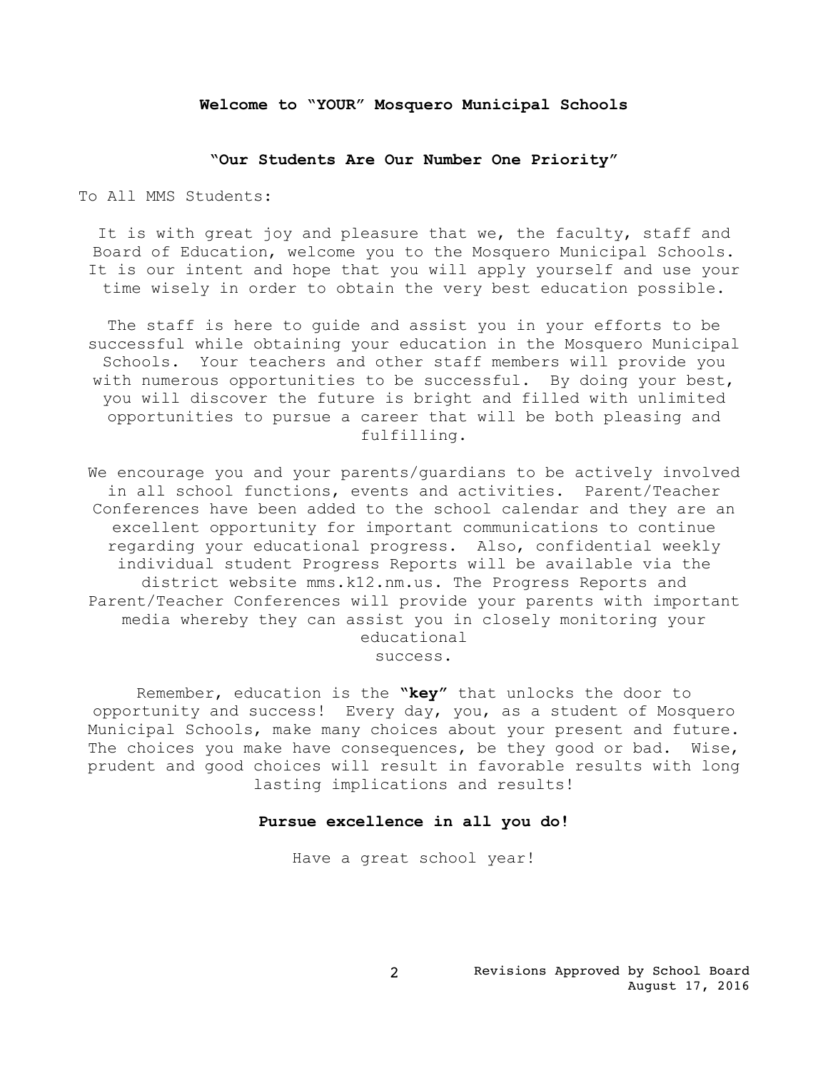## Welcome to "YOUR" Mosquero Municipal Schools

### "Our Students Are Our Number One Priority"

To All MMS Students:

It is with great joy and pleasure that we, the faculty, staff and Board of Education, welcome you to the Mosquero Municipal Schools. It is our intent and hope that you will apply yourself and use your time wisely in order to obtain the very best education possible.

The staff is here to guide and assist you in your efforts to be successful while obtaining your education in the Mosquero Municipal Schools. Your teachers and other staff members will provide you with numerous opportunities to be successful. By doing your best, you will discover the future is bright and filled with unlimited opportunities to pursue a career that will be both pleasing and fulfilling.

We encourage you and your parents/guardians to be actively involved in all school functions, events and activities. Parent/Teacher Conferences have been added to the school calendar and they are an excellent opportunity for important communications to continue regarding your educational progress. Also, confidential weekly individual student Progress Reports will be available via the district website mms.k12.nm.us. The Progress Reports and Parent/Teacher Conferences will provide your parents with important media whereby they can assist you in closely monitoring your educational success.

Remember, education is the "**key**" that unlocks the door to opportunity and success! Every day, you, as a student of Mosquero Municipal Schools, make many choices about your present and future. The choices you make have consequences, be they good or bad. Wise, prudent and good choices will result in favorable results with long lasting implications and results!

**Pursue excellence in all you do!**

Have a great school year!

Revisions Approved by School Board August 17, 2016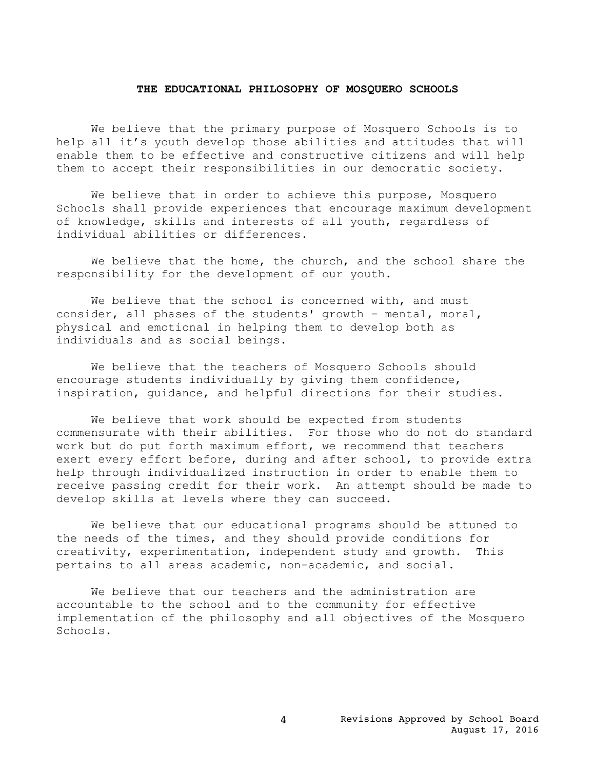## THE EDUCATIONAL PHILOSOPHY OF MOSQUERO SCHOOLS

We believe that the primary purpose of Mosquero Schools is to help all it's youth develop those abilities and attitudes that will enable them to be effective and constructive citizens and will help them to accept their responsibilities in our democratic society.

We believe that in order to achieve this purpose, Mosquero Schools shall provide experiences that encourage maximum development of knowledge, skills and interests of all youth, regardless of individual abilities or differences.

We believe that the home, the church, and the school share the responsibility for the development of our youth.

We believe that the school is concerned with, and must consider, all phases of the students' growth - mental, moral, physical and emotional in helping them to develop both as individuals and as social beings.

We believe that the teachers of Mosquero Schools should encourage students individually by giving them confidence, inspiration, guidance, and helpful directions for their studies.

We believe that work should be expected from students commensurate with their abilities. For those who do not do standard work but do put forth maximum effort, we recommend that teachers exert every effort before, during and after school, to provide extra help through individualized instruction in order to enable them to receive passing credit for their work. An attempt should be made to develop skills at levels where they can succeed.

We believe that our educational programs should be attuned to the needs of the times, and they should provide conditions for creativity, experimentation, independent study and growth. This pertains to all areas academic, non-academic, and social.

We believe that our teachers and the administration are accountable to the school and to the community for effective implementation of the philosophy and all objectives of the Mosquero Schools.

Revisions Approved by School Board
August 17, 2016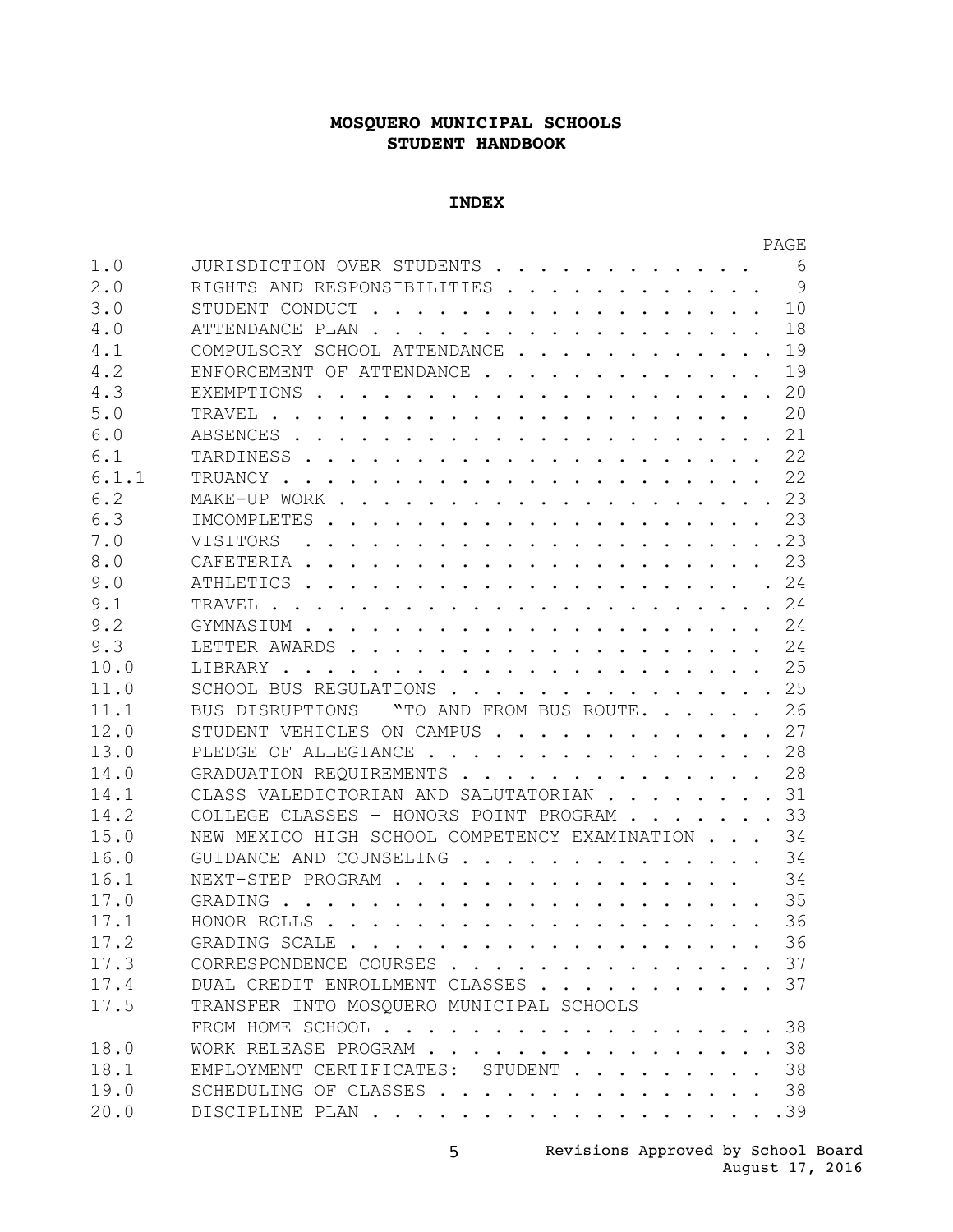# MOSQUERO MUNICIPAL SCHOOLS
# STUDENT HANDBOOK

## INDEX

| | | PAGE |
|---|---|---|
| 1.0 | JURISDICTION OVER STUDENTS | 6 |
| 2.0 | RIGHTS AND RESPONSIBILITIES | 9 |
| 3.0 | STUDENT CONDUCT | 10 |
| 4.0 | ATTENDANCE PLAN | 18 |
| 4.1 | COMPULSORY SCHOOL ATTENDANCE | 19 |
| 4.2 | ENFORCEMENT OF ATTENDANCE | 19 |
| 4.3 | EXEMPTIONS | 20 |
| 5.0 | TRAVEL | 20 |
| 6.0 | ABSENCES | 21 |
| 6.1 | TARDINESS | 22 |
| 6.1.1 | TRUANCY | 22 |
| 6.2 | MAKE-UP WORK | 23 |
| 6.3 | IMCOMPLETES | 23 |
| 7.0 | VISITORS | 23 |
| 8.0 | CAFETERIA | 23 |
| 9.0 | ATHLETICS | 24 |
| 9.1 | TRAVEL | 24 |
| 9.2 | GYMNASIUM | 24 |
| 9.3 | LETTER AWARDS | 24 |
| 10.0 | LIBRARY | 25 |
| 11.0 | SCHOOL BUS REGULATIONS | 25 |
| 11.1 | BUS DISRUPTIONS – "TO AND FROM BUS ROUTE. | 26 |
| 12.0 | STUDENT VEHICLES ON CAMPUS | 27 |
| 13.0 | PLEDGE OF ALLEGIANCE | 28 |
| 14.0 | GRADUATION REQUIREMENTS | 28 |
| 14.1 | CLASS VALEDICTORIAN AND SALUTATORIAN | 31 |
| 14.2 | COLLEGE CLASSES – HONORS POINT PROGRAM | 33 |
| 15.0 | NEW MEXICO HIGH SCHOOL COMPETENCY EXAMINATION | 34 |
| 16.0 | GUIDANCE AND COUNSELING | 34 |
| 16.1 | NEXT-STEP PROGRAM | 34 |
| 17.0 | GRADING | 35 |
| 17.1 | HONOR ROLLS | 36 |
| 17.2 | GRADING SCALE | 36 |
| 17.3 | CORRESPONDENCE COURSES | 37 |
| 17.4 | DUAL CREDIT ENROLLMENT CLASSES | 37 |
| 17.5 | TRANSFER INTO MOSQUERO MUNICIPAL SCHOOLS FROM HOME SCHOOL | 38 |
| 18.0 | WORK RELEASE PROGRAM | 38 |
| 18.1 | EMPLOYMENT CERTIFICATES: STUDENT | 38 |
| 19.0 | SCHEDULING OF CLASSES | 38 |
| 20.0 | DISCIPLINE PLAN | 39 |

Revisions Approved by School Board
August 17, 2016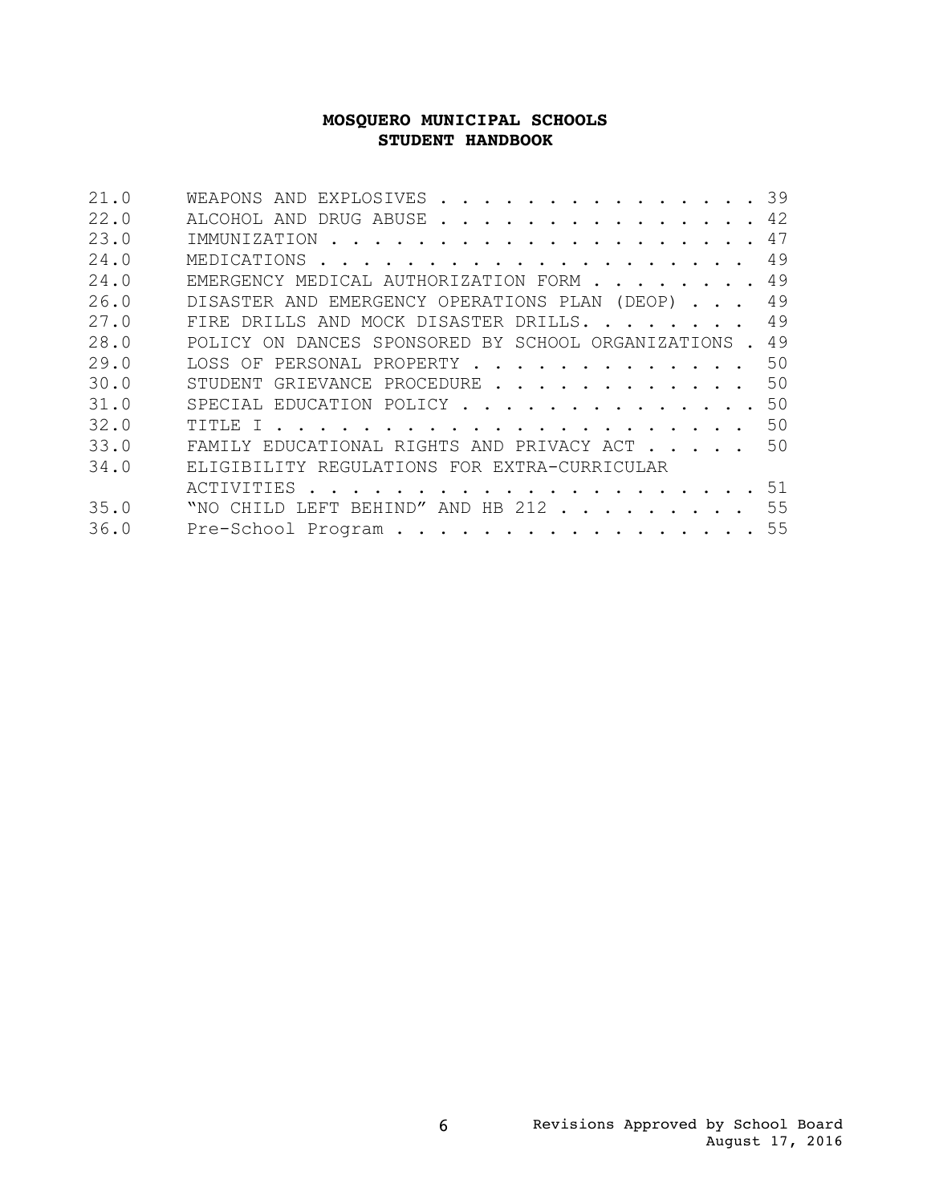# MOSQUERO MUNICIPAL SCHOOLS
## STUDENT HANDBOOK

| | | |
|---|---|---|
| 21.0 | WEAPONS AND EXPLOSIVES | 39 |
| 22.0 | ALCOHOL AND DRUG ABUSE | 42 |
| 23.0 | IMMUNIZATION | 47 |
| 24.0 | MEDICATIONS | 49 |
| 24.0 | EMERGENCY MEDICAL AUTHORIZATION FORM | 49 |
| 26.0 | DISASTER AND EMERGENCY OPERATIONS PLAN (DEOP) | 49 |
| 27.0 | FIRE DRILLS AND MOCK DISASTER DRILLS. | 49 |
| 28.0 | POLICY ON DANCES SPONSORED BY SCHOOL ORGANIZATIONS | 49 |
| 29.0 | LOSS OF PERSONAL PROPERTY | 50 |
| 30.0 | STUDENT GRIEVANCE PROCEDURE | 50 |
| 31.0 | SPECIAL EDUCATION POLICY | 50 |
| 32.0 | TITLE I | 50 |
| 33.0 | FAMILY EDUCATIONAL RIGHTS AND PRIVACY ACT | 50 |
| 34.0 | ELIGIBILITY REGULATIONS FOR EXTRA-CURRICULAR ACTIVITIES | 51 |
| 35.0 | "NO CHILD LEFT BEHIND" AND HB 212 | 55 |
| 36.0 | Pre-School Program | 55 |

Revisions Approved by School Board
August 17, 2016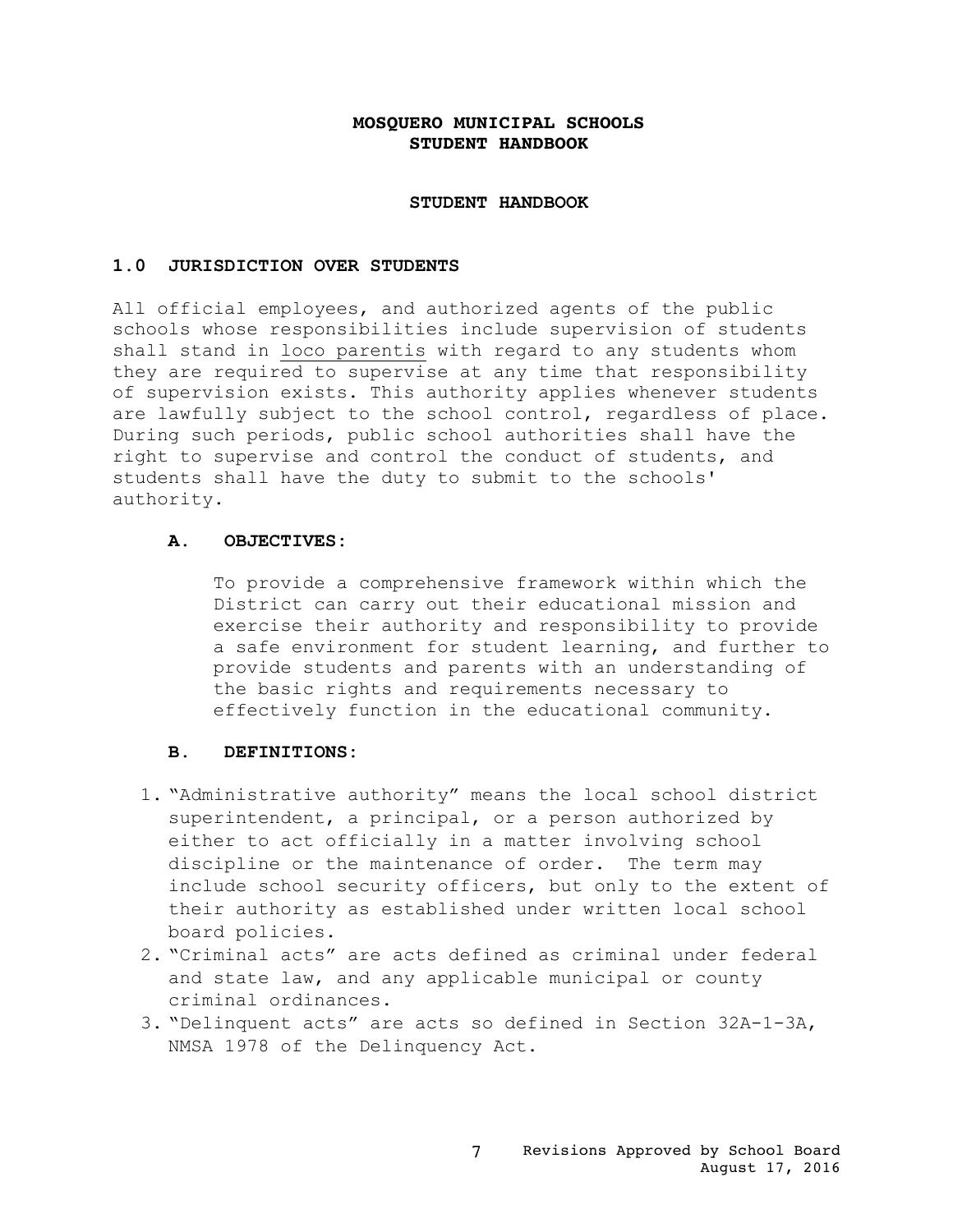# MOSQUERO MUNICIPAL SCHOOLS
# STUDENT HANDBOOK

## STUDENT HANDBOOK

## 1.0 JURISDICTION OVER STUDENTS

All official employees, and authorized agents of the public schools whose responsibilities include supervision of students shall stand in loco parentis with regard to any students whom they are required to supervise at any time that responsibility of supervision exists. This authority applies whenever students are lawfully subject to the school control, regardless of place. During such periods, public school authorities shall have the right to supervise and control the conduct of students, and students shall have the duty to submit to the schools' authority.

### A. OBJECTIVES:

To provide a comprehensive framework within which the District can carry out their educational mission and exercise their authority and responsibility to provide a safe environment for student learning, and further to provide students and parents with an understanding of the basic rights and requirements necessary to effectively function in the educational community.

### B. DEFINITIONS:

1. "Administrative authority" means the local school district superintendent, a principal, or a person authorized by either to act officially in a matter involving school discipline or the maintenance of order. The term may include school security officers, but only to the extent of their authority as established under written local school board policies.
2. "Criminal acts" are acts defined as criminal under federal and state law, and any applicable municipal or county criminal ordinances.
3. "Delinquent acts" are acts so defined in Section 32A-1-3A, NMSA 1978 of the Delinquency Act.

Revisions Approved by School Board August 17, 2016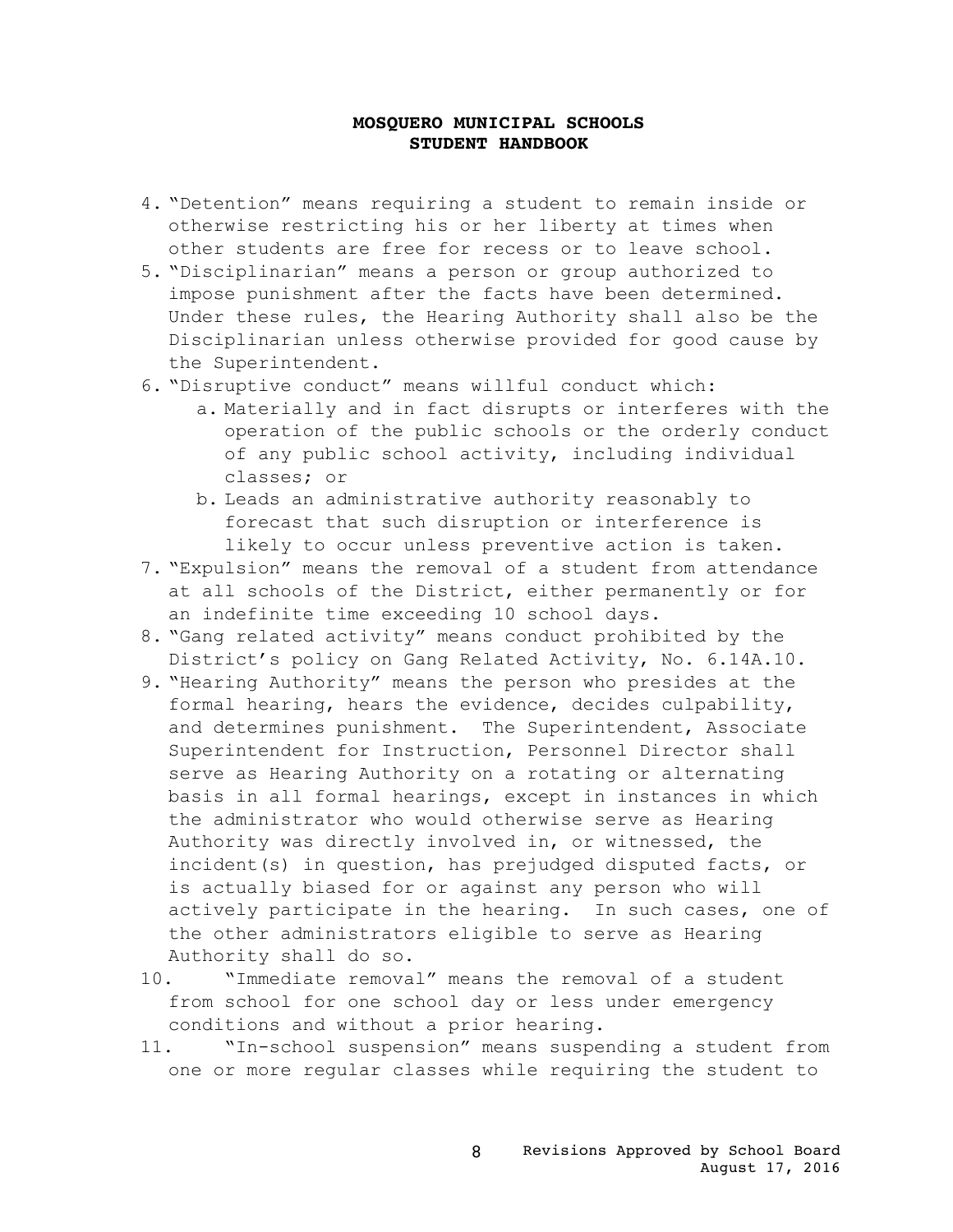4. "Detention" means requiring a student to remain inside or otherwise restricting his or her liberty at times when other students are free for recess or to leave school.
5. "Disciplinarian" means a person or group authorized to impose punishment after the facts have been determined. Under these rules, the Hearing Authority shall also be the Disciplinarian unless otherwise provided for good cause by the Superintendent.
6. "Disruptive conduct" means willful conduct which:
    a. Materially and in fact disrupts or interferes with the operation of the public schools or the orderly conduct of any public school activity, including individual classes; or
    b. Leads an administrative authority reasonably to forecast that such disruption or interference is likely to occur unless preventive action is taken.
7. "Expulsion" means the removal of a student from attendance at all schools of the District, either permanently or for an indefinite time exceeding 10 school days.
8. "Gang related activity" means conduct prohibited by the District's policy on Gang Related Activity, No. 6.14A.10.
9. "Hearing Authority" means the person who presides at the formal hearing, hears the evidence, decides culpability, and determines punishment. The Superintendent, Associate Superintendent for Instruction, Personnel Director shall serve as Hearing Authority on a rotating or alternating basis in all formal hearings, except in instances in which the administrator who would otherwise serve as Hearing Authority was directly involved in, or witnessed, the incident(s) in question, has prejudged disputed facts, or is actually biased for or against any person who will actively participate in the hearing. In such cases, one of the other administrators eligible to serve as Hearing Authority shall do so.
10. "Immediate removal" means the removal of a student from school for one school day or less under emergency conditions and without a prior hearing.
11. "In-school suspension" means suspending a student from one or more regular classes while requiring the student to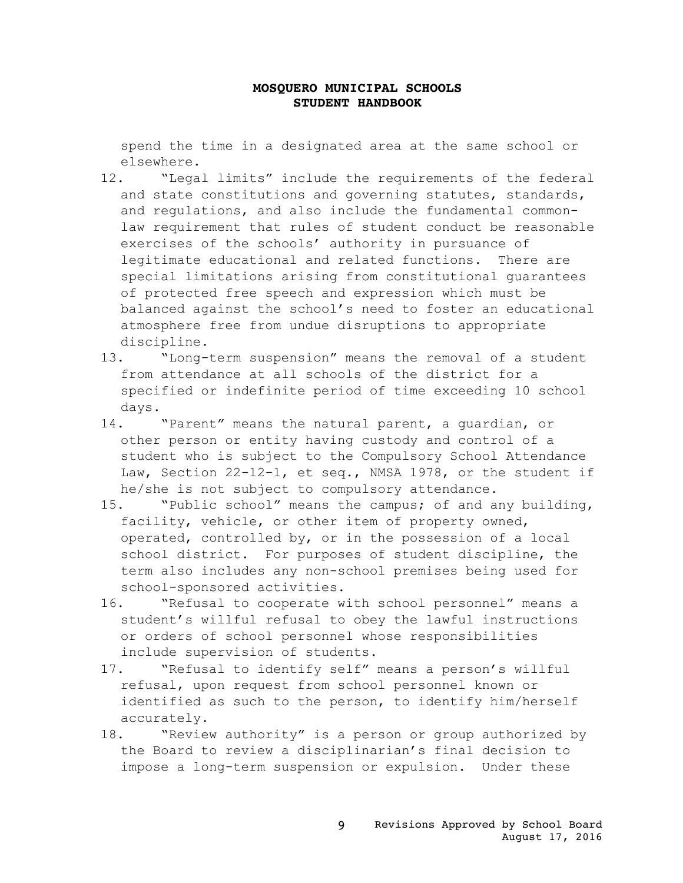spend the time in a designated area at the same school or elsewhere.

12. "Legal limits" include the requirements of the federal and state constitutions and governing statutes, standards, and regulations, and also include the fundamental common-law requirement that rules of student conduct be reasonable exercises of the schools' authority in pursuance of legitimate educational and related functions. There are special limitations arising from constitutional guarantees of protected free speech and expression which must be balanced against the school's need to foster an educational atmosphere free from undue disruptions to appropriate discipline.
13. "Long-term suspension" means the removal of a student from attendance at all schools of the district for a specified or indefinite period of time exceeding 10 school days.
14. "Parent" means the natural parent, a guardian, or other person or entity having custody and control of a student who is subject to the Compulsory School Attendance Law, Section 22-12-1, et seq., NMSA 1978, or the student if he/she is not subject to compulsory attendance.
15. "Public school" means the campus; of and any building, facility, vehicle, or other item of property owned, operated, controlled by, or in the possession of a local school district. For purposes of student discipline, the term also includes any non-school premises being used for school-sponsored activities.
16. "Refusal to cooperate with school personnel" means a student's willful refusal to obey the lawful instructions or orders of school personnel whose responsibilities include supervision of students.
17. "Refusal to identify self" means a person's willful refusal, upon request from school personnel known or identified as such to the person, to identify him/herself accurately.
18. "Review authority" is a person or group authorized by the Board to review a disciplinarian's final decision to impose a long-term suspension or expulsion. Under these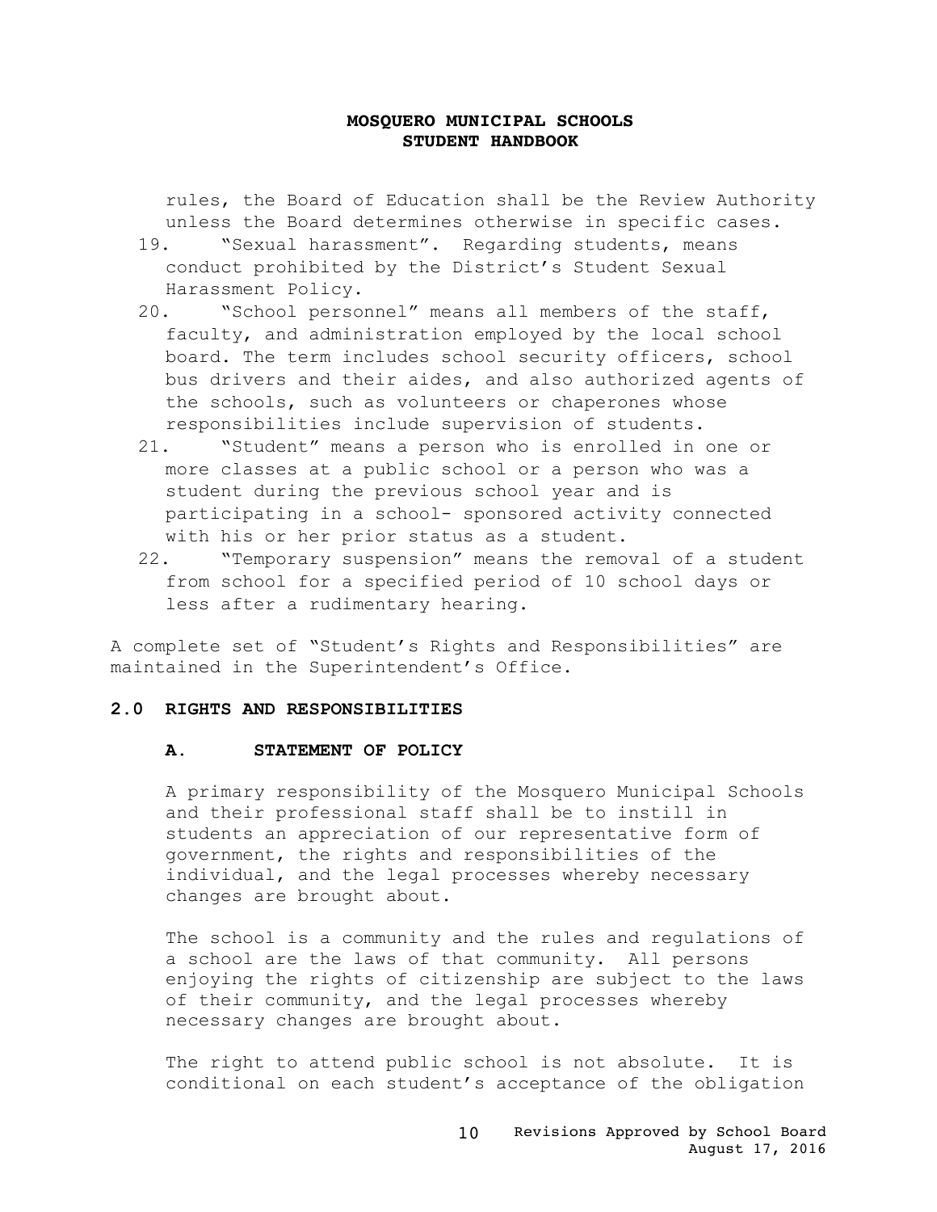rules, the Board of Education shall be the Review Authority unless the Board determines otherwise in specific cases.

19. "Sexual harassment". Regarding students, means conduct prohibited by the District's Student Sexual Harassment Policy.
20. "School personnel" means all members of the staff, faculty, and administration employed by the local school board. The term includes school security officers, school bus drivers and their aides, and also authorized agents of the schools, such as volunteers or chaperones whose responsibilities include supervision of students.
21. "Student" means a person who is enrolled in one or more classes at a public school or a person who was a student during the previous school year and is participating in a school- sponsored activity connected with his or her prior status as a student.
22. "Temporary suspension" means the removal of a student from school for a specified period of 10 school days or less after a rudimentary hearing.

A complete set of "Student's Rights and Responsibilities" are maintained in the Superintendent's Office.

## 2.0 RIGHTS AND RESPONSIBILITIES

### A. STATEMENT OF POLICY

A primary responsibility of the Mosquero Municipal Schools and their professional staff shall be to instill in students an appreciation of our representative form of government, the rights and responsibilities of the individual, and the legal processes whereby necessary changes are brought about.

The school is a community and the rules and regulations of a school are the laws of that community. All persons enjoying the rights of citizenship are subject to the laws of their community, and the legal processes whereby necessary changes are brought about.

The right to attend public school is not absolute. It is conditional on each student's acceptance of the obligation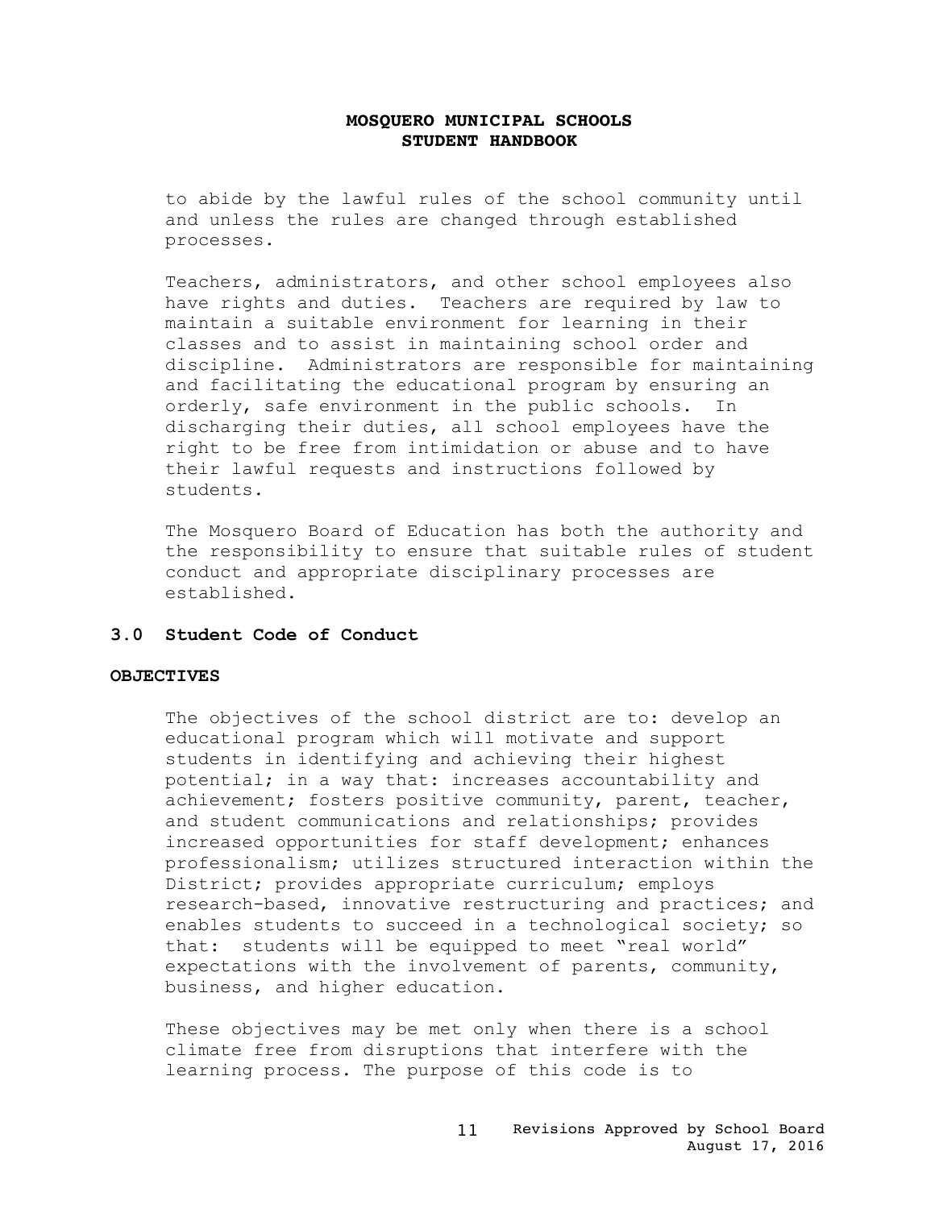to abide by the lawful rules of the school community until and unless the rules are changed through established processes.

Teachers, administrators, and other school employees also have rights and duties. Teachers are required by law to maintain a suitable environment for learning in their classes and to assist in maintaining school order and discipline. Administrators are responsible for maintaining and facilitating the educational program by ensuring an orderly, safe environment in the public schools. In discharging their duties, all school employees have the right to be free from intimidation or abuse and to have their lawful requests and instructions followed by students.

The Mosquero Board of Education has both the authority and the responsibility to ensure that suitable rules of student conduct and appropriate disciplinary processes are established.

## 3.0 Student Code of Conduct

### OBJECTIVES

The objectives of the school district are to: develop an educational program which will motivate and support students in identifying and achieving their highest potential; in a way that: increases accountability and achievement; fosters positive community, parent, teacher, and student communications and relationships; provides increased opportunities for staff development; enhances professionalism; utilizes structured interaction within the District; provides appropriate curriculum; employs research-based, innovative restructuring and practices; and enables students to succeed in a technological society; so that: students will be equipped to meet "real world" expectations with the involvement of parents, community, business, and higher education.

These objectives may be met only when there is a school climate free from disruptions that interfere with the learning process. The purpose of this code is to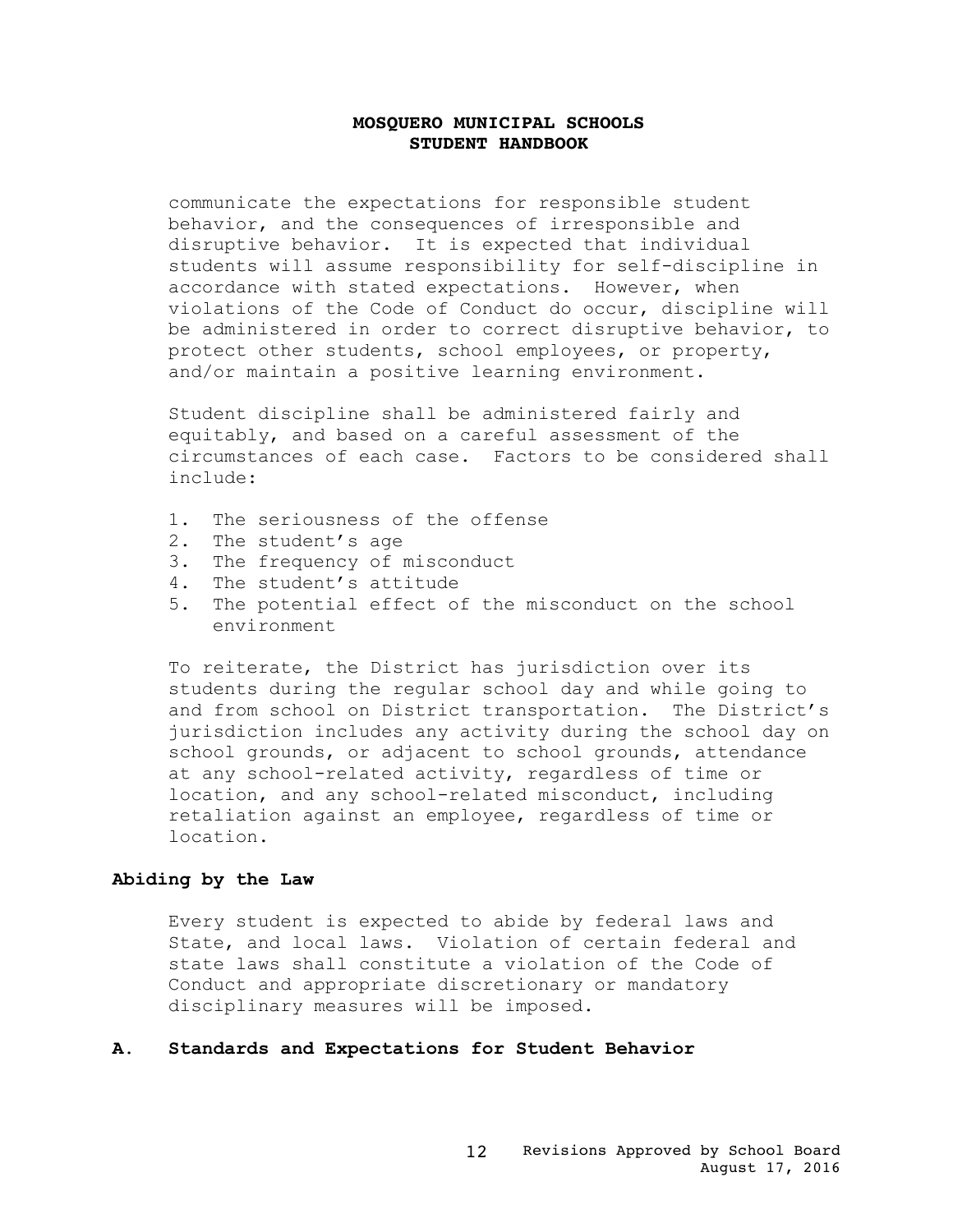communicate the expectations for responsible student behavior, and the consequences of irresponsible and disruptive behavior. It is expected that individual students will assume responsibility for self-discipline in accordance with stated expectations. However, when violations of the Code of Conduct do occur, discipline will be administered in order to correct disruptive behavior, to protect other students, school employees, or property, and/or maintain a positive learning environment.

Student discipline shall be administered fairly and equitably, and based on a careful assessment of the circumstances of each case. Factors to be considered shall include:

1. The seriousness of the offense
2. The student's age
3. The frequency of misconduct
4. The student's attitude
5. The potential effect of the misconduct on the school environment

To reiterate, the District has jurisdiction over its students during the regular school day and while going to and from school on District transportation. The District's jurisdiction includes any activity during the school day on school grounds, or adjacent to school grounds, attendance at any school-related activity, regardless of time or location, and any school-related misconduct, including retaliation against an employee, regardless of time or location.

## Abiding by the Law

Every student is expected to abide by federal laws and State, and local laws. Violation of certain federal and state laws shall constitute a violation of the Code of Conduct and appropriate discretionary or mandatory disciplinary measures will be imposed.

## A. Standards and Expectations for Student Behavior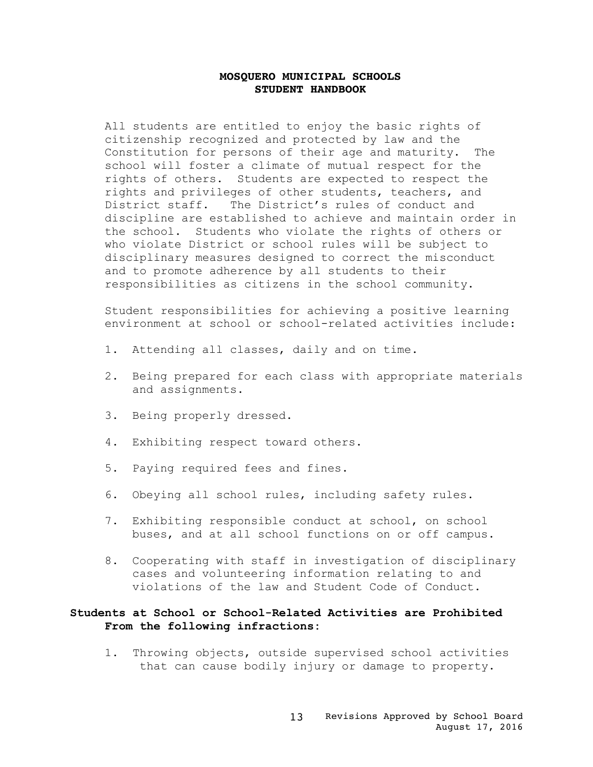**MOSQUERO MUNICIPAL SCHOOLS**
**STUDENT HANDBOOK**

All students are entitled to enjoy the basic rights of citizenship recognized and protected by law and the Constitution for persons of their age and maturity. The school will foster a climate of mutual respect for the rights of others. Students are expected to respect the rights and privileges of other students, teachers, and District staff. The District's rules of conduct and discipline are established to achieve and maintain order in the school. Students who violate the rights of others or who violate District or school rules will be subject to disciplinary measures designed to correct the misconduct and to promote adherence by all students to their responsibilities as citizens in the school community.

Student responsibilities for achieving a positive learning environment at school or school-related activities include:

1. Attending all classes, daily and on time.
2. Being prepared for each class with appropriate materials and assignments.
3. Being properly dressed.
4. Exhibiting respect toward others.
5. Paying required fees and fines.
6. Obeying all school rules, including safety rules.
7. Exhibiting responsible conduct at school, on school buses, and at all school functions on or off campus.
8. Cooperating with staff in investigation of disciplinary cases and volunteering information relating to and violations of the law and Student Code of Conduct.

**Students at School or School-Related Activities are Prohibited From the following infractions:**

1. Throwing objects, outside supervised school activities that can cause bodily injury or damage to property.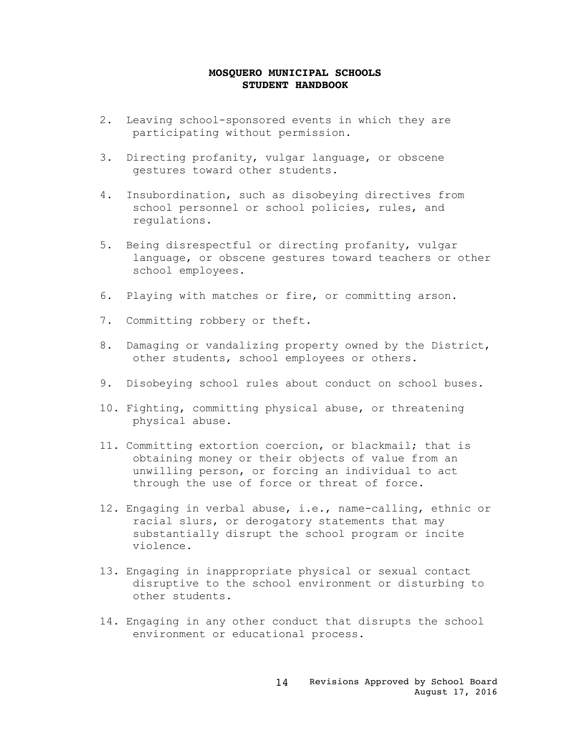2. Leaving school-sponsored events in which they are participating without permission.

3. Directing profanity, vulgar language, or obscene gestures toward other students.

4. Insubordination, such as disobeying directives from school personnel or school policies, rules, and regulations.

5. Being disrespectful or directing profanity, vulgar language, or obscene gestures toward teachers or other school employees.

6. Playing with matches or fire, or committing arson.

7. Committing robbery or theft.

8. Damaging or vandalizing property owned by the District, other students, school employees or others.

9. Disobeying school rules about conduct on school buses.

10. Fighting, committing physical abuse, or threatening physical abuse.

11. Committing extortion coercion, or blackmail; that is obtaining money or their objects of value from an unwilling person, or forcing an individual to act through the use of force or threat of force.

12. Engaging in verbal abuse, i.e., name-calling, ethnic or racial slurs, or derogatory statements that may substantially disrupt the school program or incite violence.

13. Engaging in inappropriate physical or sexual contact disruptive to the school environment or disturbing to other students.

14. Engaging in any other conduct that disrupts the school environment or educational process.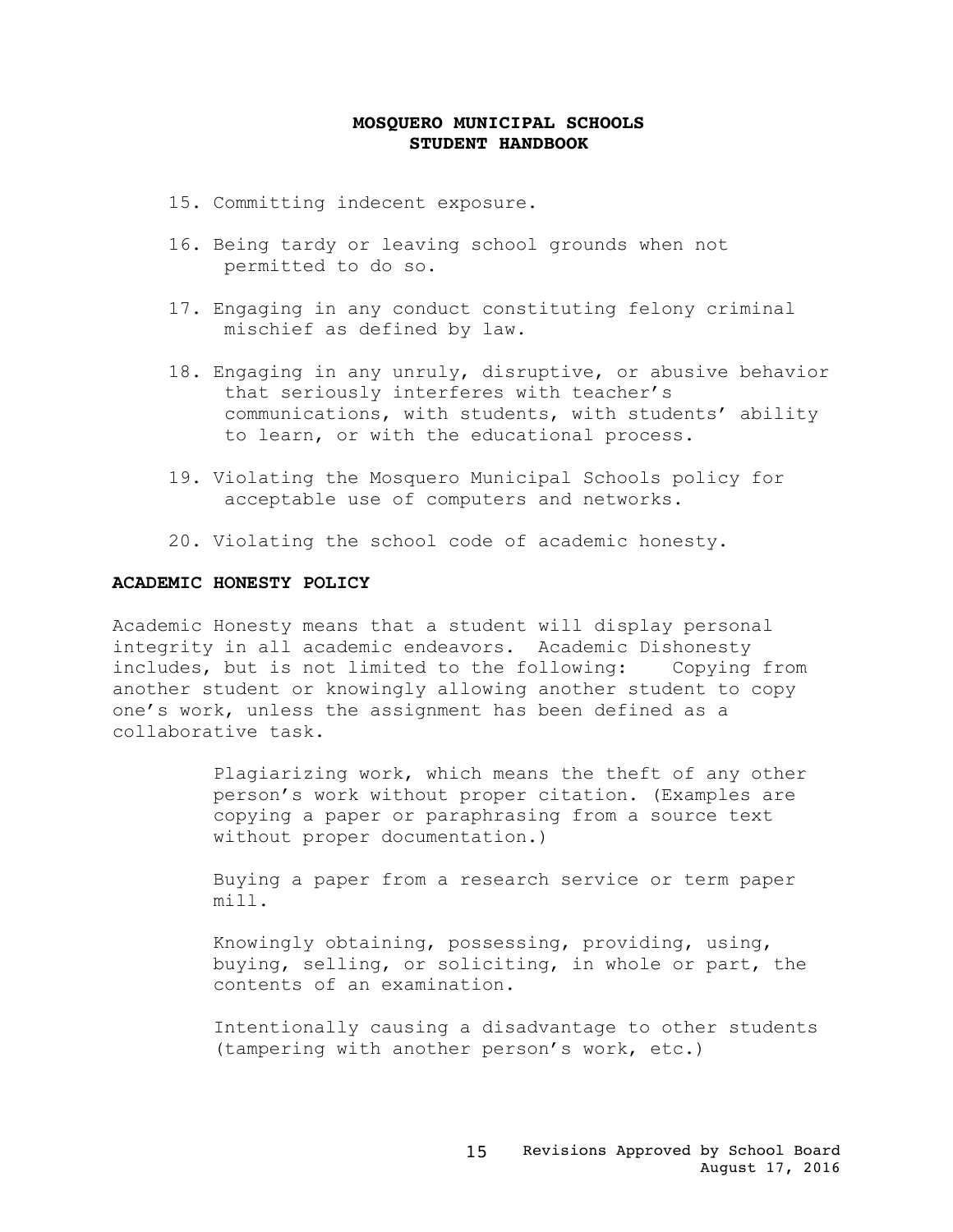15. Committing indecent exposure.

16. Being tardy or leaving school grounds when not permitted to do so.

17. Engaging in any conduct constituting felony criminal mischief as defined by law.

18. Engaging in any unruly, disruptive, or abusive behavior that seriously interferes with teacher's communications, with students, with students' ability to learn, or with the educational process.

19. Violating the Mosquero Municipal Schools policy for acceptable use of computers and networks.

20. Violating the school code of academic honesty.

## ACADEMIC HONESTY POLICY

Academic Honesty means that a student will display personal integrity in all academic endeavors. Academic Dishonesty includes, but is not limited to the following: Copying from another student or knowingly allowing another student to copy one's work, unless the assignment has been defined as a collaborative task.

Plagiarizing work, which means the theft of any other person's work without proper citation. (Examples are copying a paper or paraphrasing from a source text without proper documentation.)

Buying a paper from a research service or term paper mill.

Knowingly obtaining, possessing, providing, using, buying, selling, or soliciting, in whole or part, the contents of an examination.

Intentionally causing a disadvantage to other students (tampering with another person's work, etc.)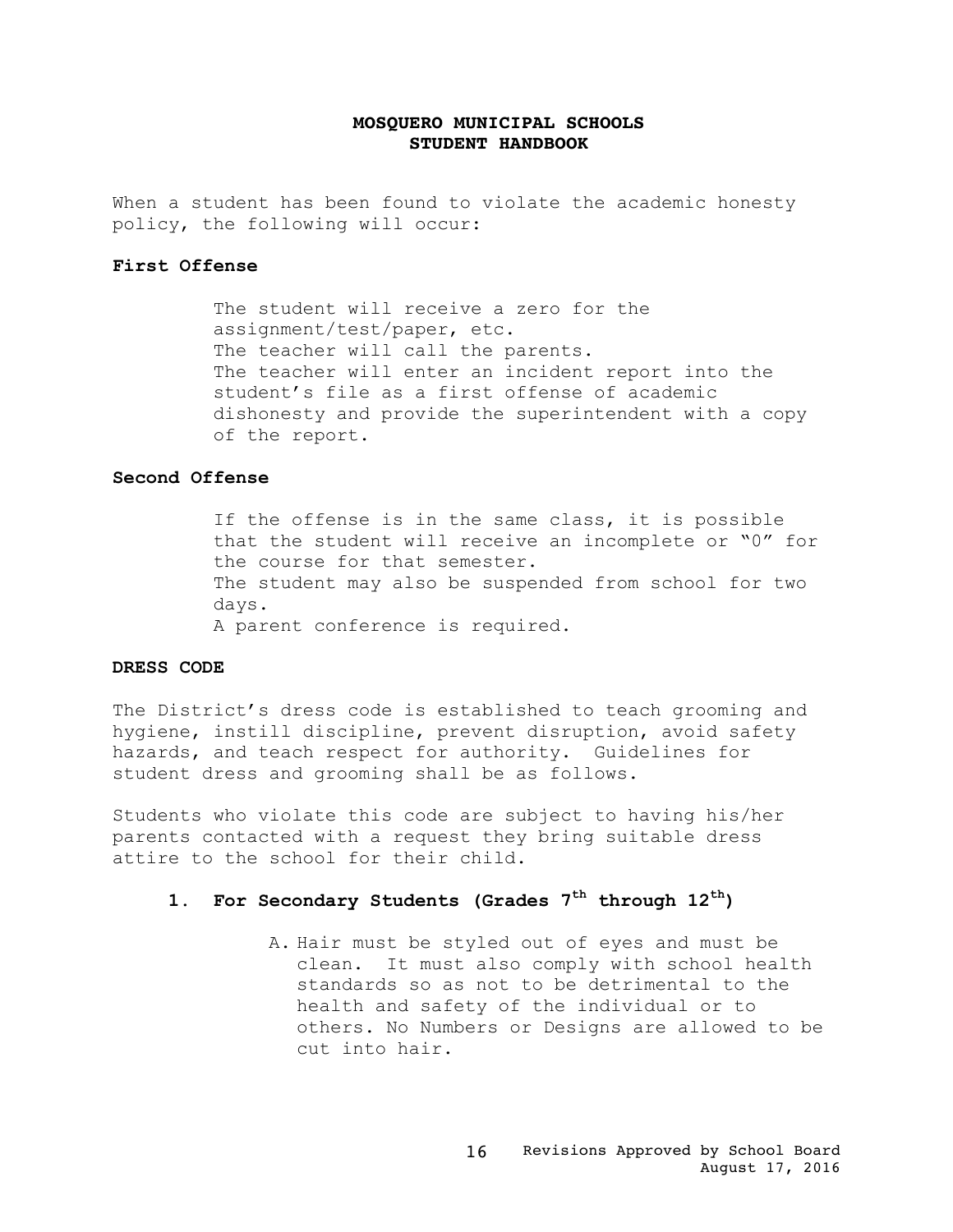When a student has been found to violate the academic honesty policy, the following will occur:

**First Offense**

The student will receive a zero for the assignment/test/paper, etc.
The teacher will call the parents.
The teacher will enter an incident report into the student's file as a first offense of academic dishonesty and provide the superintendent with a copy of the report.

**Second Offense**

If the offense is in the same class, it is possible that the student will receive an incomplete or "0" for the course for that semester.
The student may also be suspended from school for two days.
A parent conference is required.

## DRESS CODE

The District's dress code is established to teach grooming and hygiene, instill discipline, prevent disruption, avoid safety hazards, and teach respect for authority. Guidelines for student dress and grooming shall be as follows.

Students who violate this code are subject to having his/her parents contacted with a request they bring suitable dress attire to the school for their child.

### 1. For Secondary Students (Grades 7th through 12th)

A. Hair must be styled out of eyes and must be clean. It must also comply with school health standards so as not to be detrimental to the health and safety of the individual or to others. No Numbers or Designs are allowed to be cut into hair.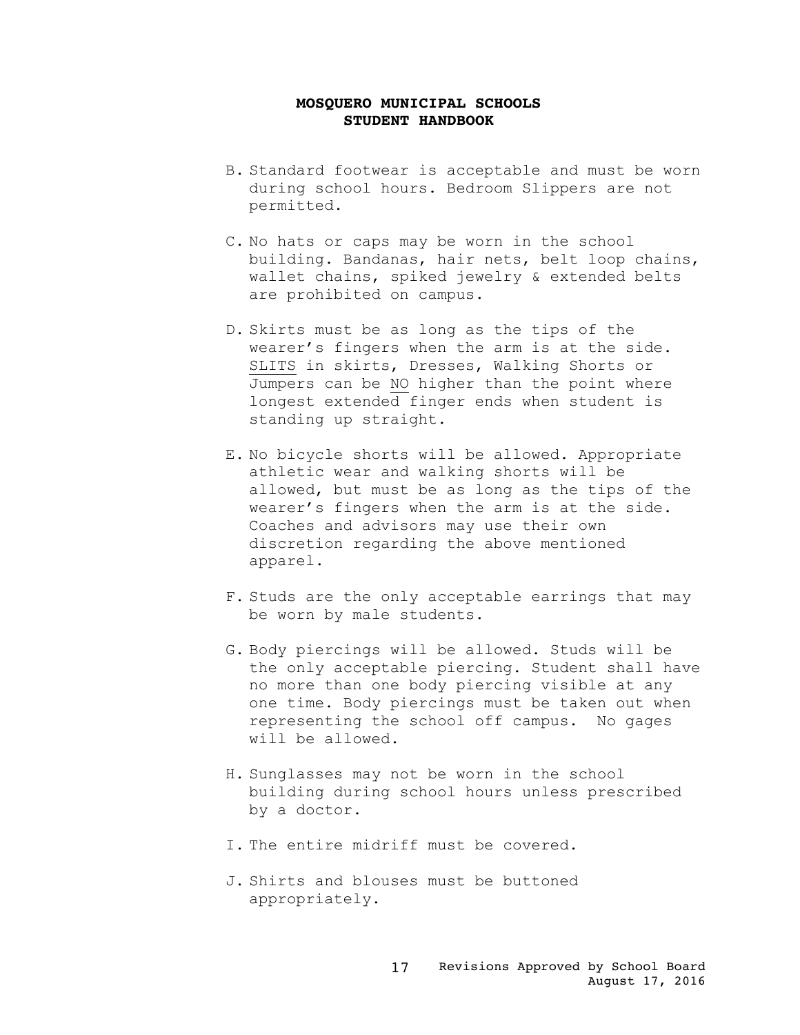B. Standard footwear is acceptable and must be worn during school hours. Bedroom Slippers are not permitted.

C. No hats or caps may be worn in the school building. Bandanas, hair nets, belt loop chains, wallet chains, spiked jewelry & extended belts are prohibited on campus.

D. Skirts must be as long as the tips of the wearer's fingers when the arm is at the side. <u>SLITS</u> in skirts, Dresses, Walking Shorts or Jumpers can be <u>NO</u> higher than the point where longest extended finger ends when student is standing up straight.

E. No bicycle shorts will be allowed. Appropriate athletic wear and walking shorts will be allowed, but must be as long as the tips of the wearer's fingers when the arm is at the side. Coaches and advisors may use their own discretion regarding the above mentioned apparel.

F. Studs are the only acceptable earrings that may be worn by male students.

G. Body piercings will be allowed. Studs will be the only acceptable piercing. Student shall have no more than one body piercing visible at any one time. Body piercings must be taken out when representing the school off campus. No gages will be allowed.

H. Sunglasses may not be worn in the school building during school hours unless prescribed by a doctor.

I. The entire midriff must be covered.

J. Shirts and blouses must be buttoned appropriately.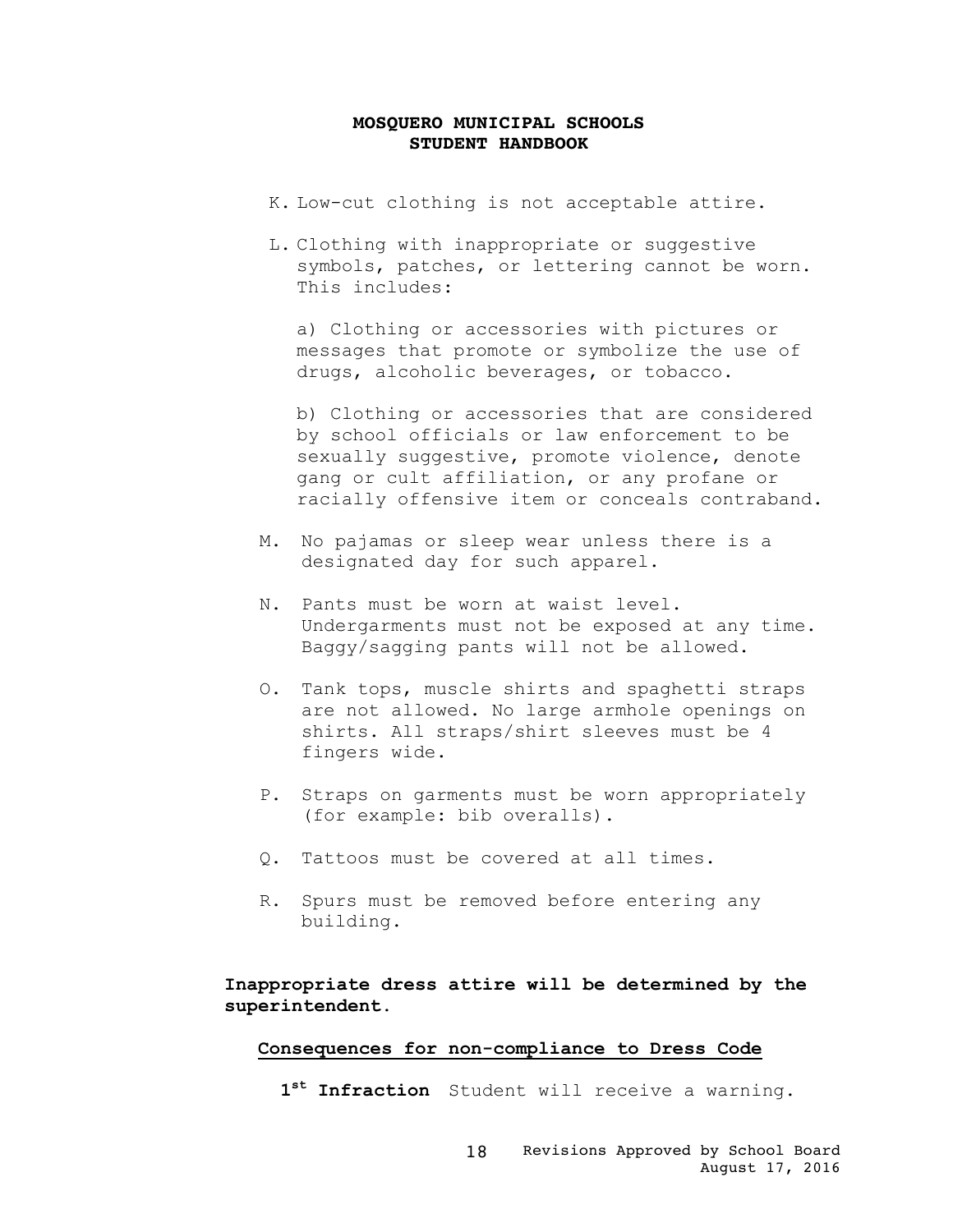K. Low-cut clothing is not acceptable attire.

L. Clothing with inappropriate or suggestive symbols, patches, or lettering cannot be worn. This includes:

   a) Clothing or accessories with pictures or messages that promote or symbolize the use of drugs, alcoholic beverages, or tobacco.

   b) Clothing or accessories that are considered by school officials or law enforcement to be sexually suggestive, promote violence, denote gang or cult affiliation, or any profane or racially offensive item or conceals contraband.

M. No pajamas or sleep wear unless there is a designated day for such apparel.

N. Pants must be worn at waist level. Undergarments must not be exposed at any time. Baggy/sagging pants will not be allowed.

O. Tank tops, muscle shirts and spaghetti straps are not allowed. No large armhole openings on shirts. All straps/shirt sleeves must be 4 fingers wide.

P. Straps on garments must be worn appropriately (for example: bib overalls).

Q. Tattoos must be covered at all times.

R. Spurs must be removed before entering any building.

**Inappropriate dress attire will be determined by the superintendent.**

**Consequences for non-compliance to Dress Code**

**1st Infraction** Student will receive a warning.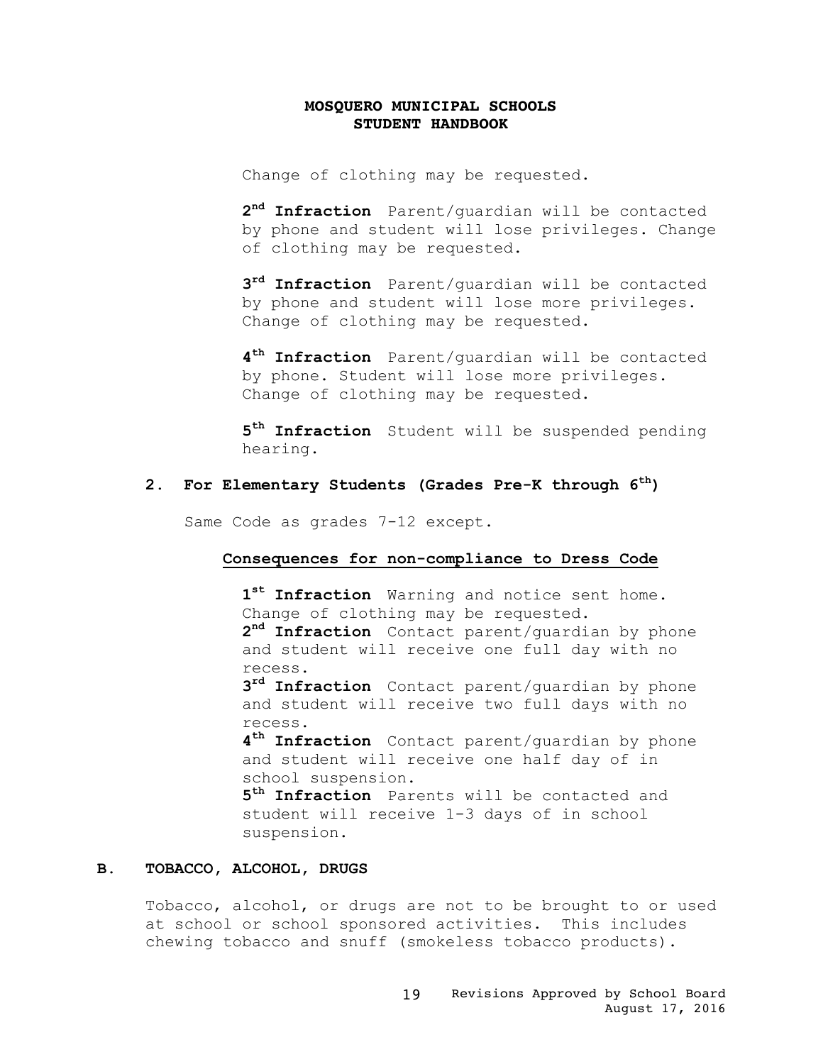Change of clothing may be requested.

**2nd Infraction** Parent/guardian will be contacted by phone and student will lose privileges. Change of clothing may be requested.

**3rd Infraction** Parent/guardian will be contacted by phone and student will lose more privileges. Change of clothing may be requested.

**4th Infraction** Parent/guardian will be contacted by phone. Student will lose more privileges. Change of clothing may be requested.

**5th Infraction** Student will be suspended pending hearing.

### 2. For Elementary Students (Grades Pre-K through 6th)

Same Code as grades 7-12 except.

**Consequences for non-compliance to Dress Code**

**1st Infraction** Warning and notice sent home. Change of clothing may be requested.
**2nd Infraction** Contact parent/guardian by phone and student will receive one full day with no recess.
**3rd Infraction** Contact parent/guardian by phone and student will receive two full days with no recess.
**4th Infraction** Contact parent/guardian by phone and student will receive one half day of in school suspension.
**5th Infraction** Parents will be contacted and student will receive 1-3 days of in school suspension.

## B. TOBACCO, ALCOHOL, DRUGS

Tobacco, alcohol, or drugs are not to be brought to or used at school or school sponsored activities. This includes chewing tobacco and snuff (smokeless tobacco products).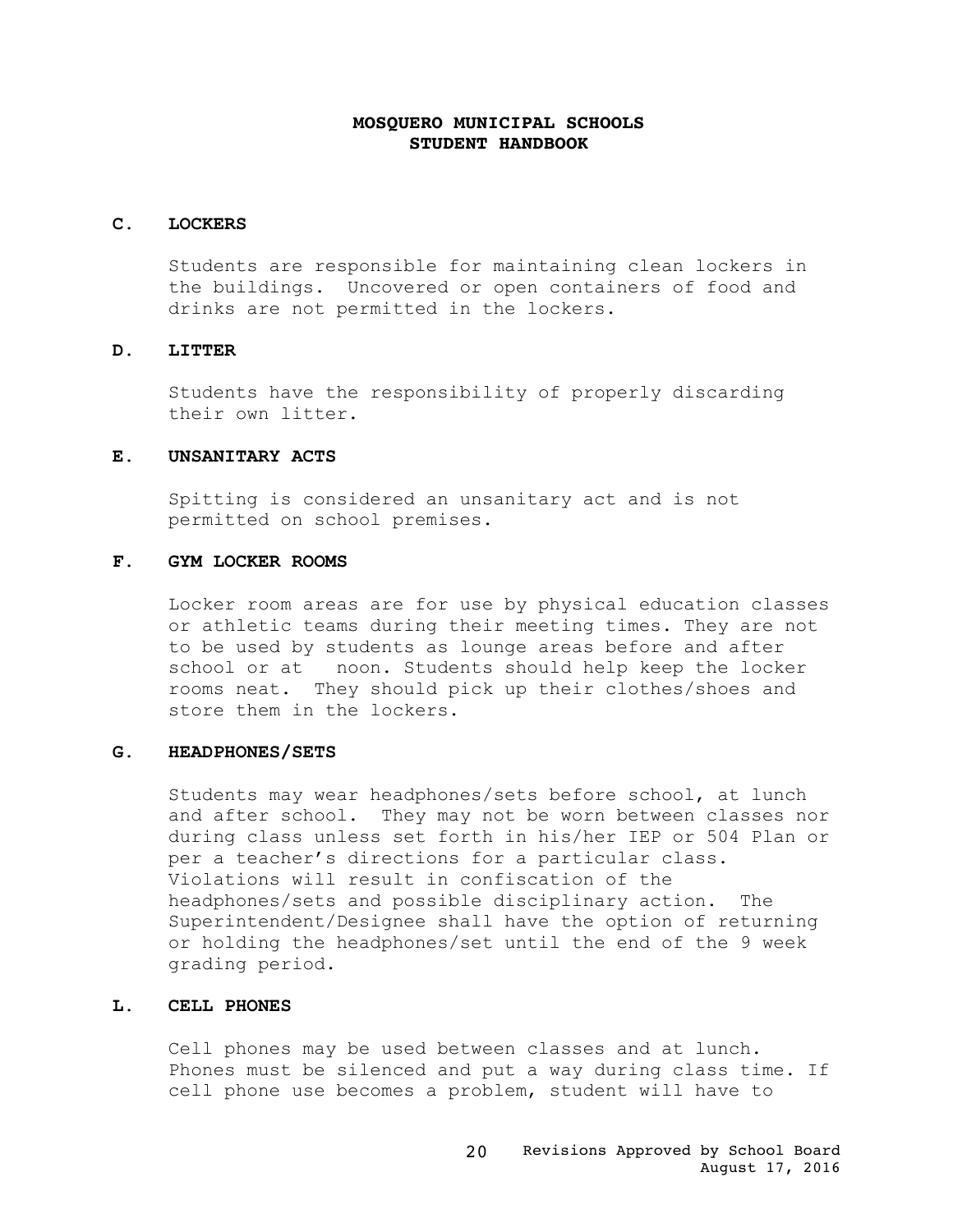## C. LOCKERS

Students are responsible for maintaining clean lockers in the buildings. Uncovered or open containers of food and drinks are not permitted in the lockers.

## D. LITTER

Students have the responsibility of properly discarding their own litter.

## E. UNSANITARY ACTS

Spitting is considered an unsanitary act and is not permitted on school premises.

## F. GYM LOCKER ROOMS

Locker room areas are for use by physical education classes or athletic teams during their meeting times. They are not to be used by students as lounge areas before and after school or at noon. Students should help keep the locker rooms neat. They should pick up their clothes/shoes and store them in the lockers.

## G. HEADPHONES/SETS

Students may wear headphones/sets before school, at lunch and after school. They may not be worn between classes nor during class unless set forth in his/her IEP or 504 Plan or per a teacher's directions for a particular class. Violations will result in confiscation of the headphones/sets and possible disciplinary action. The Superintendent/Designee shall have the option of returning or holding the headphones/set until the end of the 9 week grading period.

## L. CELL PHONES

Cell phones may be used between classes and at lunch. Phones must be silenced and put a way during class time. If cell phone use becomes a problem, student will have to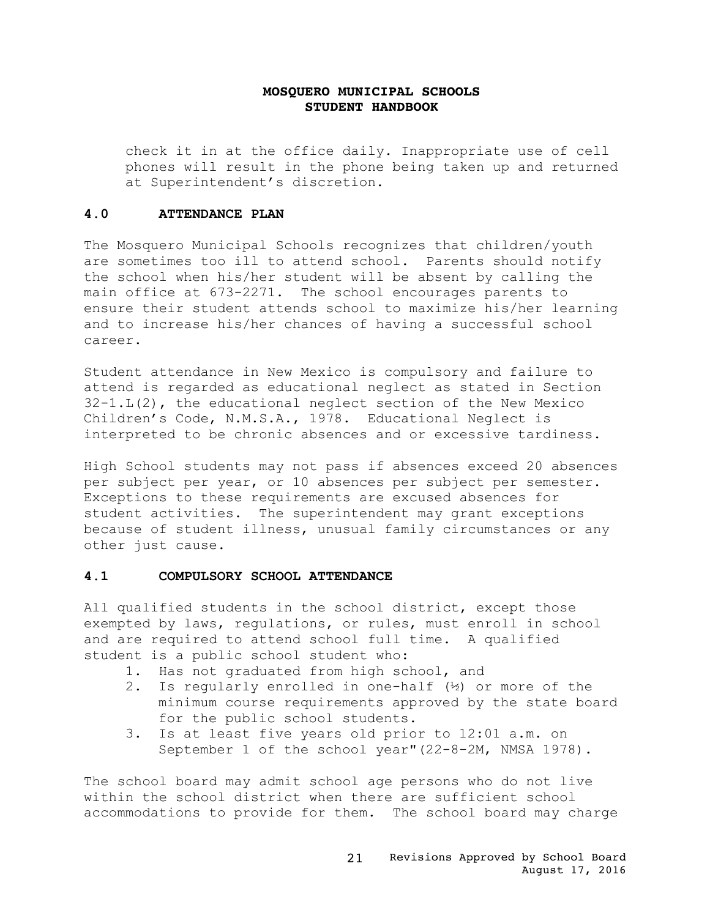check it in at the office daily. Inappropriate use of cell phones will result in the phone being taken up and returned at Superintendent's discretion.

## 4.0 ATTENDANCE PLAN

The Mosquero Municipal Schools recognizes that children/youth are sometimes too ill to attend school. Parents should notify the school when his/her student will be absent by calling the main office at 673-2271. The school encourages parents to ensure their student attends school to maximize his/her learning and to increase his/her chances of having a successful school career.

Student attendance in New Mexico is compulsory and failure to attend is regarded as educational neglect as stated in Section 32-1.L(2), the educational neglect section of the New Mexico Children's Code, N.M.S.A., 1978. Educational Neglect is interpreted to be chronic absences and or excessive tardiness.

High School students may not pass if absences exceed 20 absences per subject per year, or 10 absences per subject per semester. Exceptions to these requirements are excused absences for student activities. The superintendent may grant exceptions because of student illness, unusual family circumstances or any other just cause.

## 4.1 COMPULSORY SCHOOL ATTENDANCE

All qualified students in the school district, except those exempted by laws, regulations, or rules, must enroll in school and are required to attend school full time. A qualified student is a public school student who:

1. Has not graduated from high school, and
2. Is regularly enrolled in one-half (½) or more of the minimum course requirements approved by the state board for the public school students.
3. Is at least five years old prior to 12:01 a.m. on September 1 of the school year"(22-8-2M, NMSA 1978).

The school board may admit school age persons who do not live within the school district when there are sufficient school accommodations to provide for them. The school board may charge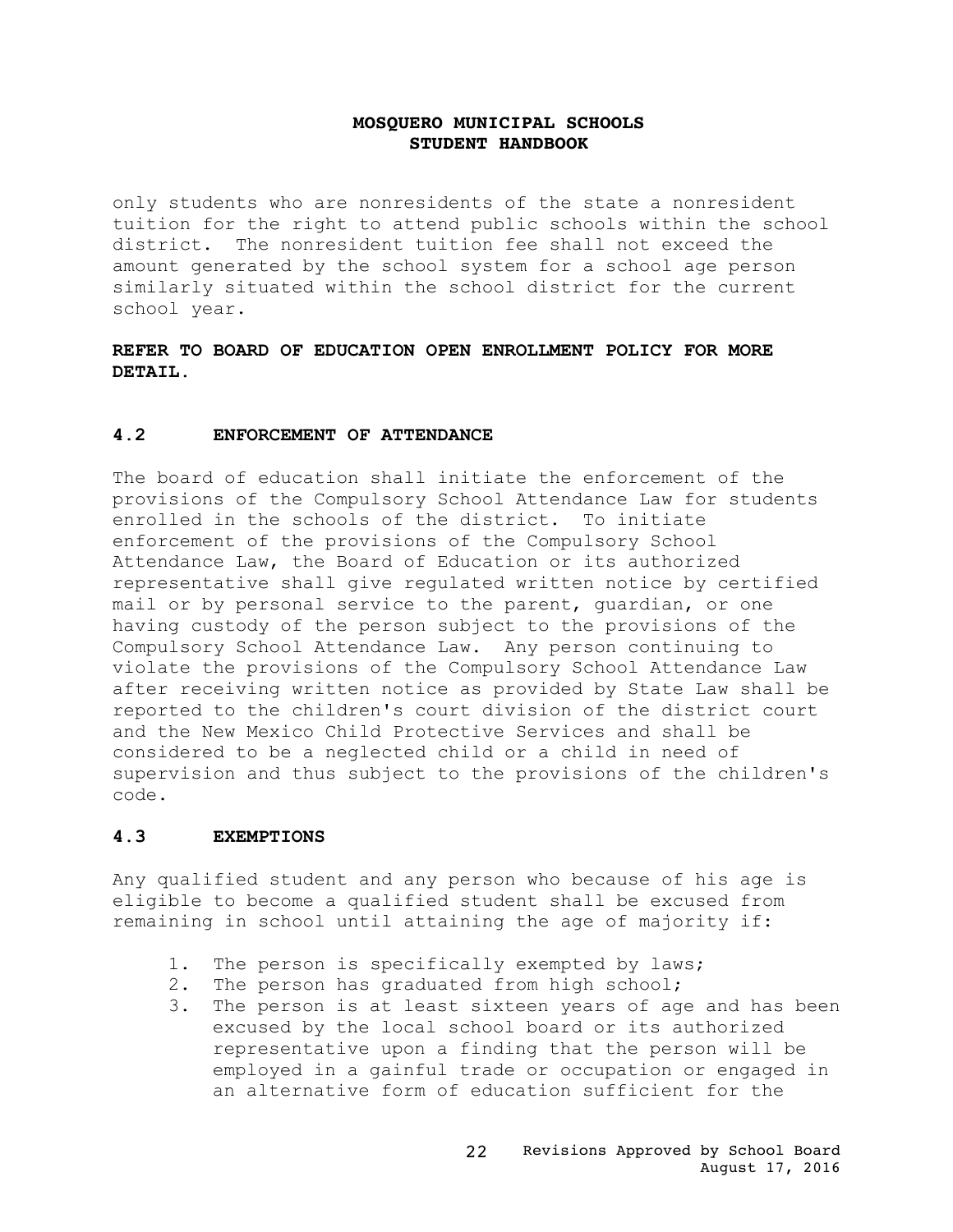only students who are nonresidents of the state a nonresident tuition for the right to attend public schools within the school district. The nonresident tuition fee shall not exceed the amount generated by the school system for a school age person similarly situated within the school district for the current school year.

**REFER TO BOARD OF EDUCATION OPEN ENROLLMENT POLICY FOR MORE DETAIL.**

### 4.2 ENFORCEMENT OF ATTENDANCE

The board of education shall initiate the enforcement of the provisions of the Compulsory School Attendance Law for students enrolled in the schools of the district. To initiate enforcement of the provisions of the Compulsory School Attendance Law, the Board of Education or its authorized representative shall give regulated written notice by certified mail or by personal service to the parent, guardian, or one having custody of the person subject to the provisions of the Compulsory School Attendance Law. Any person continuing to violate the provisions of the Compulsory School Attendance Law after receiving written notice as provided by State Law shall be reported to the children's court division of the district court and the New Mexico Child Protective Services and shall be considered to be a neglected child or a child in need of supervision and thus subject to the provisions of the children's code.

### 4.3 EXEMPTIONS

Any qualified student and any person who because of his age is eligible to become a qualified student shall be excused from remaining in school until attaining the age of majority if:

1. The person is specifically exempted by laws;
2. The person has graduated from high school;
3. The person is at least sixteen years of age and has been excused by the local school board or its authorized representative upon a finding that the person will be employed in a gainful trade or occupation or engaged in an alternative form of education sufficient for the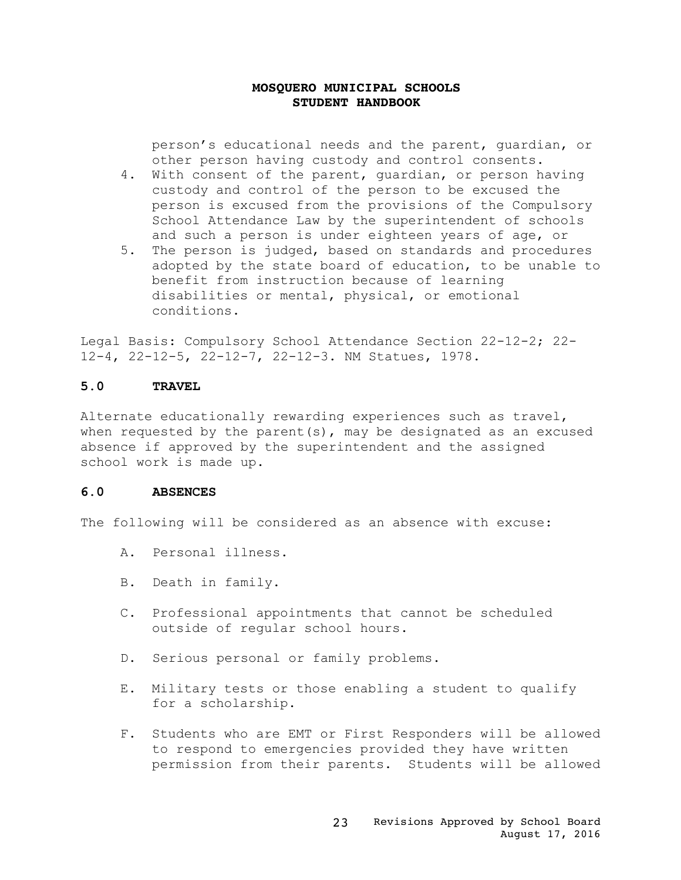person's educational needs and the parent, guardian, or other person having custody and control consents.

4. With consent of the parent, guardian, or person having custody and control of the person to be excused the person is excused from the provisions of the Compulsory School Attendance Law by the superintendent of schools and such a person is under eighteen years of age, or
5. The person is judged, based on standards and procedures adopted by the state board of education, to be unable to benefit from instruction because of learning disabilities or mental, physical, or emotional conditions.

Legal Basis: Compulsory School Attendance Section 22-12-2; 22-12-4, 22-12-5, 22-12-7, 22-12-3. NM Statues, 1978.

## 5.0 TRAVEL

Alternate educationally rewarding experiences such as travel, when requested by the parent(s), may be designated as an excused absence if approved by the superintendent and the assigned school work is made up.

## 6.0 ABSENCES

The following will be considered as an absence with excuse:

A. Personal illness.

B. Death in family.

C. Professional appointments that cannot be scheduled outside of regular school hours.

D. Serious personal or family problems.

E. Military tests or those enabling a student to qualify for a scholarship.

F. Students who are EMT or First Responders will be allowed to respond to emergencies provided they have written permission from their parents. Students will be allowed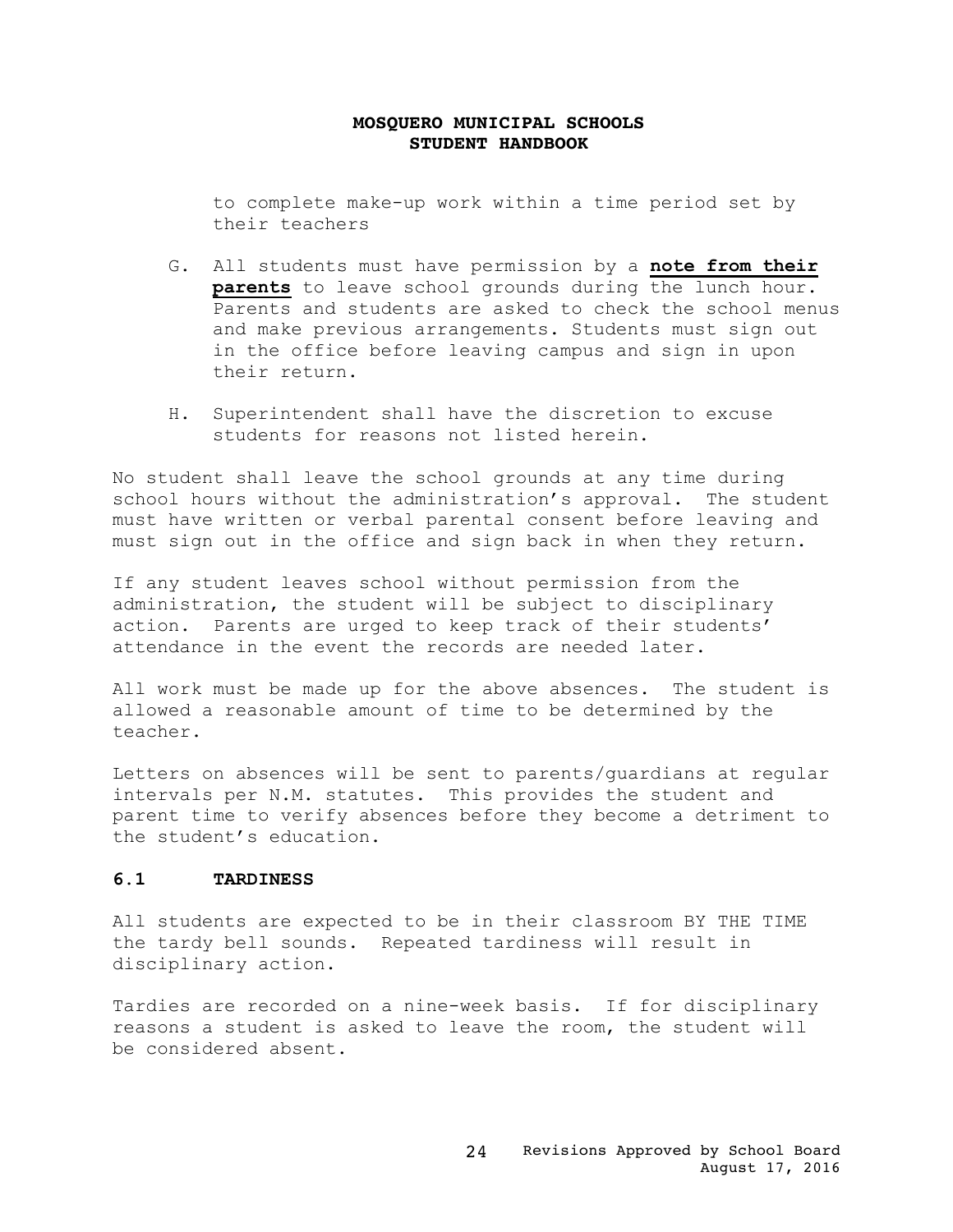to complete make-up work within a time period set by their teachers

G. All students must have permission by a **note from their parents** to leave school grounds during the lunch hour. Parents and students are asked to check the school menus and make previous arrangements. Students must sign out in the office before leaving campus and sign in upon their return.

H. Superintendent shall have the discretion to excuse students for reasons not listed herein.

No student shall leave the school grounds at any time during school hours without the administration's approval. The student must have written or verbal parental consent before leaving and must sign out in the office and sign back in when they return.

If any student leaves school without permission from the administration, the student will be subject to disciplinary action. Parents are urged to keep track of their students' attendance in the event the records are needed later.

All work must be made up for the above absences. The student is allowed a reasonable amount of time to be determined by the teacher.

Letters on absences will be sent to parents/guardians at regular intervals per N.M. statutes. This provides the student and parent time to verify absences before they become a detriment to the student's education.

### 6.1 TARDINESS

All students are expected to be in their classroom BY THE TIME the tardy bell sounds. Repeated tardiness will result in disciplinary action.

Tardies are recorded on a nine-week basis. If for disciplinary reasons a student is asked to leave the room, the student will be considered absent.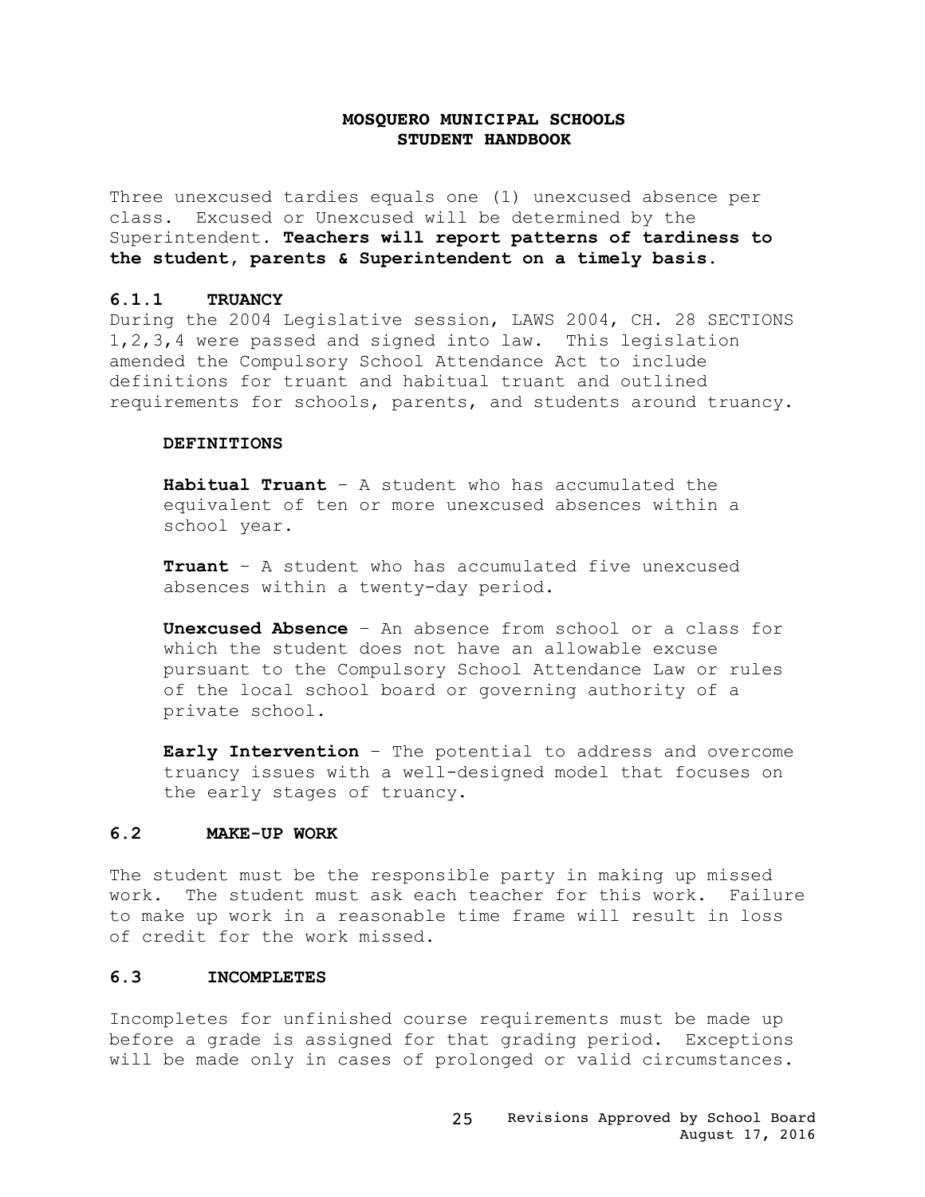Three unexcused tardies equals one (1) unexcused absence per class. Excused or Unexcused will be determined by the Superintendent. **Teachers will report patterns of tardiness to the student, parents & Superintendent on a timely basis.**

### 6.1.1 TRUANCY

During the 2004 Legislative session, LAWS 2004, CH. 28 SECTIONS 1,2,3,4 were passed and signed into law. This legislation amended the Compulsory School Attendance Act to include definitions for truant and habitual truant and outlined requirements for schools, parents, and students around truancy.

**DEFINITIONS**

**Habitual Truant** – A student who has accumulated the equivalent of ten or more unexcused absences within a school year.

**Truant** – A student who has accumulated five unexcused absences within a twenty-day period.

**Unexcused Absence** – An absence from school or a class for which the student does not have an allowable excuse pursuant to the Compulsory School Attendance Law or rules of the local school board or governing authority of a private school.

**Early Intervention** – The potential to address and overcome truancy issues with a well-designed model that focuses on the early stages of truancy.

### 6.2 MAKE-UP WORK

The student must be the responsible party in making up missed work. The student must ask each teacher for this work. Failure to make up work in a reasonable time frame will result in loss of credit for the work missed.

### 6.3 INCOMPLETES

Incompletes for unfinished course requirements must be made up before a grade is assigned for that grading period. Exceptions will be made only in cases of prolonged or valid circumstances.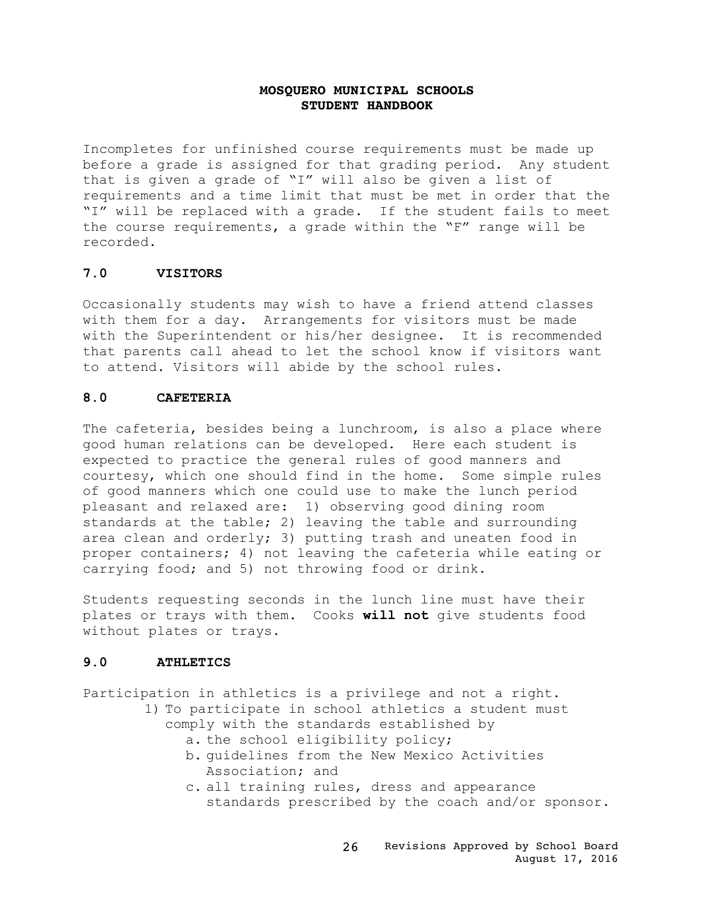Incompletes for unfinished course requirements must be made up before a grade is assigned for that grading period. Any student that is given a grade of "I" will also be given a list of requirements and a time limit that must be met in order that the "I" will be replaced with a grade. If the student fails to meet the course requirements, a grade within the "F" range will be recorded.

## 7.0 VISITORS

Occasionally students may wish to have a friend attend classes with them for a day. Arrangements for visitors must be made with the Superintendent or his/her designee. It is recommended that parents call ahead to let the school know if visitors want to attend. Visitors will abide by the school rules.

## 8.0 CAFETERIA

The cafeteria, besides being a lunchroom, is also a place where good human relations can be developed. Here each student is expected to practice the general rules of good manners and courtesy, which one should find in the home. Some simple rules of good manners which one could use to make the lunch period pleasant and relaxed are: 1) observing good dining room standards at the table; 2) leaving the table and surrounding area clean and orderly; 3) putting trash and uneaten food in proper containers; 4) not leaving the cafeteria while eating or carrying food; and 5) not throwing food or drink.

Students requesting seconds in the lunch line must have their plates or trays with them. Cooks **will not** give students food without plates or trays.

## 9.0 ATHLETICS

Participation in athletics is a privilege and not a right.

1) To participate in school athletics a student must comply with the standards established by
   a. the school eligibility policy;
   b. guidelines from the New Mexico Activities Association; and
   c. all training rules, dress and appearance standards prescribed by the coach and/or sponsor.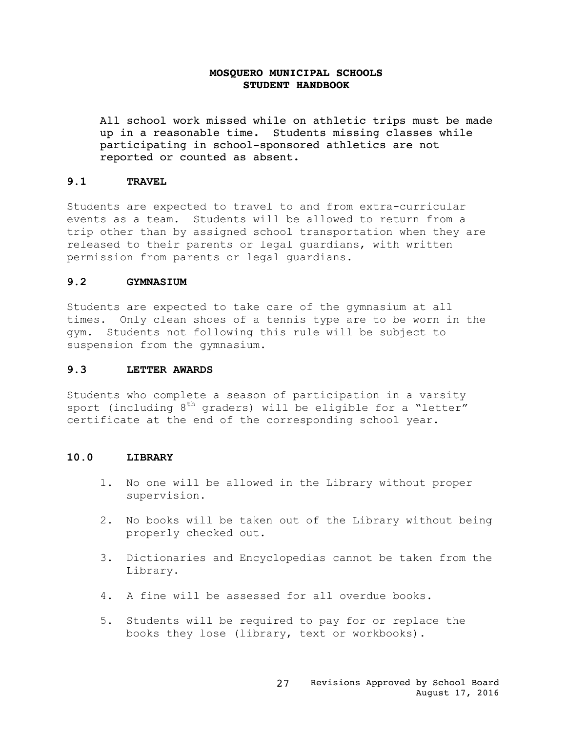All school work missed while on athletic trips must be made up in a reasonable time. Students missing classes while participating in school-sponsored athletics are not reported or counted as absent.

### 9.1 TRAVEL

Students are expected to travel to and from extra-curricular events as a team. Students will be allowed to return from a trip other than by assigned school transportation when they are released to their parents or legal guardians, with written permission from parents or legal guardians.

### 9.2 GYMNASIUM

Students are expected to take care of the gymnasium at all times. Only clean shoes of a tennis type are to be worn in the gym. Students not following this rule will be subject to suspension from the gymnasium.

### 9.3 LETTER AWARDS

Students who complete a season of participation in a varsity sport (including 8th graders) will be eligible for a "letter" certificate at the end of the corresponding school year.

## 10.0 LIBRARY

1. No one will be allowed in the Library without proper supervision.
2. No books will be taken out of the Library without being properly checked out.
3. Dictionaries and Encyclopedias cannot be taken from the Library.
4. A fine will be assessed for all overdue books.
5. Students will be required to pay for or replace the books they lose (library, text or workbooks).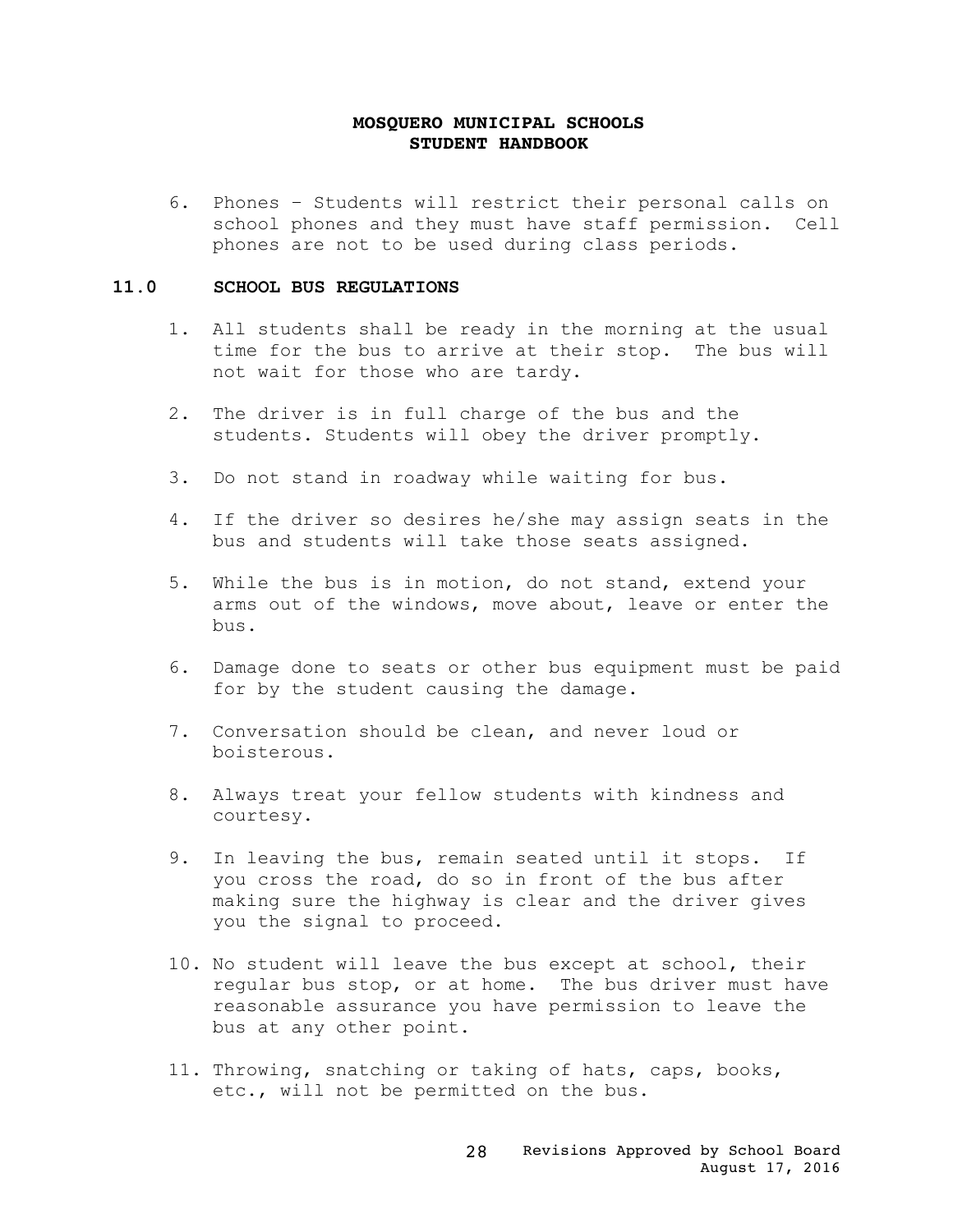6. Phones – Students will restrict their personal calls on school phones and they must have staff permission. Cell phones are not to be used during class periods.

## 11.0 SCHOOL BUS REGULATIONS

1. All students shall be ready in the morning at the usual time for the bus to arrive at their stop. The bus will not wait for those who are tardy.

2. The driver is in full charge of the bus and the students. Students will obey the driver promptly.

3. Do not stand in roadway while waiting for bus.

4. If the driver so desires he/she may assign seats in the bus and students will take those seats assigned.

5. While the bus is in motion, do not stand, extend your arms out of the windows, move about, leave or enter the bus.

6. Damage done to seats or other bus equipment must be paid for by the student causing the damage.

7. Conversation should be clean, and never loud or boisterous.

8. Always treat your fellow students with kindness and courtesy.

9. In leaving the bus, remain seated until it stops. If you cross the road, do so in front of the bus after making sure the highway is clear and the driver gives you the signal to proceed.

10. No student will leave the bus except at school, their regular bus stop, or at home. The bus driver must have reasonable assurance you have permission to leave the bus at any other point.

11. Throwing, snatching or taking of hats, caps, books, etc., will not be permitted on the bus.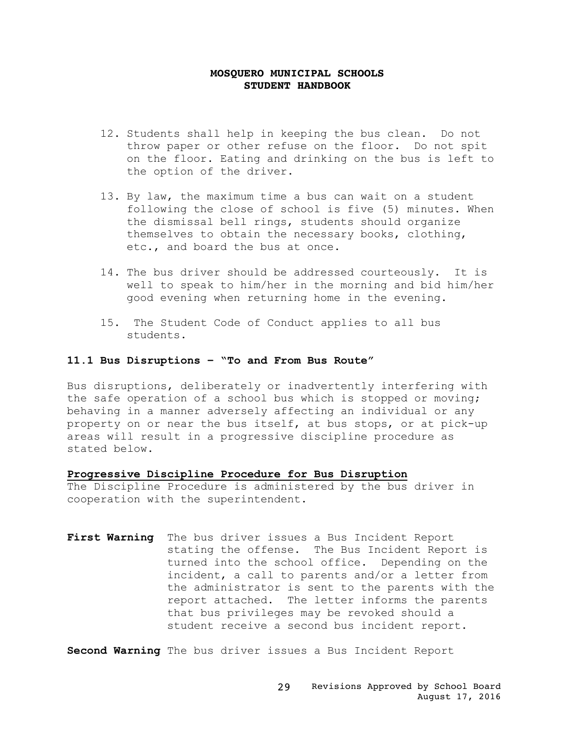12. Students shall help in keeping the bus clean. Do not throw paper or other refuse on the floor. Do not spit on the floor. Eating and drinking on the bus is left to the option of the driver.

13. By law, the maximum time a bus can wait on a student following the close of school is five (5) minutes. When the dismissal bell rings, students should organize themselves to obtain the necessary books, clothing, etc., and board the bus at once.

14. The bus driver should be addressed courteously. It is well to speak to him/her in the morning and bid him/her good evening when returning home in the evening.

15. The Student Code of Conduct applies to all bus students.

### 11.1 Bus Disruptions – "To and From Bus Route"

Bus disruptions, deliberately or inadvertently interfering with the safe operation of a school bus which is stopped or moving; behaving in a manner adversely affecting an individual or any property on or near the bus itself, at bus stops, or at pick-up areas will result in a progressive discipline procedure as stated below.

**Progressive Discipline Procedure for Bus Disruption**

The Discipline Procedure is administered by the bus driver in cooperation with the superintendent.

**First Warning** The bus driver issues a Bus Incident Report stating the offense. The Bus Incident Report is turned into the school office. Depending on the incident, a call to parents and/or a letter from the administrator is sent to the parents with the report attached. The letter informs the parents that bus privileges may be revoked should a student receive a second bus incident report.

**Second Warning** The bus driver issues a Bus Incident Report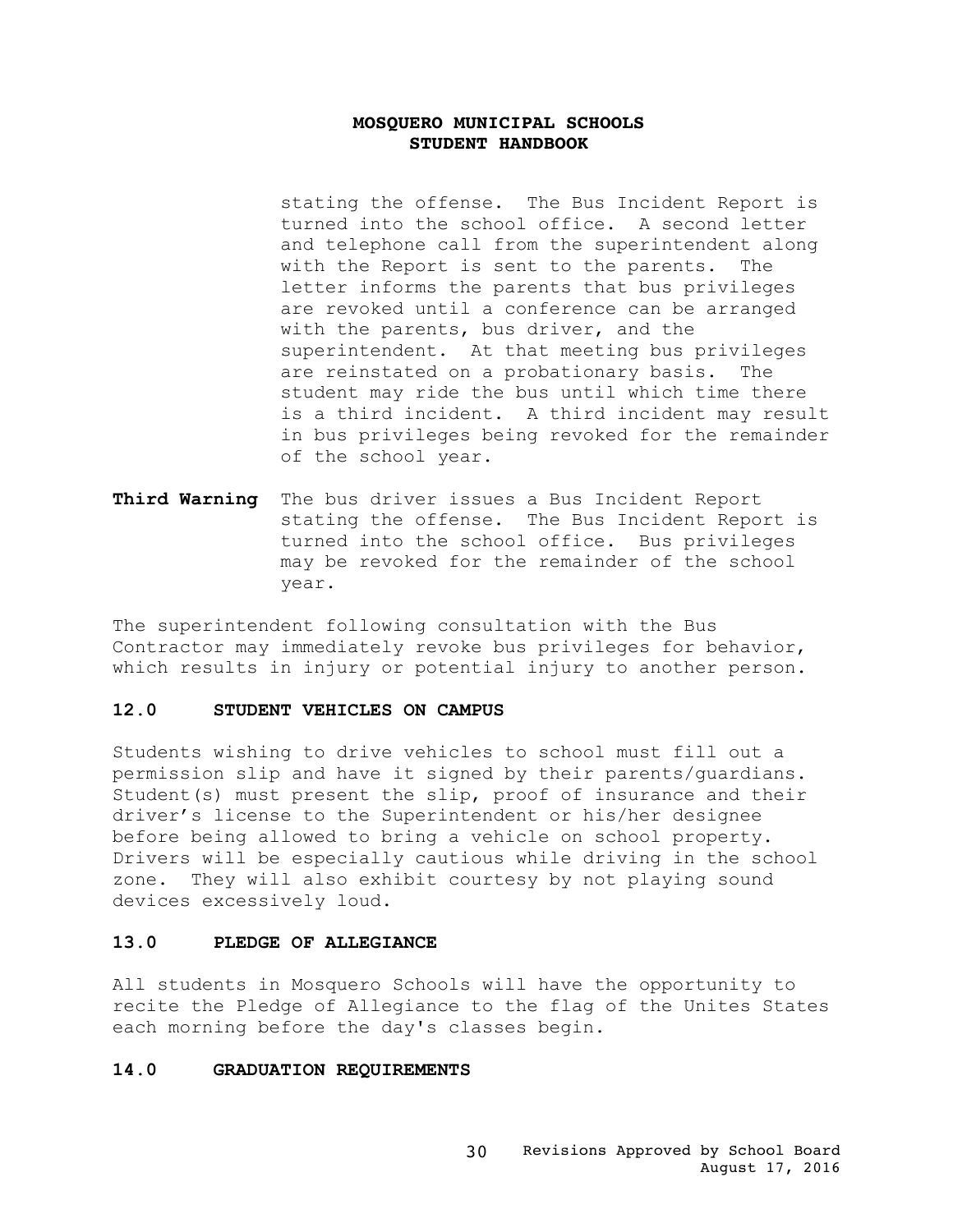stating the offense. The Bus Incident Report is turned into the school office. A second letter and telephone call from the superintendent along with the Report is sent to the parents. The letter informs the parents that bus privileges are revoked until a conference can be arranged with the parents, bus driver, and the superintendent. At that meeting bus privileges are reinstated on a probationary basis. The student may ride the bus until which time there is a third incident. A third incident may result in bus privileges being revoked for the remainder of the school year.

**Third Warning** The bus driver issues a Bus Incident Report stating the offense. The Bus Incident Report is turned into the school office. Bus privileges may be revoked for the remainder of the school year.

The superintendent following consultation with the Bus Contractor may immediately revoke bus privileges for behavior, which results in injury or potential injury to another person.

## 12.0 STUDENT VEHICLES ON CAMPUS

Students wishing to drive vehicles to school must fill out a permission slip and have it signed by their parents/guardians. Student(s) must present the slip, proof of insurance and their driver's license to the Superintendent or his/her designee before being allowed to bring a vehicle on school property. Drivers will be especially cautious while driving in the school zone. They will also exhibit courtesy by not playing sound devices excessively loud.

## 13.0 PLEDGE OF ALLEGIANCE

All students in Mosquero Schools will have the opportunity to recite the Pledge of Allegiance to the flag of the Unites States each morning before the day's classes begin.

## 14.0 GRADUATION REQUIREMENTS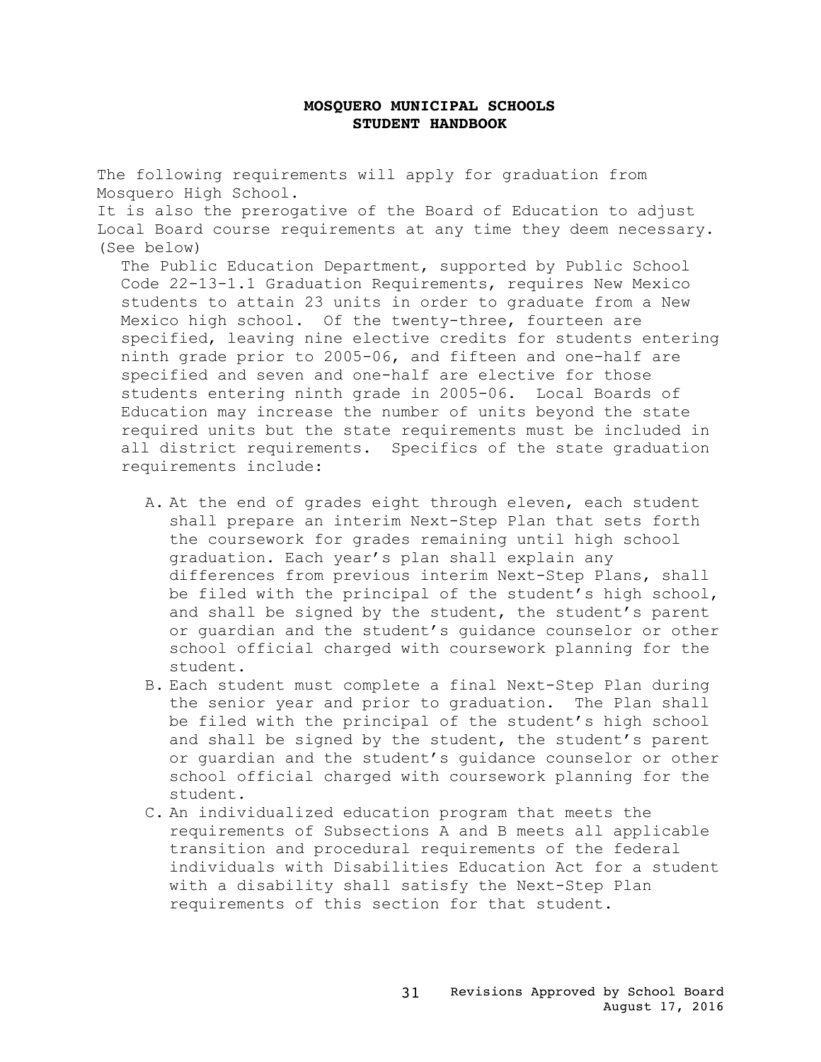The following requirements will apply for graduation from Mosquero High School.
It is also the prerogative of the Board of Education to adjust Local Board course requirements at any time they deem necessary. (See below)

The Public Education Department, supported by Public School Code 22-13-1.1 Graduation Requirements, requires New Mexico students to attain 23 units in order to graduate from a New Mexico high school. Of the twenty-three, fourteen are specified, leaving nine elective credits for students entering ninth grade prior to 2005-06, and fifteen and one-half are specified and seven and one-half are elective for those students entering ninth grade in 2005-06. Local Boards of Education may increase the number of units beyond the state required units but the state requirements must be included in all district requirements. Specifics of the state graduation requirements include:

A. At the end of grades eight through eleven, each student shall prepare an interim Next-Step Plan that sets forth the coursework for grades remaining until high school graduation. Each year's plan shall explain any differences from previous interim Next-Step Plans, shall be filed with the principal of the student's high school, and shall be signed by the student, the student's parent or guardian and the student's guidance counselor or other school official charged with coursework planning for the student.

B. Each student must complete a final Next-Step Plan during the senior year and prior to graduation. The Plan shall be filed with the principal of the student's high school and shall be signed by the student, the student's parent or guardian and the student's guidance counselor or other school official charged with coursework planning for the student.

C. An individualized education program that meets the requirements of Subsections A and B meets all applicable transition and procedural requirements of the federal individuals with Disabilities Education Act for a student with a disability shall satisfy the Next-Step Plan requirements of this section for that student.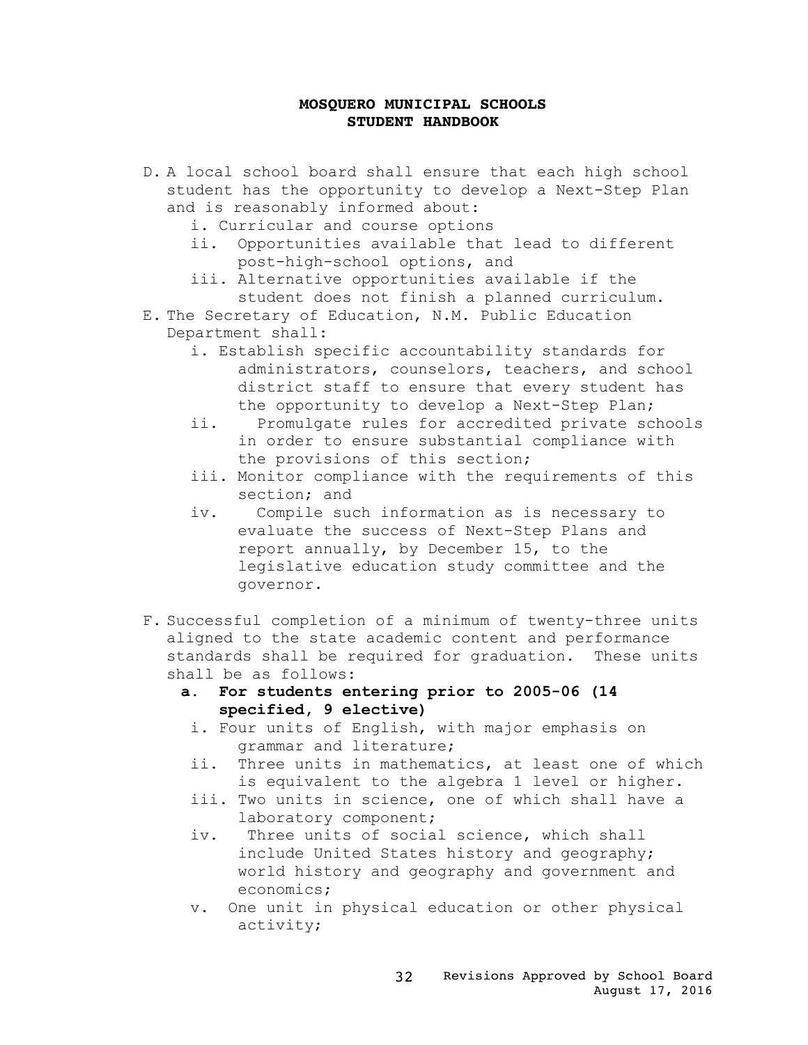D. A local school board shall ensure that each high school student has the opportunity to develop a Next-Step Plan and is reasonably informed about:
   i. Curricular and course options
   ii. Opportunities available that lead to different post-high-school options, and
   iii. Alternative opportunities available if the student does not finish a planned curriculum.

E. The Secretary of Education, N.M. Public Education Department shall:
   i. Establish specific accountability standards for administrators, counselors, teachers, and school district staff to ensure that every student has the opportunity to develop a Next-Step Plan;
   ii. Promulgate rules for accredited private schools in order to ensure substantial compliance with the provisions of this section;
   iii. Monitor compliance with the requirements of this section; and
   iv. Compile such information as is necessary to evaluate the success of Next-Step Plans and report annually, by December 15, to the legislative education study committee and the governor.

F. Successful completion of a minimum of twenty-three units aligned to the state academic content and performance standards shall be required for graduation. These units shall be as follows:

   **a. For students entering prior to 2005-06 (14 specified, 9 elective)**

   i. Four units of English, with major emphasis on grammar and literature;
   ii. Three units in mathematics, at least one of which is equivalent to the algebra 1 level or higher.
   iii. Two units in science, one of which shall have a laboratory component;
   iv. Three units of social science, which shall include United States history and geography; world history and geography and government and economics;
   v. One unit in physical education or other physical activity;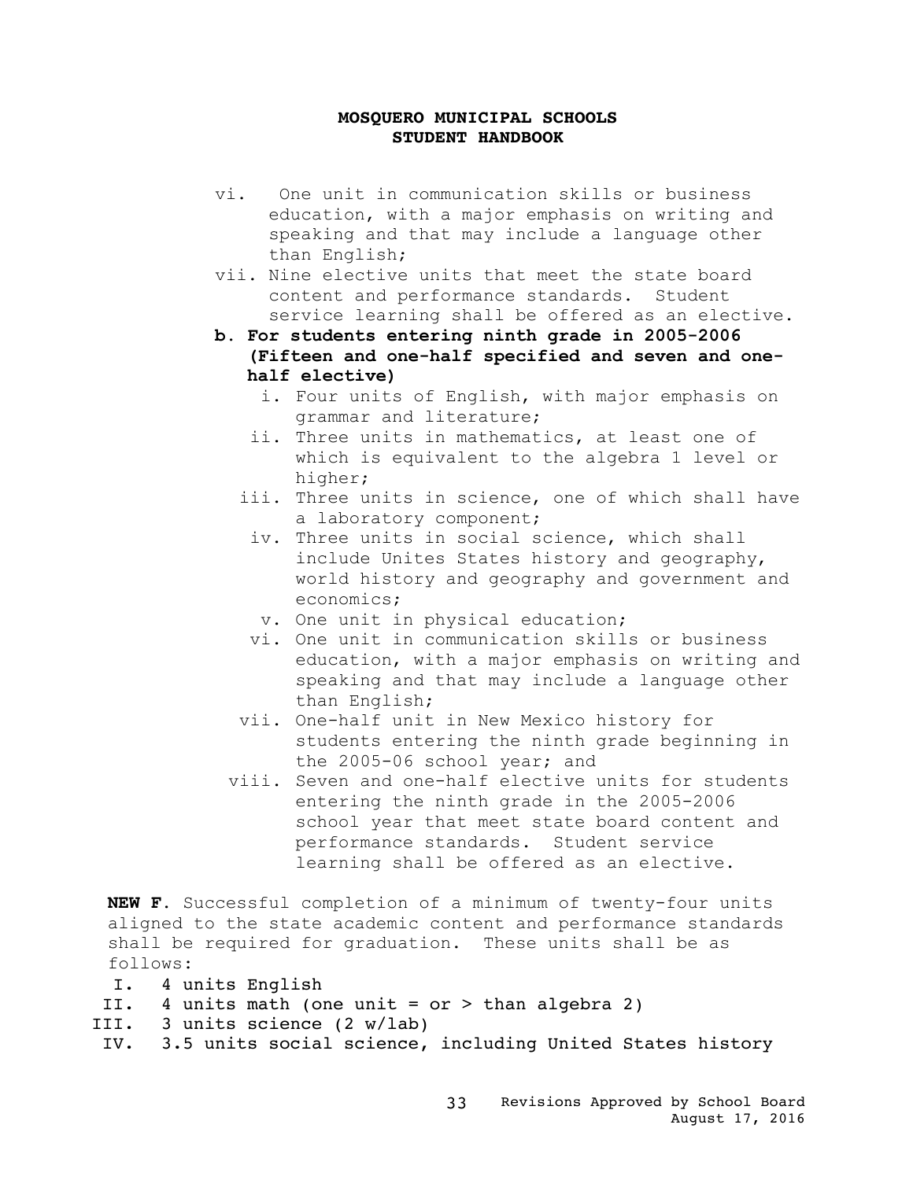vi. One unit in communication skills or business education, with a major emphasis on writing and speaking and that may include a language other than English;

vii. Nine elective units that meet the state board content and performance standards. Student service learning shall be offered as an elective.

**b. For students entering ninth grade in 2005-2006 (Fifteen and one-half specified and seven and one-half elective)**

i. Four units of English, with major emphasis on grammar and literature;

ii. Three units in mathematics, at least one of which is equivalent to the algebra 1 level or higher;

iii. Three units in science, one of which shall have a laboratory component;

iv. Three units in social science, which shall include Unites States history and geography, world history and geography and government and economics;

v. One unit in physical education;

vi. One unit in communication skills or business education, with a major emphasis on writing and speaking and that may include a language other than English;

vii. One-half unit in New Mexico history for students entering the ninth grade beginning in the 2005-06 school year; and

viii. Seven and one-half elective units for students entering the ninth grade in the 2005-2006 school year that meet state board content and performance standards. Student service learning shall be offered as an elective.

**NEW F**. Successful completion of a minimum of twenty-four units aligned to the state academic content and performance standards shall be required for graduation. These units shall be as follows:

I. 4 units English

II. 4 units math (one unit = or > than algebra 2)

III. 3 units science (2 w/lab)

IV. 3.5 units social science, including United States history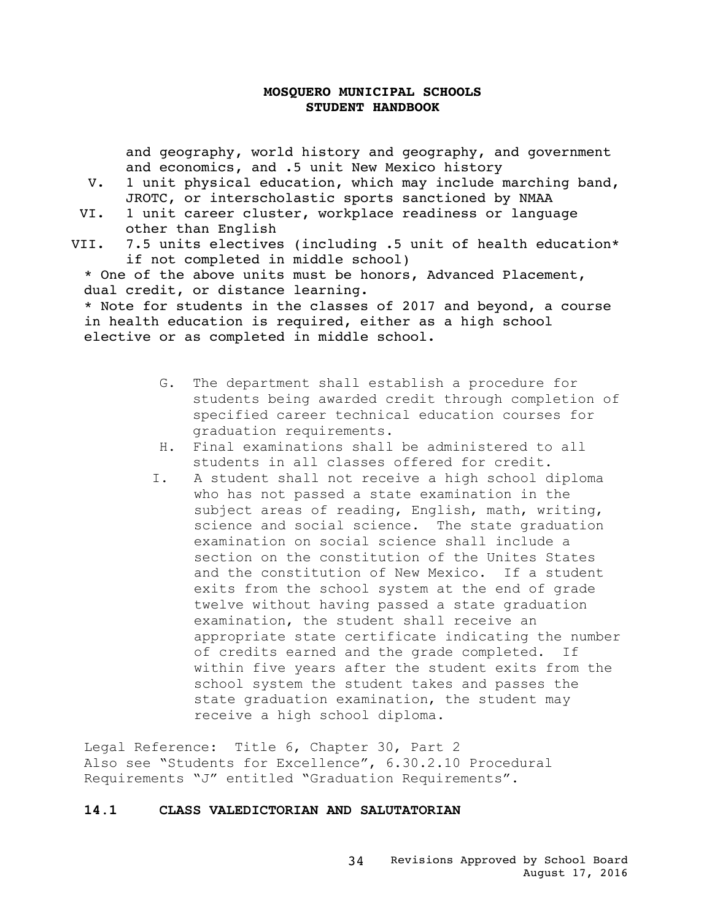and geography, world history and geography, and government and economics, and .5 unit New Mexico history

V. 1 unit physical education, which may include marching band, JROTC, or interscholastic sports sanctioned by NMAA
VI. 1 unit career cluster, workplace readiness or language other than English
VII. 7.5 units electives (including .5 unit of health education* if not completed in middle school)

* One of the above units must be honors, Advanced Placement, dual credit, or distance learning.
* Note for students in the classes of 2017 and beyond, a course in health education is required, either as a high school elective or as completed in middle school.

G. The department shall establish a procedure for students being awarded credit through completion of specified career technical education courses for graduation requirements.

H. Final examinations shall be administered to all students in all classes offered for credit.

I. A student shall not receive a high school diploma who has not passed a state examination in the subject areas of reading, English, math, writing, science and social science. The state graduation examination on social science shall include a section on the constitution of the Unites States and the constitution of New Mexico. If a student exits from the school system at the end of grade twelve without having passed a state graduation examination, the student shall receive an appropriate state certificate indicating the number of credits earned and the grade completed. If within five years after the student exits from the school system the student takes and passes the state graduation examination, the student may receive a high school diploma.

Legal Reference: Title 6, Chapter 30, Part 2
Also see "Students for Excellence", 6.30.2.10 Procedural Requirements "J" entitled "Graduation Requirements".

## 14.1 CLASS VALEDICTORIAN AND SALUTATORIAN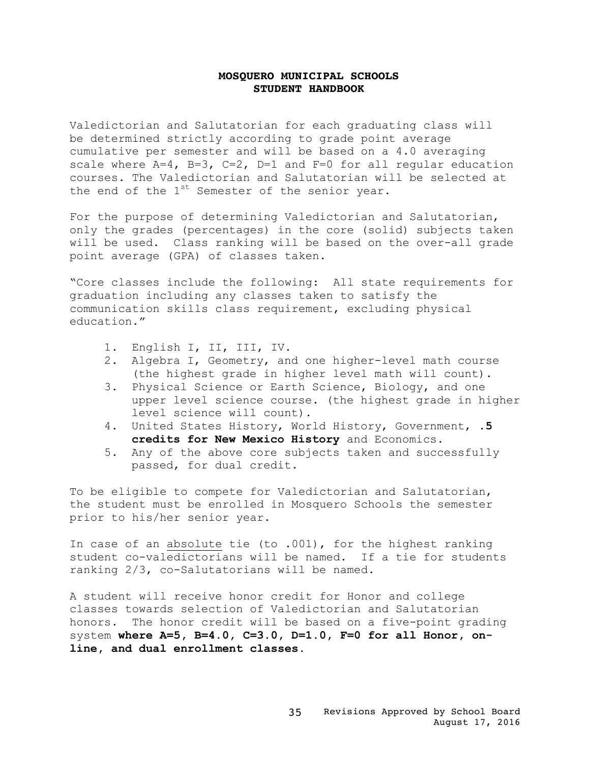Valedictorian and Salutatorian for each graduating class will be determined strictly according to grade point average cumulative per semester and will be based on a 4.0 averaging scale where A=4, B=3, C=2, D=1 and F=0 for all regular education courses. The Valedictorian and Salutatorian will be selected at the end of the 1st Semester of the senior year.

For the purpose of determining Valedictorian and Salutatorian, only the grades (percentages) in the core (solid) subjects taken will be used. Class ranking will be based on the over-all grade point average (GPA) of classes taken.

"Core classes include the following: All state requirements for graduation including any classes taken to satisfy the communication skills class requirement, excluding physical education."

1. English I, II, III, IV.
2. Algebra I, Geometry, and one higher-level math course (the highest grade in higher level math will count).
3. Physical Science or Earth Science, Biology, and one upper level science course. (the highest grade in higher level science will count).
4. United States History, World History, Government, **.5 credits for New Mexico History** and Economics.
5. Any of the above core subjects taken and successfully passed, for dual credit.

To be eligible to compete for Valedictorian and Salutatorian, the student must be enrolled in Mosquero Schools the semester prior to his/her senior year.

In case of an <u>absolute</u> tie (to .001), for the highest ranking student co-valedictorians will be named. If a tie for students ranking 2/3, co-Salutatorians will be named.

A student will receive honor credit for Honor and college classes towards selection of Valedictorian and Salutatorian honors. The honor credit will be based on a five-point grading system **where A=5, B=4.0, C=3.0, D=1.0, F=0 for all Honor, on-line, and dual enrollment classes.**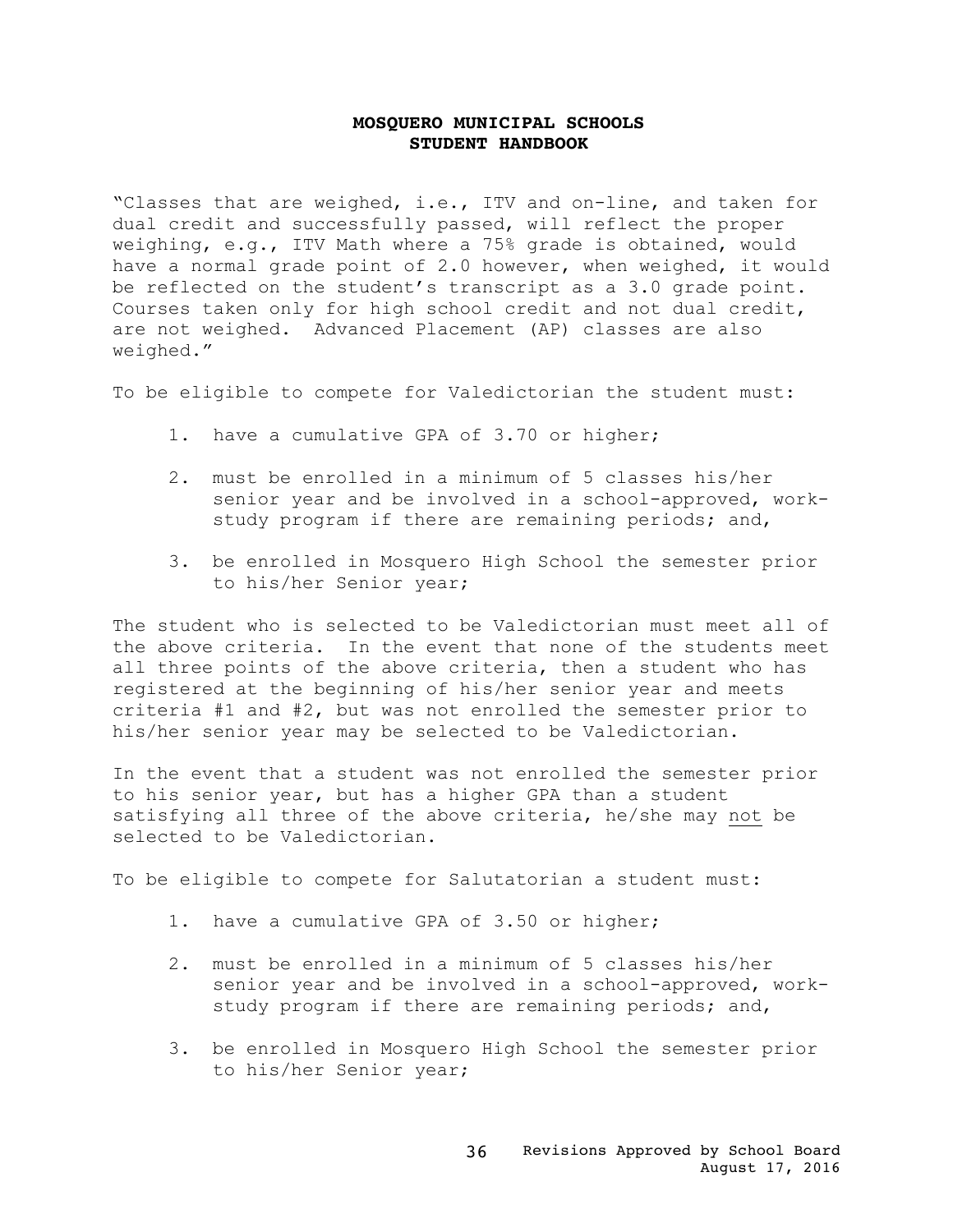"Classes that are weighed, i.e., ITV and on-line, and taken for dual credit and successfully passed, will reflect the proper weighing, e.g., ITV Math where a 75% grade is obtained, would have a normal grade point of 2.0 however, when weighed, it would be reflected on the student's transcript as a 3.0 grade point. Courses taken only for high school credit and not dual credit, are not weighed. Advanced Placement (AP) classes are also weighed."

To be eligible to compete for Valedictorian the student must:

1. have a cumulative GPA of 3.70 or higher;
2. must be enrolled in a minimum of 5 classes his/her senior year and be involved in a school-approved, work-study program if there are remaining periods; and,
3. be enrolled in Mosquero High School the semester prior to his/her Senior year;

The student who is selected to be Valedictorian must meet all of the above criteria. In the event that none of the students meet all three points of the above criteria, then a student who has registered at the beginning of his/her senior year and meets criteria #1 and #2, but was not enrolled the semester prior to his/her senior year may be selected to be Valedictorian.

In the event that a student was not enrolled the semester prior to his senior year, but has a higher GPA than a student satisfying all three of the above criteria, he/she may <u>not</u> be selected to be Valedictorian.

To be eligible to compete for Salutatorian a student must:

1. have a cumulative GPA of 3.50 or higher;
2. must be enrolled in a minimum of 5 classes his/her senior year and be involved in a school-approved, work-study program if there are remaining periods; and,
3. be enrolled in Mosquero High School the semester prior to his/her Senior year;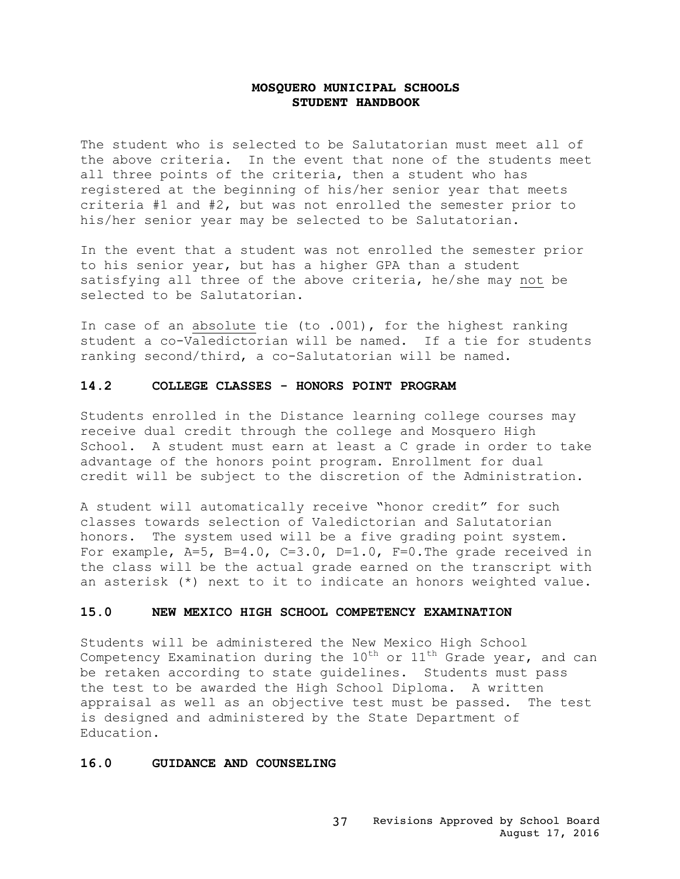The student who is selected to be Salutatorian must meet all of the above criteria. In the event that none of the students meet all three points of the criteria, then a student who has registered at the beginning of his/her senior year that meets criteria #1 and #2, but was not enrolled the semester prior to his/her senior year may be selected to be Salutatorian.

In the event that a student was not enrolled the semester prior to his senior year, but has a higher GPA than a student satisfying all three of the above criteria, he/she may not be selected to be Salutatorian.

In case of an absolute tie (to .001), for the highest ranking student a co-Valedictorian will be named. If a tie for students ranking second/third, a co-Salutatorian will be named.

### 14.2 COLLEGE CLASSES - HONORS POINT PROGRAM

Students enrolled in the Distance learning college courses may receive dual credit through the college and Mosquero High School. A student must earn at least a C grade in order to take advantage of the honors point program. Enrollment for dual credit will be subject to the discretion of the Administration.

A student will automatically receive "honor credit" for such classes towards selection of Valedictorian and Salutatorian honors. The system used will be a five grading point system. For example, A=5, B=4.0, C=3.0, D=1.0, F=0.The grade received in the class will be the actual grade earned on the transcript with an asterisk (*) next to it to indicate an honors weighted value.

### 15.0 NEW MEXICO HIGH SCHOOL COMPETENCY EXAMINATION

Students will be administered the New Mexico High School Competency Examination during the 10th or 11th Grade year, and can be retaken according to state guidelines. Students must pass the test to be awarded the High School Diploma. A written appraisal as well as an objective test must be passed. The test is designed and administered by the State Department of Education.

### 16.0 GUIDANCE AND COUNSELING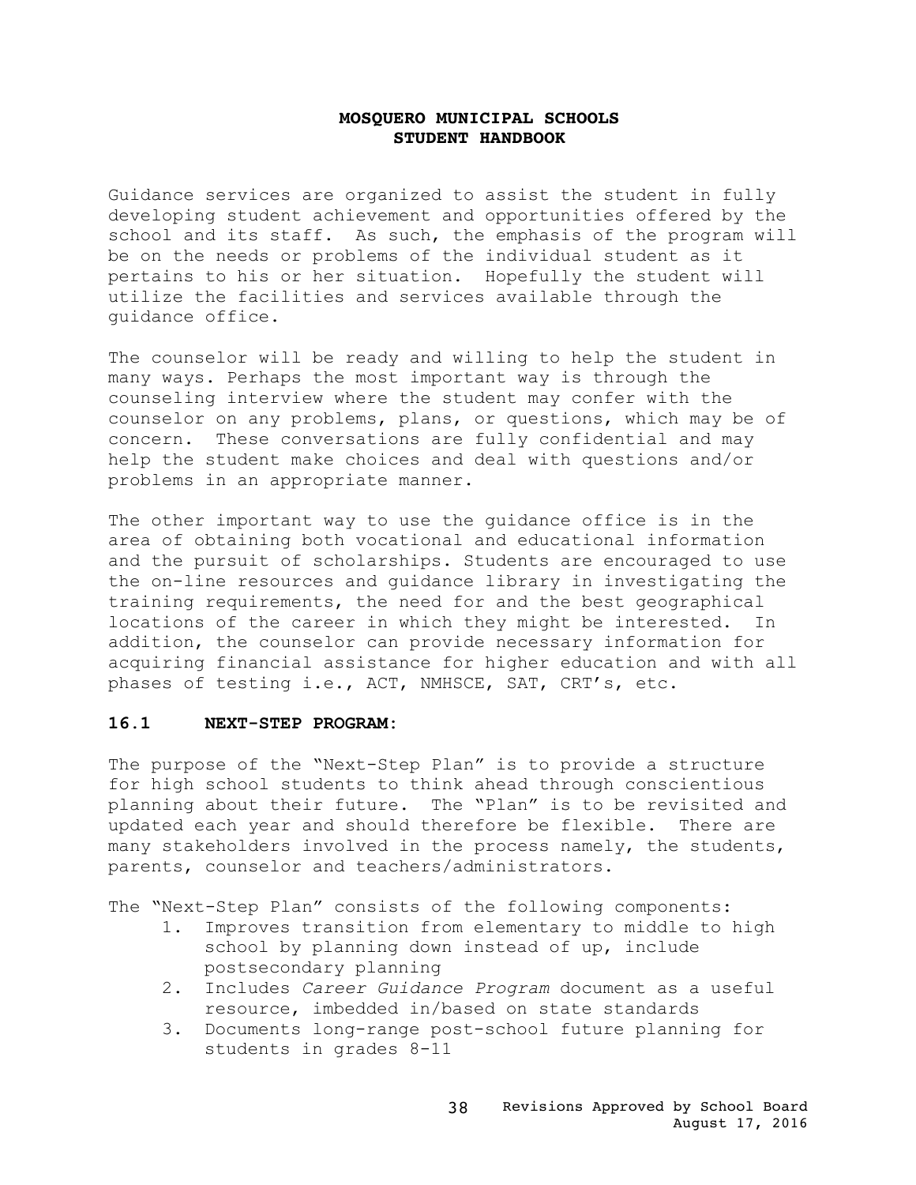Guidance services are organized to assist the student in fully developing student achievement and opportunities offered by the school and its staff. As such, the emphasis of the program will be on the needs or problems of the individual student as it pertains to his or her situation. Hopefully the student will utilize the facilities and services available through the guidance office.

The counselor will be ready and willing to help the student in many ways. Perhaps the most important way is through the counseling interview where the student may confer with the counselor on any problems, plans, or questions, which may be of concern. These conversations are fully confidential and may help the student make choices and deal with questions and/or problems in an appropriate manner.

The other important way to use the guidance office is in the area of obtaining both vocational and educational information and the pursuit of scholarships. Students are encouraged to use the on-line resources and guidance library in investigating the training requirements, the need for and the best geographical locations of the career in which they might be interested. In addition, the counselor can provide necessary information for acquiring financial assistance for higher education and with all phases of testing i.e., ACT, NMHSCE, SAT, CRT's, etc.

### 16.1 NEXT-STEP PROGRAM:

The purpose of the "Next-Step Plan" is to provide a structure for high school students to think ahead through conscientious planning about their future. The "Plan" is to be revisited and updated each year and should therefore be flexible. There are many stakeholders involved in the process namely, the students, parents, counselor and teachers/administrators.

The "Next-Step Plan" consists of the following components:

1. Improves transition from elementary to middle to high school by planning down instead of up, include postsecondary planning
2. Includes *Career Guidance Program* document as a useful resource, imbedded in/based on state standards
3. Documents long-range post-school future planning for students in grades 8-11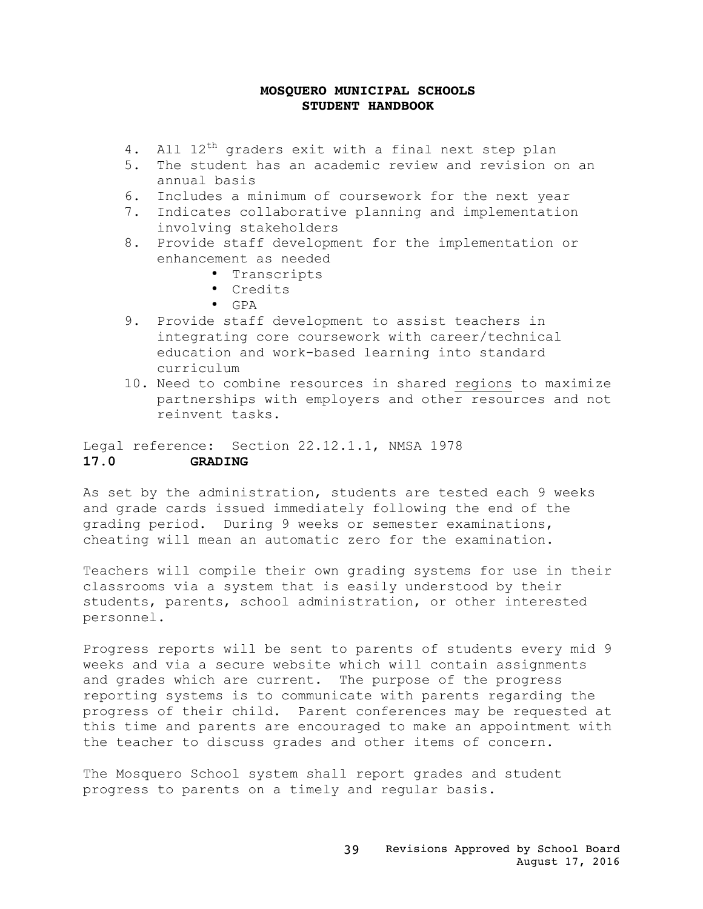4. All $12^{th}$ graders exit with a final next step plan
5. The student has an academic review and revision on an annual basis
6. Includes a minimum of coursework for the next year
7. Indicates collaborative planning and implementation involving stakeholders
8. Provide staff development for the implementation or enhancement as needed
   - Transcripts
   - Credits
   - GPA
9. Provide staff development to assist teachers in integrating core coursework with career/technical education and work-based learning into standard curriculum
10. Need to combine resources in shared regions to maximize partnerships with employers and other resources and not reinvent tasks.

Legal reference: Section 22.12.1.1, NMSA 1978

## 17.0 GRADING

As set by the administration, students are tested each 9 weeks and grade cards issued immediately following the end of the grading period. During 9 weeks or semester examinations, cheating will mean an automatic zero for the examination.

Teachers will compile their own grading systems for use in their classrooms via a system that is easily understood by their students, parents, school administration, or other interested personnel.

Progress reports will be sent to parents of students every mid 9 weeks and via a secure website which will contain assignments and grades which are current. The purpose of the progress reporting systems is to communicate with parents regarding the progress of their child. Parent conferences may be requested at this time and parents are encouraged to make an appointment with the teacher to discuss grades and other items of concern.

The Mosquero School system shall report grades and student progress to parents on a timely and regular basis.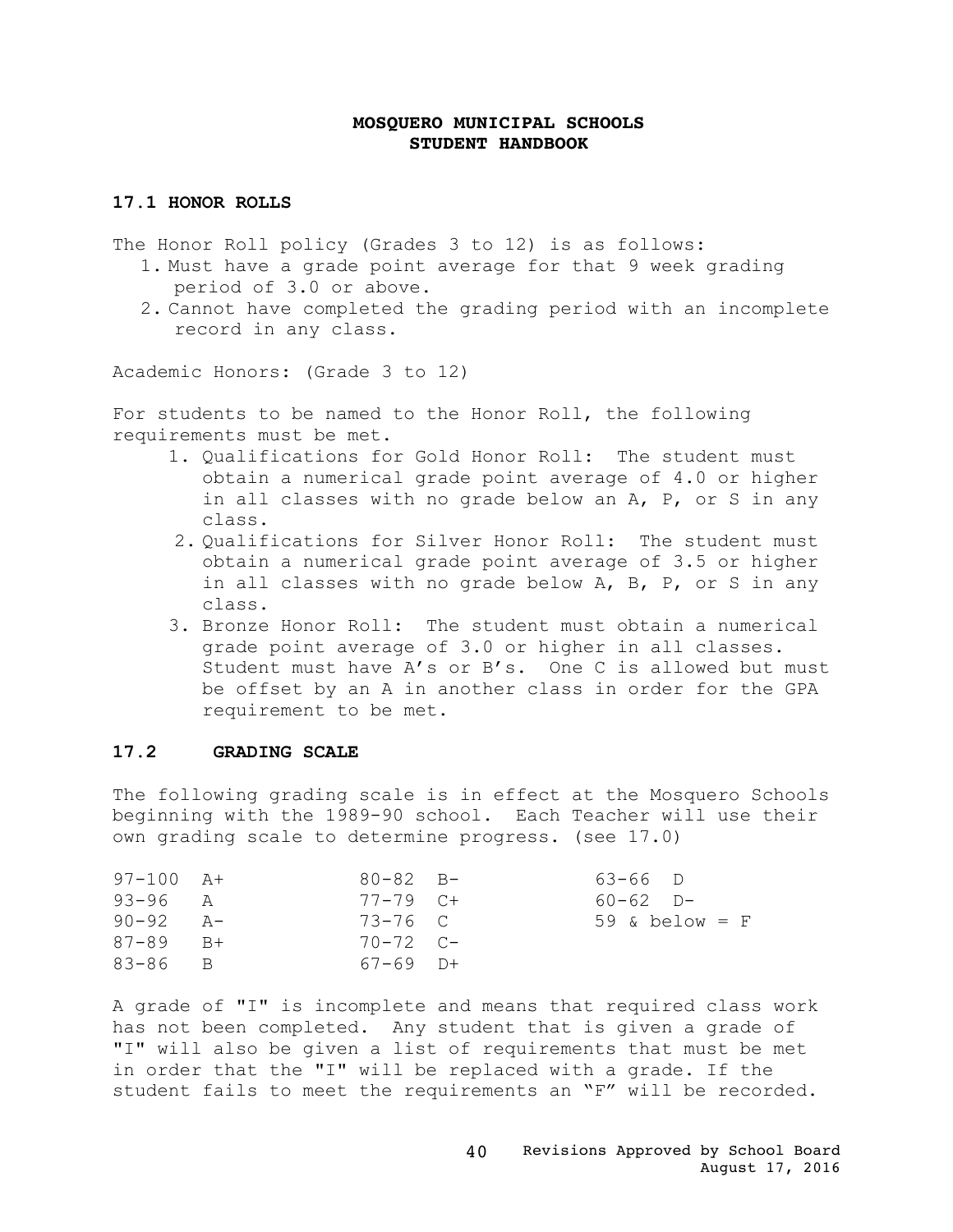**MOSQUERO MUNICIPAL SCHOOLS**
**STUDENT HANDBOOK**

### 17.1 HONOR ROLLS

The Honor Roll policy (Grades 3 to 12) is as follows:

1. Must have a grade point average for that 9 week grading period of 3.0 or above.
2. Cannot have completed the grading period with an incomplete record in any class.

Academic Honors: (Grade 3 to 12)

For students to be named to the Honor Roll, the following requirements must be met.

1. Qualifications for Gold Honor Roll: The student must obtain a numerical grade point average of 4.0 or higher in all classes with no grade below an A, P, or S in any class.
2. Qualifications for Silver Honor Roll: The student must obtain a numerical grade point average of 3.5 or higher in all classes with no grade below A, B, P, or S in any class.
3. Bronze Honor Roll: The student must obtain a numerical grade point average of 3.0 or higher in all classes. Student must have A's or B's. One C is allowed but must be offset by an A in another class in order for the GPA requirement to be met.

### 17.2 GRADING SCALE

The following grading scale is in effect at the Mosquero Schools beginning with the 1989-90 school. Each Teacher will use their own grading scale to determine progress. (see 17.0)

| | | | | | |
|---|---|---|---|---|---|
| 97-100 | A+ | 80-82 | B- | 63-66 | D |
| 93-96 | A | 77-79 | C+ | 60-62 | D- |
| 90-92 | A- | 73-76 | C | 59 & below = F | |
| 87-89 | B+ | 70-72 | C- | | |
| 83-86 | B | 67-69 | D+ | | |

A grade of "I" is incomplete and means that required class work has not been completed. Any student that is given a grade of "I" will also be given a list of requirements that must be met in order that the "I" will be replaced with a grade. If the student fails to meet the requirements an "F" will be recorded.

Revisions Approved by School Board August 17, 2016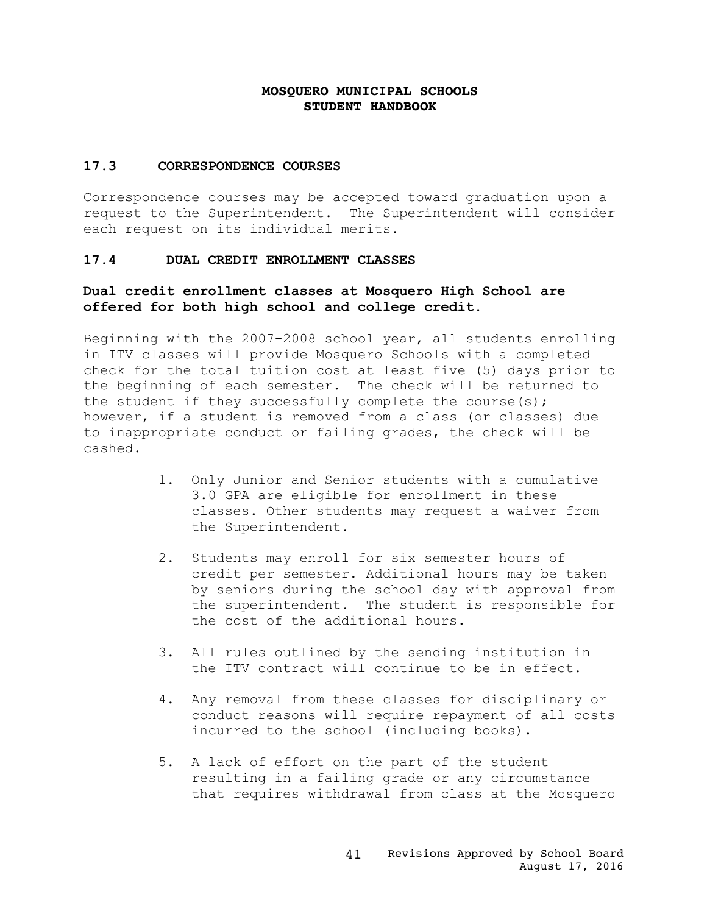## 17.3 CORRESPONDENCE COURSES

Correspondence courses may be accepted toward graduation upon a request to the Superintendent. The Superintendent will consider each request on its individual merits.

## 17.4 DUAL CREDIT ENROLLMENT CLASSES

**Dual credit enrollment classes at Mosquero High School are offered for both high school and college credit.**

Beginning with the 2007-2008 school year, all students enrolling in ITV classes will provide Mosquero Schools with a completed check for the total tuition cost at least five (5) days prior to the beginning of each semester. The check will be returned to the student if they successfully complete the course(s); however, if a student is removed from a class (or classes) due to inappropriate conduct or failing grades, the check will be cashed.

1. Only Junior and Senior students with a cumulative 3.0 GPA are eligible for enrollment in these classes. Other students may request a waiver from the Superintendent.

2. Students may enroll for six semester hours of credit per semester. Additional hours may be taken by seniors during the school day with approval from the superintendent. The student is responsible for the cost of the additional hours.

3. All rules outlined by the sending institution in the ITV contract will continue to be in effect.

4. Any removal from these classes for disciplinary or conduct reasons will require repayment of all costs incurred to the school (including books).

5. A lack of effort on the part of the student resulting in a failing grade or any circumstance that requires withdrawal from class at the Mosquero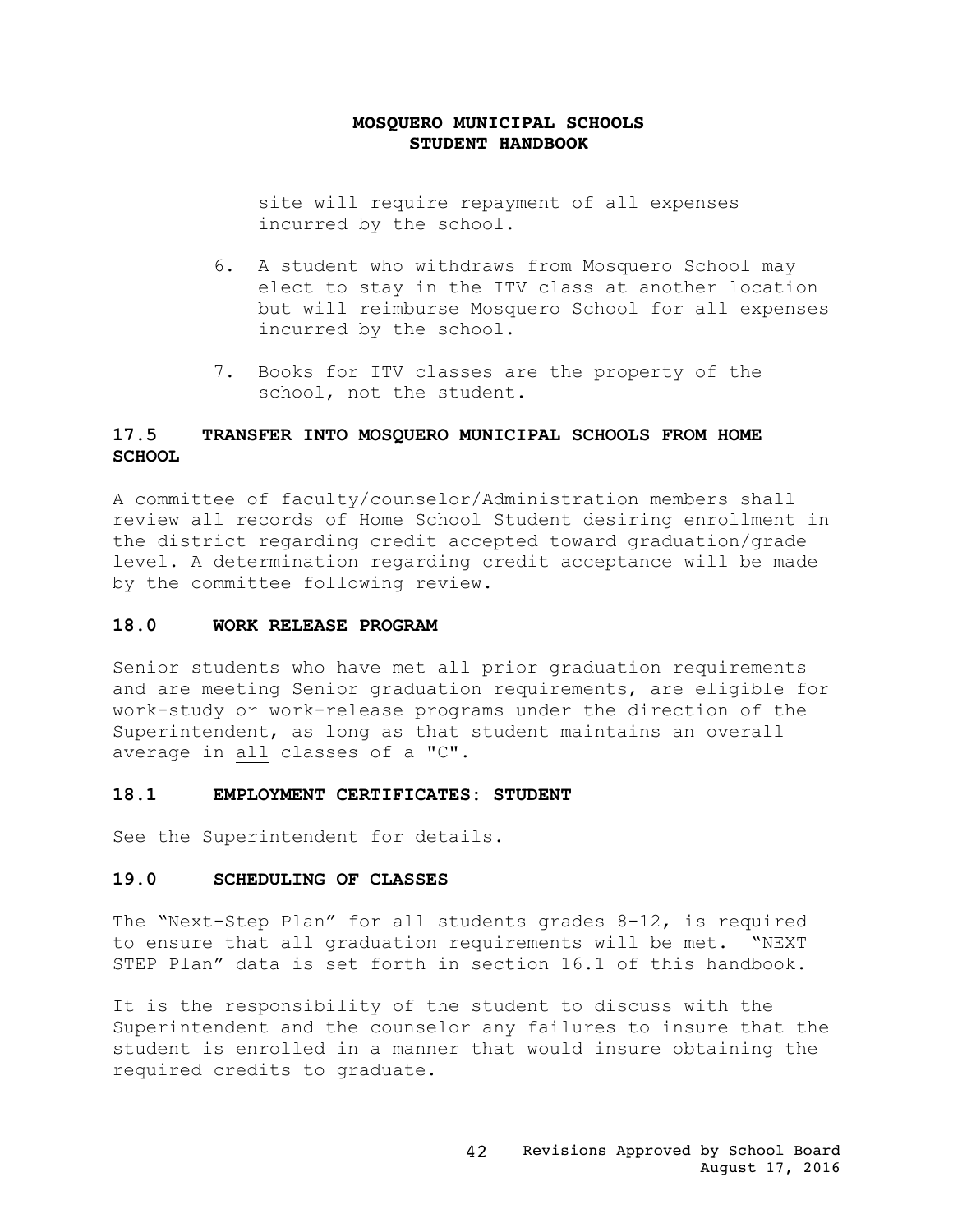site will require repayment of all expenses incurred by the school.

6. A student who withdraws from Mosquero School may elect to stay in the ITV class at another location but will reimburse Mosquero School for all expenses incurred by the school.

7. Books for ITV classes are the property of the school, not the student.

## 17.5 TRANSFER INTO MOSQUERO MUNICIPAL SCHOOLS FROM HOME SCHOOL

A committee of faculty/counselor/Administration members shall review all records of Home School Student desiring enrollment in the district regarding credit accepted toward graduation/grade level. A determination regarding credit acceptance will be made by the committee following review.

## 18.0 WORK RELEASE PROGRAM

Senior students who have met all prior graduation requirements and are meeting Senior graduation requirements, are eligible for work-study or work-release programs under the direction of the Superintendent, as long as that student maintains an overall average in <u>all</u> classes of a "C".

## 18.1 EMPLOYMENT CERTIFICATES: STUDENT

See the Superintendent for details.

## 19.0 SCHEDULING OF CLASSES

The "Next-Step Plan" for all students grades 8-12, is required to ensure that all graduation requirements will be met. "NEXT STEP Plan" data is set forth in section 16.1 of this handbook.

It is the responsibility of the student to discuss with the Superintendent and the counselor any failures to insure that the student is enrolled in a manner that would insure obtaining the required credits to graduate.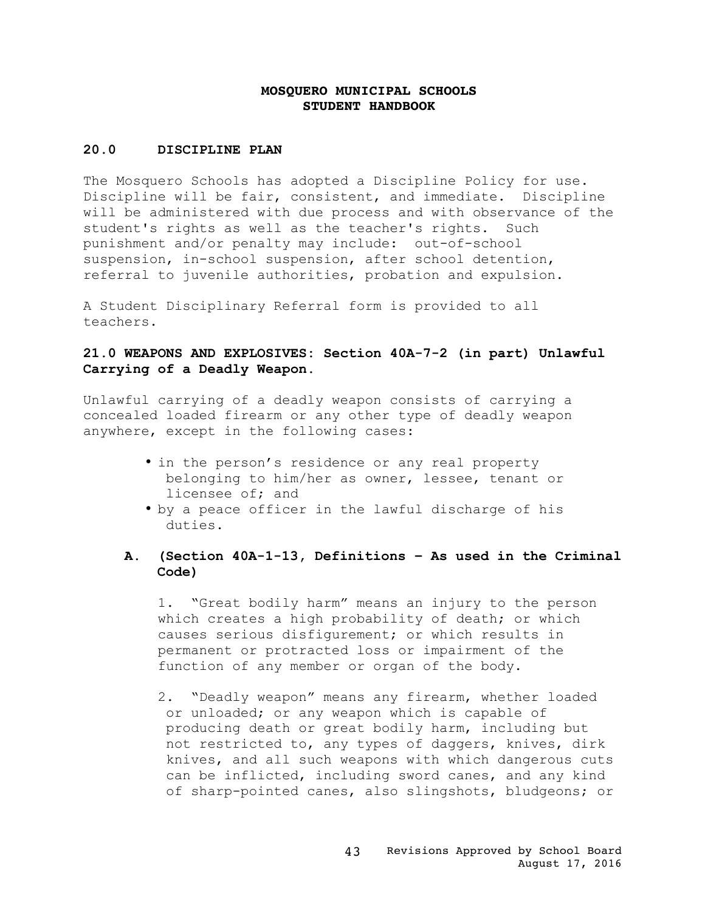**MOSQUERO MUNICIPAL SCHOOLS**
**STUDENT HANDBOOK**

## 20.0 DISCIPLINE PLAN

The Mosquero Schools has adopted a Discipline Policy for use. Discipline will be fair, consistent, and immediate. Discipline will be administered with due process and with observance of the student's rights as well as the teacher's rights. Such punishment and/or penalty may include: out-of-school suspension, in-school suspension, after school detention, referral to juvenile authorities, probation and expulsion.

A Student Disciplinary Referral form is provided to all teachers.

## 21.0 WEAPONS AND EXPLOSIVES: Section 40A-7-2 (in part) Unlawful Carrying of a Deadly Weapon.

Unlawful carrying of a deadly weapon consists of carrying a concealed loaded firearm or any other type of deadly weapon anywhere, except in the following cases:

- in the person's residence or any real property belonging to him/her as owner, lessee, tenant or licensee of; and
- by a peace officer in the lawful discharge of his duties.

### A. (Section 40A-1-13, Definitions – As used in the Criminal Code)

1. "Great bodily harm" means an injury to the person which creates a high probability of death; or which causes serious disfigurement; or which results in permanent or protracted loss or impairment of the function of any member or organ of the body.

2. "Deadly weapon" means any firearm, whether loaded or unloaded; or any weapon which is capable of producing death or great bodily harm, including but not restricted to, any types of daggers, knives, dirk knives, and all such weapons with which dangerous cuts can be inflicted, including sword canes, and any kind of sharp-pointed canes, also slingshots, bludgeons; or

Revisions Approved by School Board August 17, 2016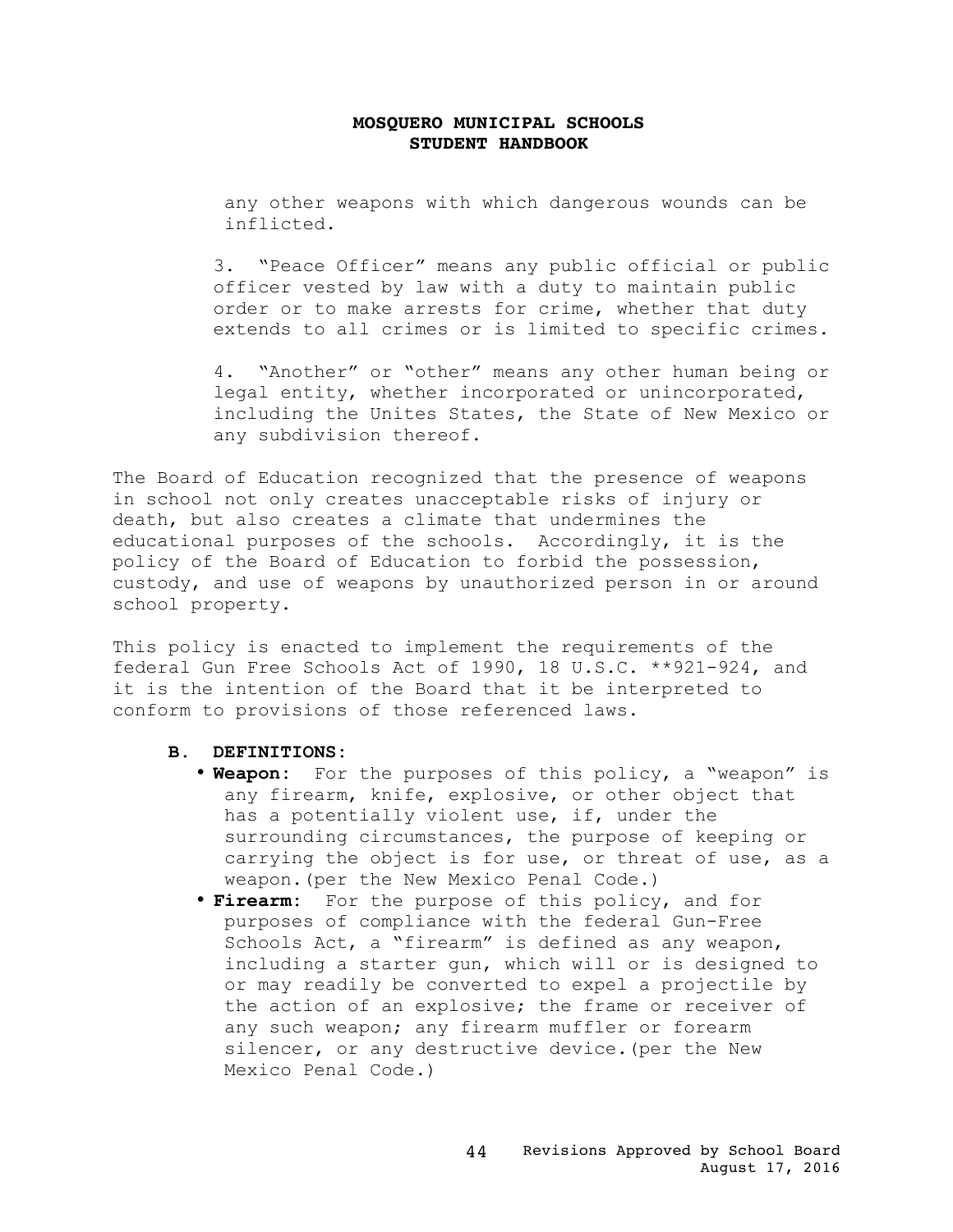any other weapons with which dangerous wounds can be inflicted.

3. "Peace Officer" means any public official or public officer vested by law with a duty to maintain public order or to make arrests for crime, whether that duty extends to all crimes or is limited to specific crimes.

4. "Another" or "other" means any other human being or legal entity, whether incorporated or unincorporated, including the Unites States, the State of New Mexico or any subdivision thereof.

The Board of Education recognized that the presence of weapons in school not only creates unacceptable risks of injury or death, but also creates a climate that undermines the educational purposes of the schools. Accordingly, it is the policy of the Board of Education to forbid the possession, custody, and use of weapons by unauthorized person in or around school property.

This policy is enacted to implement the requirements of the federal Gun Free Schools Act of 1990, 18 U.S.C. **921-924, and it is the intention of the Board that it be interpreted to conform to provisions of those referenced laws.

**B. DEFINITIONS:**

- **Weapon:** For the purposes of this policy, a "weapon" is any firearm, knife, explosive, or other object that has a potentially violent use, if, under the surrounding circumstances, the purpose of keeping or carrying the object is for use, or threat of use, as a weapon.(per the New Mexico Penal Code.)
- **Firearm:** For the purpose of this policy, and for purposes of compliance with the federal Gun-Free Schools Act, a "firearm" is defined as any weapon, including a starter gun, which will or is designed to or may readily be converted to expel a projectile by the action of an explosive; the frame or receiver of any such weapon; any firearm muffler or forearm silencer, or any destructive device.(per the New Mexico Penal Code.)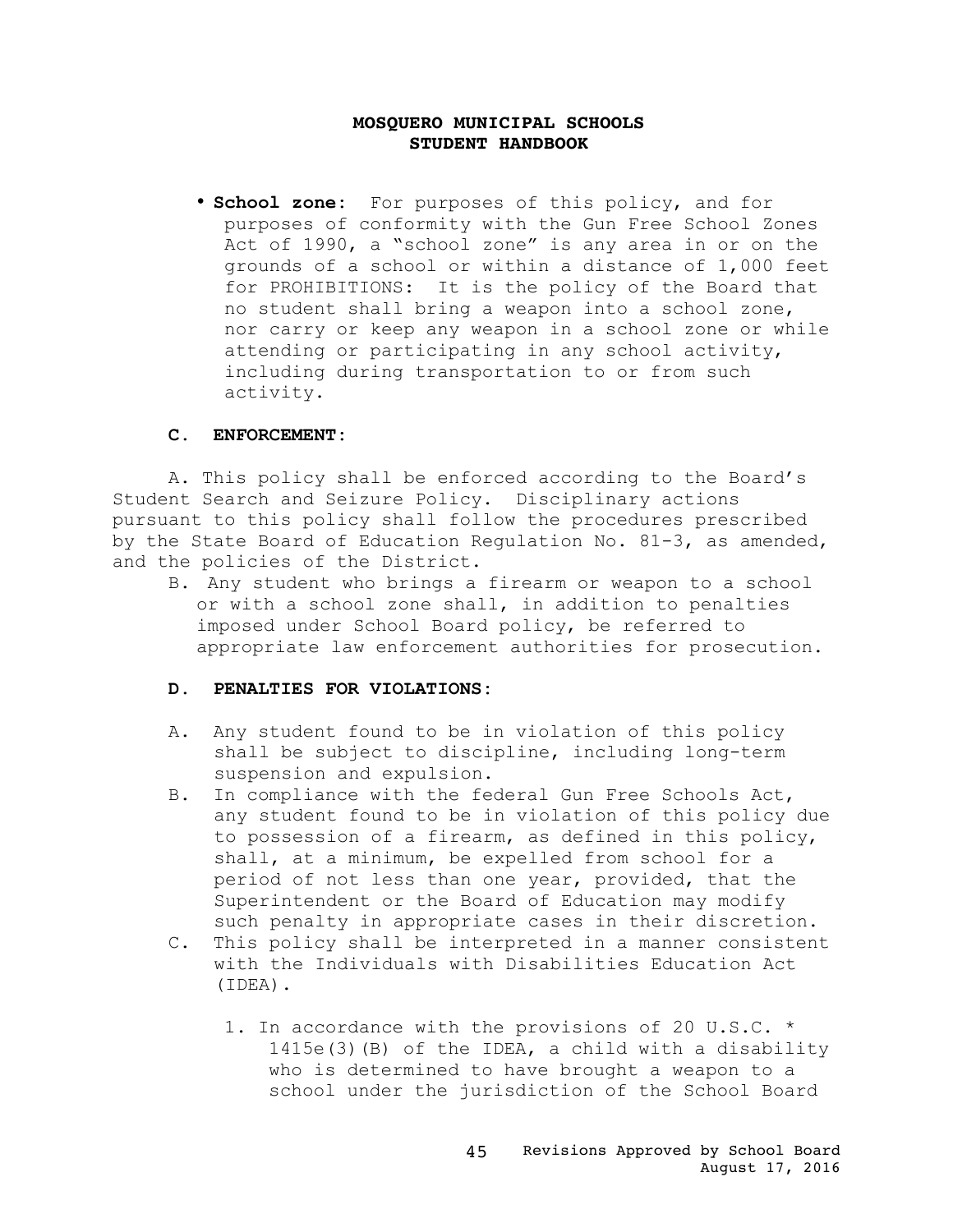- **School zone:** For purposes of this policy, and for purposes of conformity with the Gun Free School Zones Act of 1990, a "school zone" is any area in or on the grounds of a school or within a distance of 1,000 feet for PROHIBITIONS: It is the policy of the Board that no student shall bring a weapon into a school zone, nor carry or keep any weapon in a school zone or while attending or participating in any school activity, including during transportation to or from such activity.

**C. ENFORCEMENT:**

A. This policy shall be enforced according to the Board's Student Search and Seizure Policy. Disciplinary actions pursuant to this policy shall follow the procedures prescribed by the State Board of Education Regulation No. 81-3, as amended, and the policies of the District.

B. Any student who brings a firearm or weapon to a school or with a school zone shall, in addition to penalties imposed under School Board policy, be referred to appropriate law enforcement authorities for prosecution.

**D. PENALTIES FOR VIOLATIONS:**

A. Any student found to be in violation of this policy shall be subject to discipline, including long-term suspension and expulsion.

B. In compliance with the federal Gun Free Schools Act, any student found to be in violation of this policy due to possession of a firearm, as defined in this policy, shall, at a minimum, be expelled from school for a period of not less than one year, provided, that the Superintendent or the Board of Education may modify such penalty in appropriate cases in their discretion.

C. This policy shall be interpreted in a manner consistent with the Individuals with Disabilities Education Act (IDEA).

1. In accordance with the provisions of 20 U.S.C. * 1415e(3)(B) of the IDEA, a child with a disability who is determined to have brought a weapon to a school under the jurisdiction of the School Board

Revisions Approved by School Board August 17, 2016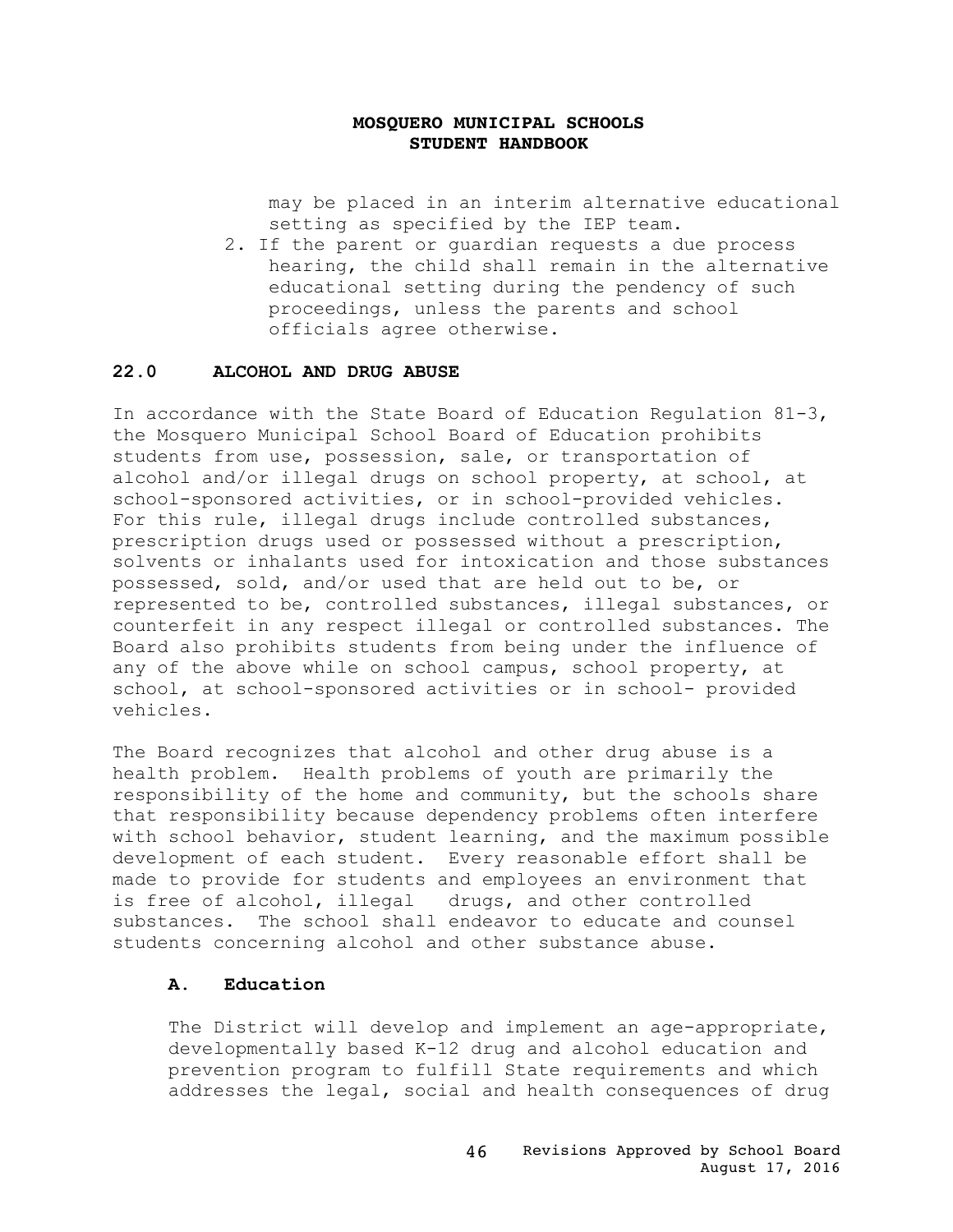may be placed in an interim alternative educational setting as specified by the IEP team.

2. If the parent or guardian requests a due process hearing, the child shall remain in the alternative educational setting during the pendency of such proceedings, unless the parents and school officials agree otherwise.

## 22.0 ALCOHOL AND DRUG ABUSE

In accordance with the State Board of Education Regulation 81-3, the Mosquero Municipal School Board of Education prohibits students from use, possession, sale, or transportation of alcohol and/or illegal drugs on school property, at school, at school-sponsored activities, or in school-provided vehicles. For this rule, illegal drugs include controlled substances, prescription drugs used or possessed without a prescription, solvents or inhalants used for intoxication and those substances possessed, sold, and/or used that are held out to be, or represented to be, controlled substances, illegal substances, or counterfeit in any respect illegal or controlled substances. The Board also prohibits students from being under the influence of any of the above while on school campus, school property, at school, at school-sponsored activities or in school- provided vehicles.

The Board recognizes that alcohol and other drug abuse is a health problem. Health problems of youth are primarily the responsibility of the home and community, but the schools share that responsibility because dependency problems often interfere with school behavior, student learning, and the maximum possible development of each student. Every reasonable effort shall be made to provide for students and employees an environment that is free of alcohol, illegal drugs, and other controlled substances. The school shall endeavor to educate and counsel students concerning alcohol and other substance abuse.

### A. Education

The District will develop and implement an age-appropriate, developmentally based K-12 drug and alcohol education and prevention program to fulfill State requirements and which addresses the legal, social and health consequences of drug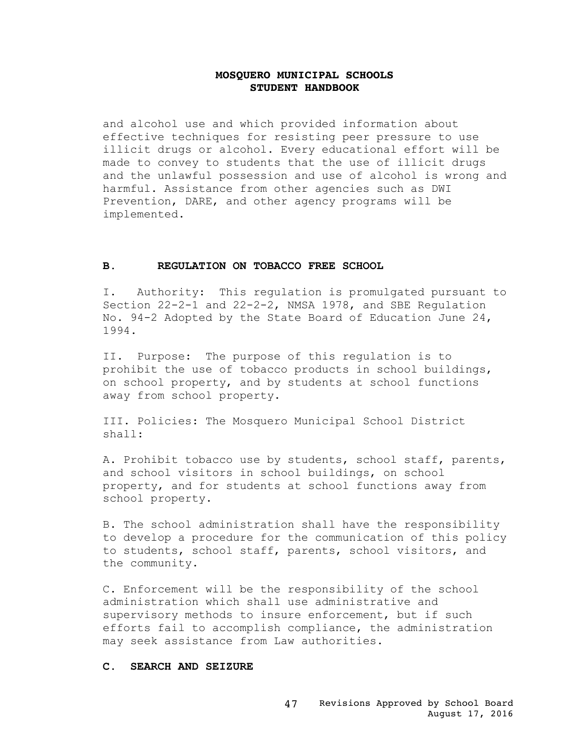and alcohol use and which provided information about effective techniques for resisting peer pressure to use illicit drugs or alcohol. Every educational effort will be made to convey to students that the use of illicit drugs and the unlawful possession and use of alcohol is wrong and harmful. Assistance from other agencies such as DWI Prevention, DARE, and other agency programs will be implemented.

## B. REGULATION ON TOBACCO FREE SCHOOL

I. Authority: This regulation is promulgated pursuant to Section 22-2-1 and 22-2-2, NMSA 1978, and SBE Regulation No. 94-2 Adopted by the State Board of Education June 24, 1994.

II. Purpose: The purpose of this regulation is to prohibit the use of tobacco products in school buildings, on school property, and by students at school functions away from school property.

III. Policies: The Mosquero Municipal School District shall:

A. Prohibit tobacco use by students, school staff, parents, and school visitors in school buildings, on school property, and for students at school functions away from school property.

B. The school administration shall have the responsibility to develop a procedure for the communication of this policy to students, school staff, parents, school visitors, and the community.

C. Enforcement will be the responsibility of the school administration which shall use administrative and supervisory methods to insure enforcement, but if such efforts fail to accomplish compliance, the administration may seek assistance from Law authorities.

## C. SEARCH AND SEIZURE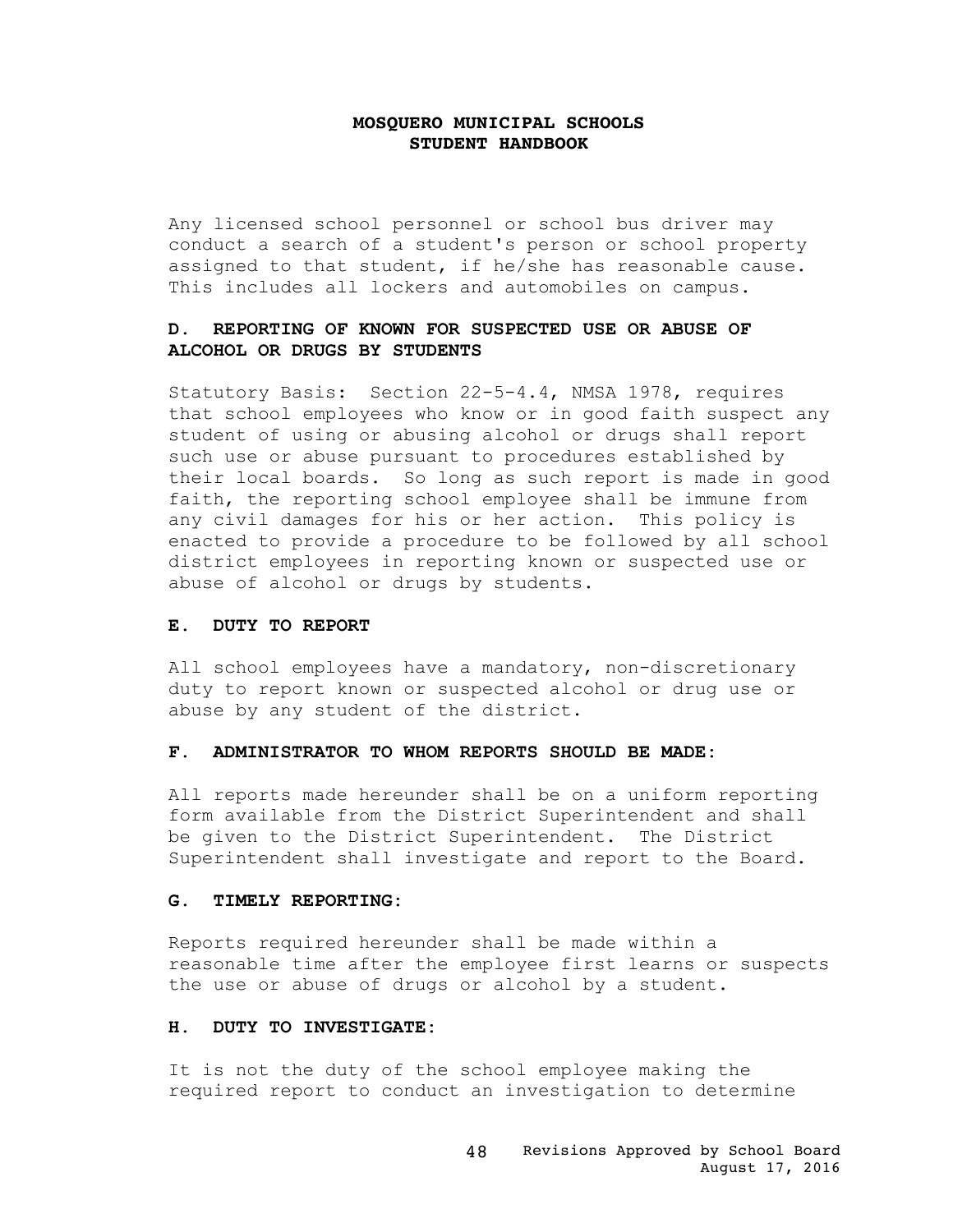Any licensed school personnel or school bus driver may conduct a search of a student's person or school property assigned to that student, if he/she has reasonable cause. This includes all lockers and automobiles on campus.

### D. REPORTING OF KNOWN FOR SUSPECTED USE OR ABUSE OF ALCOHOL OR DRUGS BY STUDENTS

Statutory Basis: Section 22-5-4.4, NMSA 1978, requires that school employees who know or in good faith suspect any student of using or abusing alcohol or drugs shall report such use or abuse pursuant to procedures established by their local boards. So long as such report is made in good faith, the reporting school employee shall be immune from any civil damages for his or her action. This policy is enacted to provide a procedure to be followed by all school district employees in reporting known or suspected use or abuse of alcohol or drugs by students.

### E. DUTY TO REPORT

All school employees have a mandatory, non-discretionary duty to report known or suspected alcohol or drug use or abuse by any student of the district.

### F. ADMINISTRATOR TO WHOM REPORTS SHOULD BE MADE:

All reports made hereunder shall be on a uniform reporting form available from the District Superintendent and shall be given to the District Superintendent. The District Superintendent shall investigate and report to the Board.

### G. TIMELY REPORTING:

Reports required hereunder shall be made within a reasonable time after the employee first learns or suspects the use or abuse of drugs or alcohol by a student.

### H. DUTY TO INVESTIGATE:

It is not the duty of the school employee making the required report to conduct an investigation to determine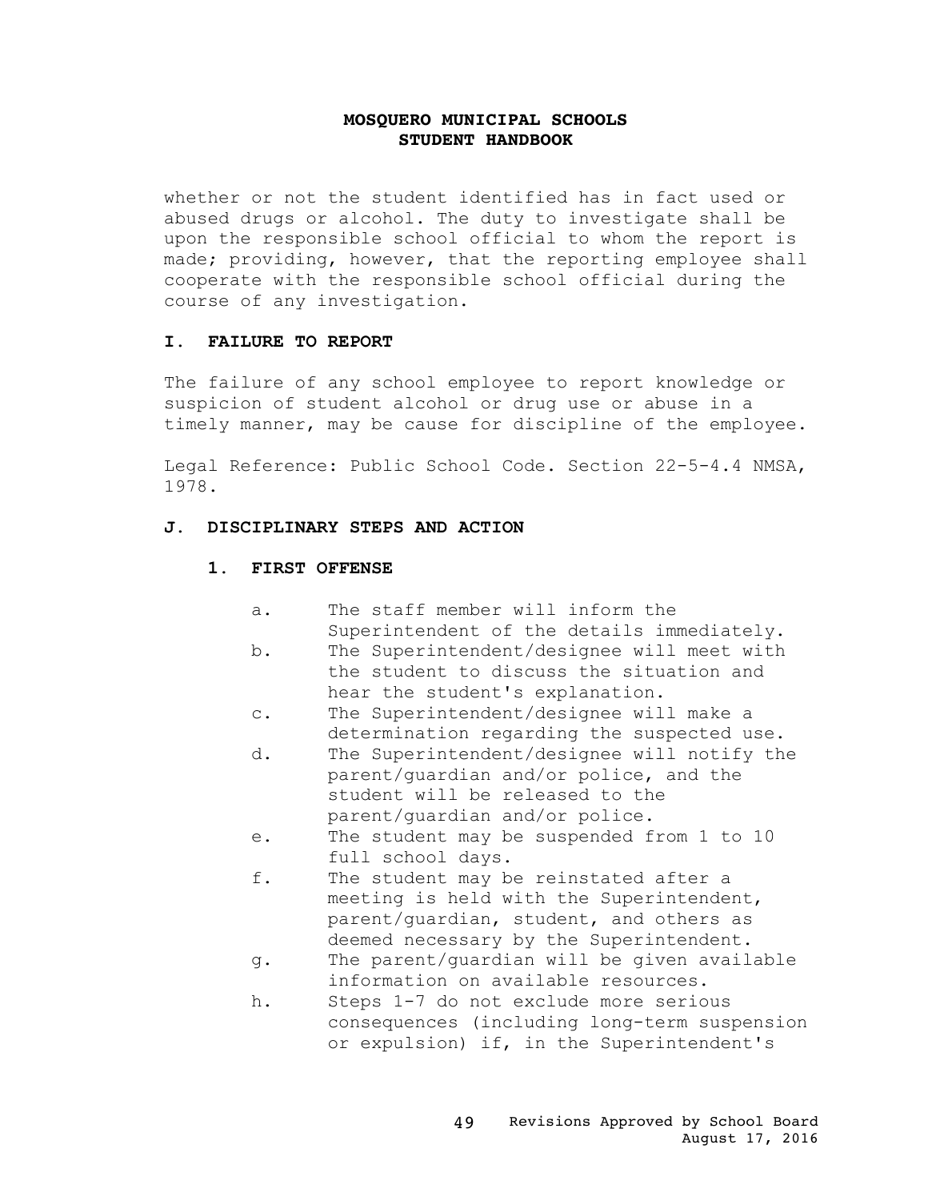whether or not the student identified has in fact used or abused drugs or alcohol. The duty to investigate shall be upon the responsible school official to whom the report is made; providing, however, that the reporting employee shall cooperate with the responsible school official during the course of any investigation.

### I. FAILURE TO REPORT

The failure of any school employee to report knowledge or suspicion of student alcohol or drug use or abuse in a timely manner, may be cause for discipline of the employee.

Legal Reference: Public School Code. Section 22-5-4.4 NMSA, 1978.

### J. DISCIPLINARY STEPS AND ACTION

#### 1. FIRST OFFENSE

a. The staff member will inform the Superintendent of the details immediately.
b. The Superintendent/designee will meet with the student to discuss the situation and hear the student's explanation.
c. The Superintendent/designee will make a determination regarding the suspected use.
d. The Superintendent/designee will notify the parent/guardian and/or police, and the student will be released to the parent/guardian and/or police.
e. The student may be suspended from 1 to 10 full school days.
f. The student may be reinstated after a meeting is held with the Superintendent, parent/guardian, student, and others as deemed necessary by the Superintendent.
g. The parent/guardian will be given available information on available resources.
h. Steps 1-7 do not exclude more serious consequences (including long-term suspension or expulsion) if, in the Superintendent's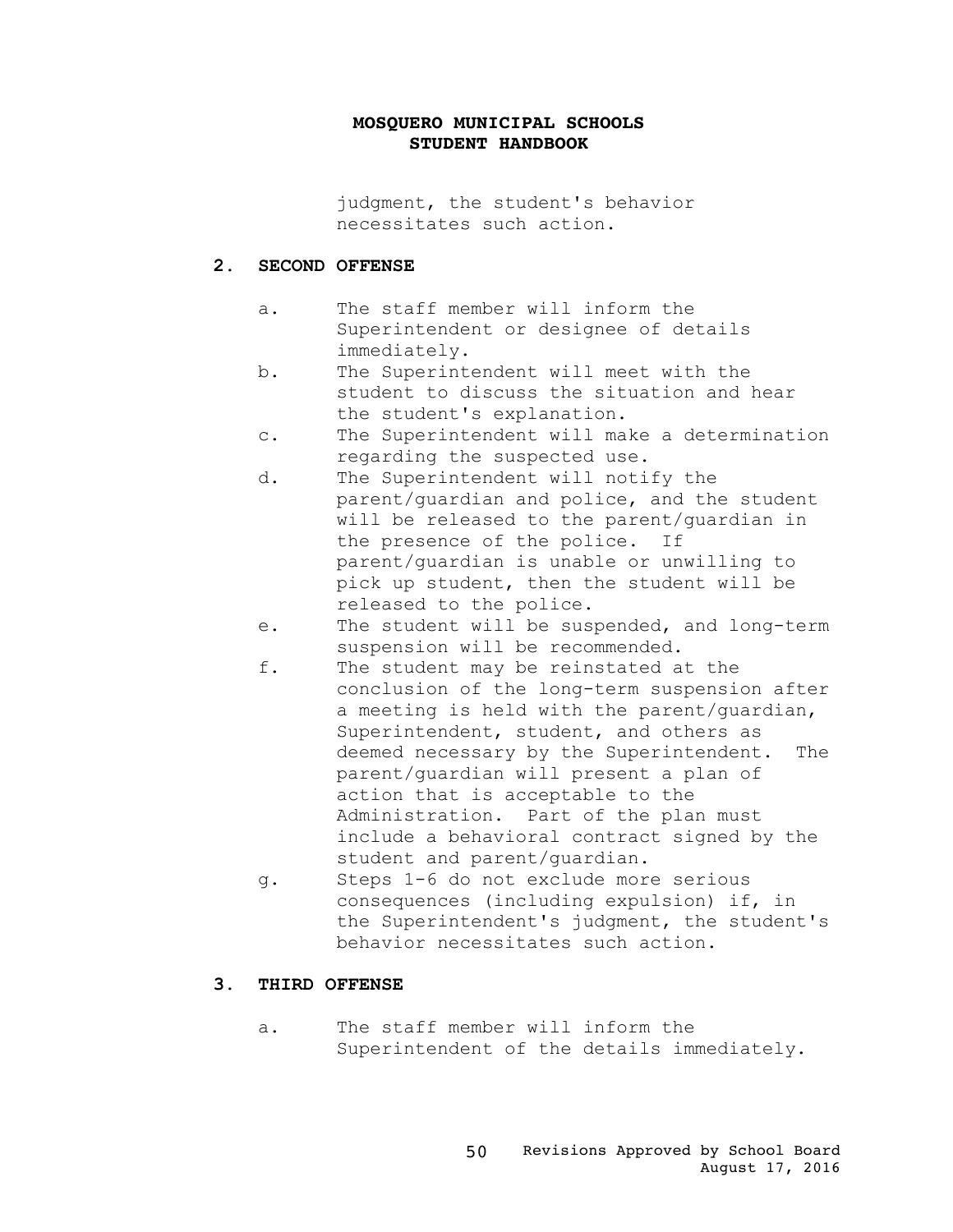judgment, the student's behavior necessitates such action.

## 2. SECOND OFFENSE

a. The staff member will inform the Superintendent or designee of details immediately.

b. The Superintendent will meet with the student to discuss the situation and hear the student's explanation.

c. The Superintendent will make a determination regarding the suspected use.

d. The Superintendent will notify the parent/guardian and police, and the student will be released to the parent/guardian in the presence of the police. If parent/guardian is unable or unwilling to pick up student, then the student will be released to the police.

e. The student will be suspended, and long-term suspension will be recommended.

f. The student may be reinstated at the conclusion of the long-term suspension after a meeting is held with the parent/guardian, Superintendent, student, and others as deemed necessary by the Superintendent. The parent/guardian will present a plan of action that is acceptable to the Administration. Part of the plan must include a behavioral contract signed by the student and parent/guardian.

g. Steps 1-6 do not exclude more serious consequences (including expulsion) if, in the Superintendent's judgment, the student's behavior necessitates such action.

## 3. THIRD OFFENSE

a. The staff member will inform the Superintendent of the details immediately.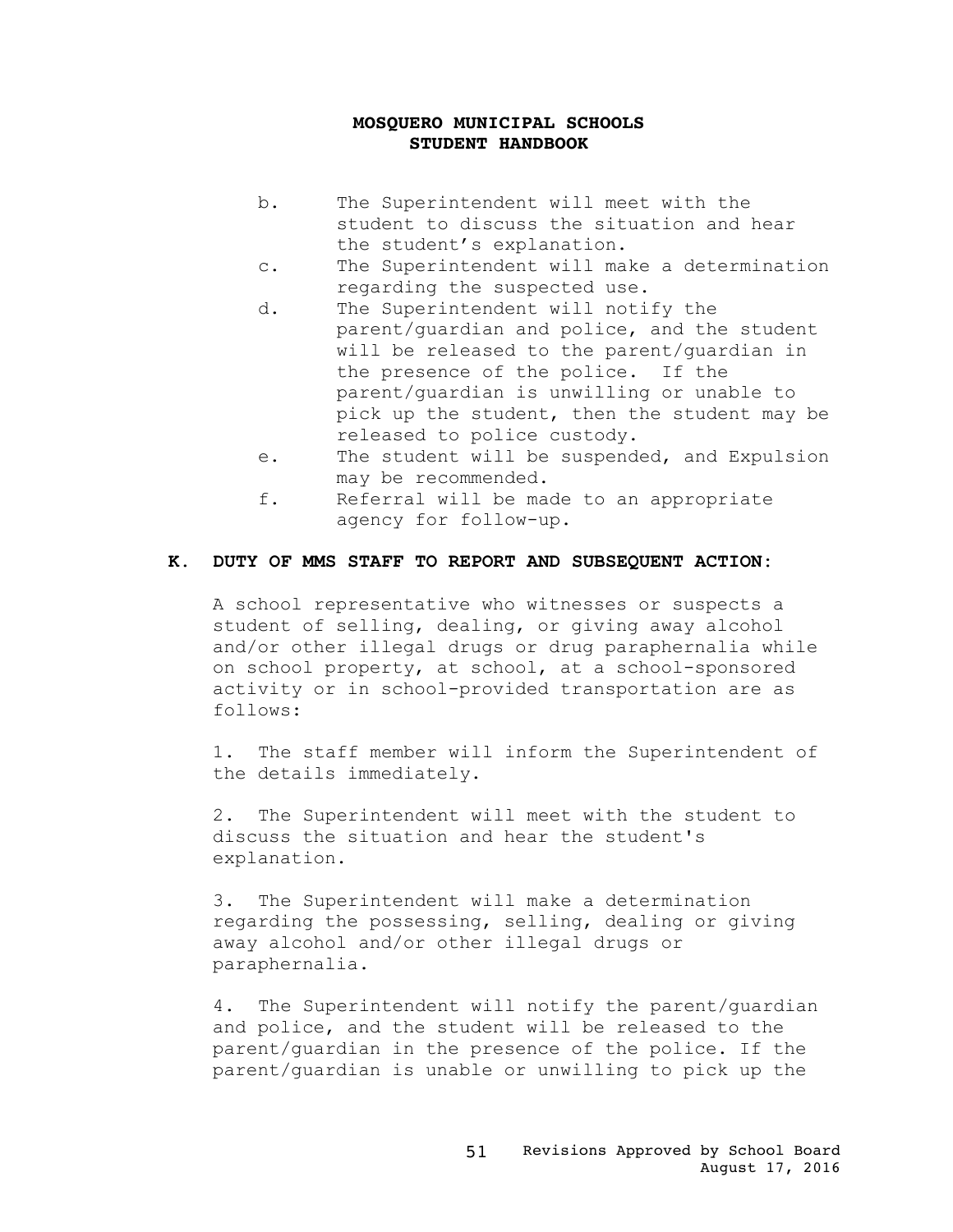b. The Superintendent will meet with the student to discuss the situation and hear the student's explanation.

c. The Superintendent will make a determination regarding the suspected use.

d. The Superintendent will notify the parent/guardian and police, and the student will be released to the parent/guardian in the presence of the police. If the parent/guardian is unwilling or unable to pick up the student, then the student may be released to police custody.

e. The student will be suspended, and Expulsion may be recommended.

f. Referral will be made to an appropriate agency for follow-up.

### K. DUTY OF MMS STAFF TO REPORT AND SUBSEQUENT ACTION:

A school representative who witnesses or suspects a student of selling, dealing, or giving away alcohol and/or other illegal drugs or drug paraphernalia while on school property, at school, at a school-sponsored activity or in school-provided transportation are as follows:

1. The staff member will inform the Superintendent of the details immediately.

2. The Superintendent will meet with the student to discuss the situation and hear the student's explanation.

3. The Superintendent will make a determination regarding the possessing, selling, dealing or giving away alcohol and/or other illegal drugs or paraphernalia.

4. The Superintendent will notify the parent/guardian and police, and the student will be released to the parent/guardian in the presence of the police. If the parent/guardian is unable or unwilling to pick up the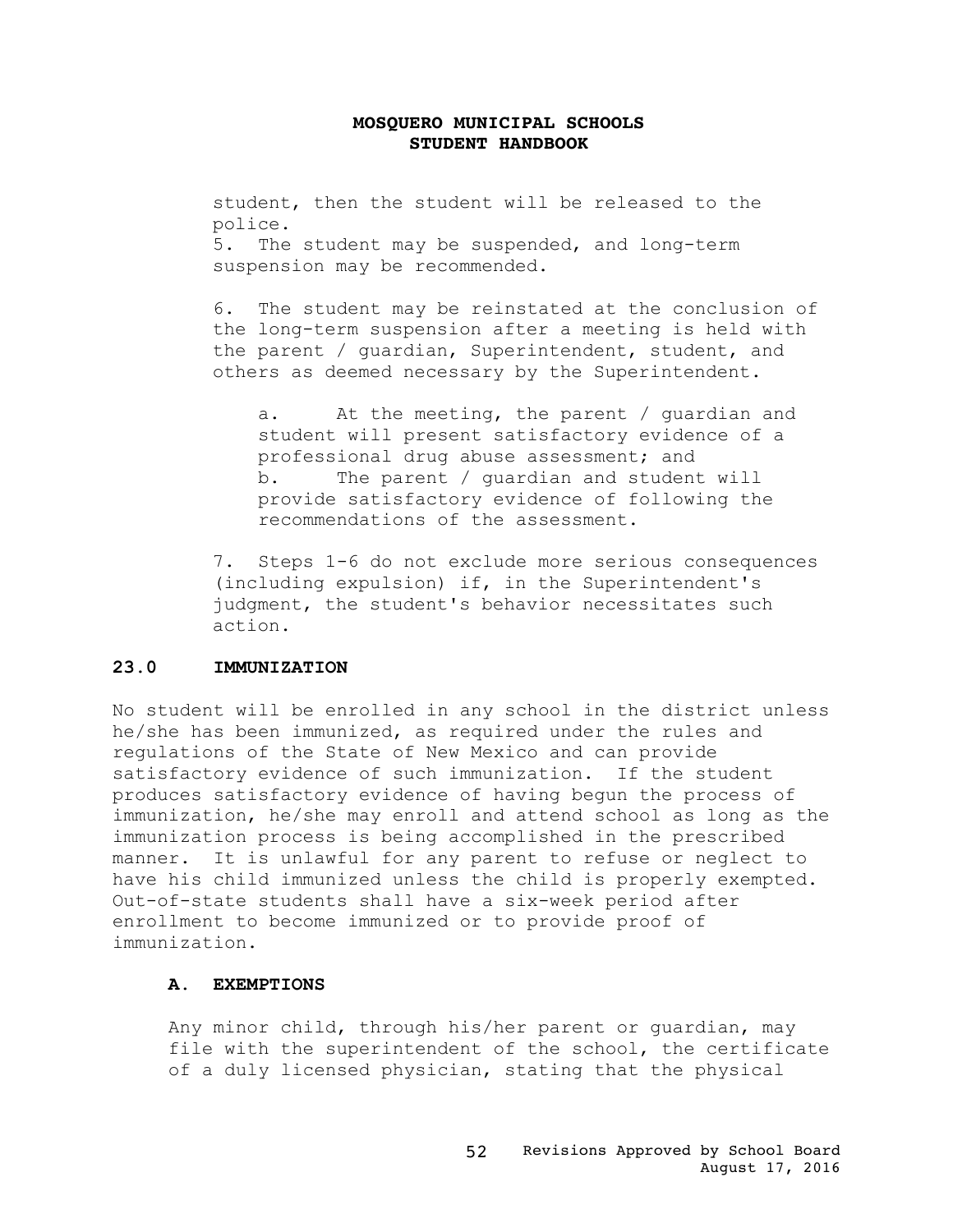student, then the student will be released to the police.

5. The student may be suspended, and long-term suspension may be recommended.

6. The student may be reinstated at the conclusion of the long-term suspension after a meeting is held with the parent / guardian, Superintendent, student, and others as deemed necessary by the Superintendent.

    a. At the meeting, the parent / guardian and student will present satisfactory evidence of a professional drug abuse assessment; and
    b. The parent / guardian and student will provide satisfactory evidence of following the recommendations of the assessment.

7. Steps 1-6 do not exclude more serious consequences (including expulsion) if, in the Superintendent's judgment, the student's behavior necessitates such action.

## 23.0 IMMUNIZATION

No student will be enrolled in any school in the district unless he/she has been immunized, as required under the rules and regulations of the State of New Mexico and can provide satisfactory evidence of such immunization. If the student produces satisfactory evidence of having begun the process of immunization, he/she may enroll and attend school as long as the immunization process is being accomplished in the prescribed manner. It is unlawful for any parent to refuse or neglect to have his child immunized unless the child is properly exempted. Out-of-state students shall have a six-week period after enrollment to become immunized or to provide proof of immunization.

### A. EXEMPTIONS

Any minor child, through his/her parent or guardian, may file with the superintendent of the school, the certificate of a duly licensed physician, stating that the physical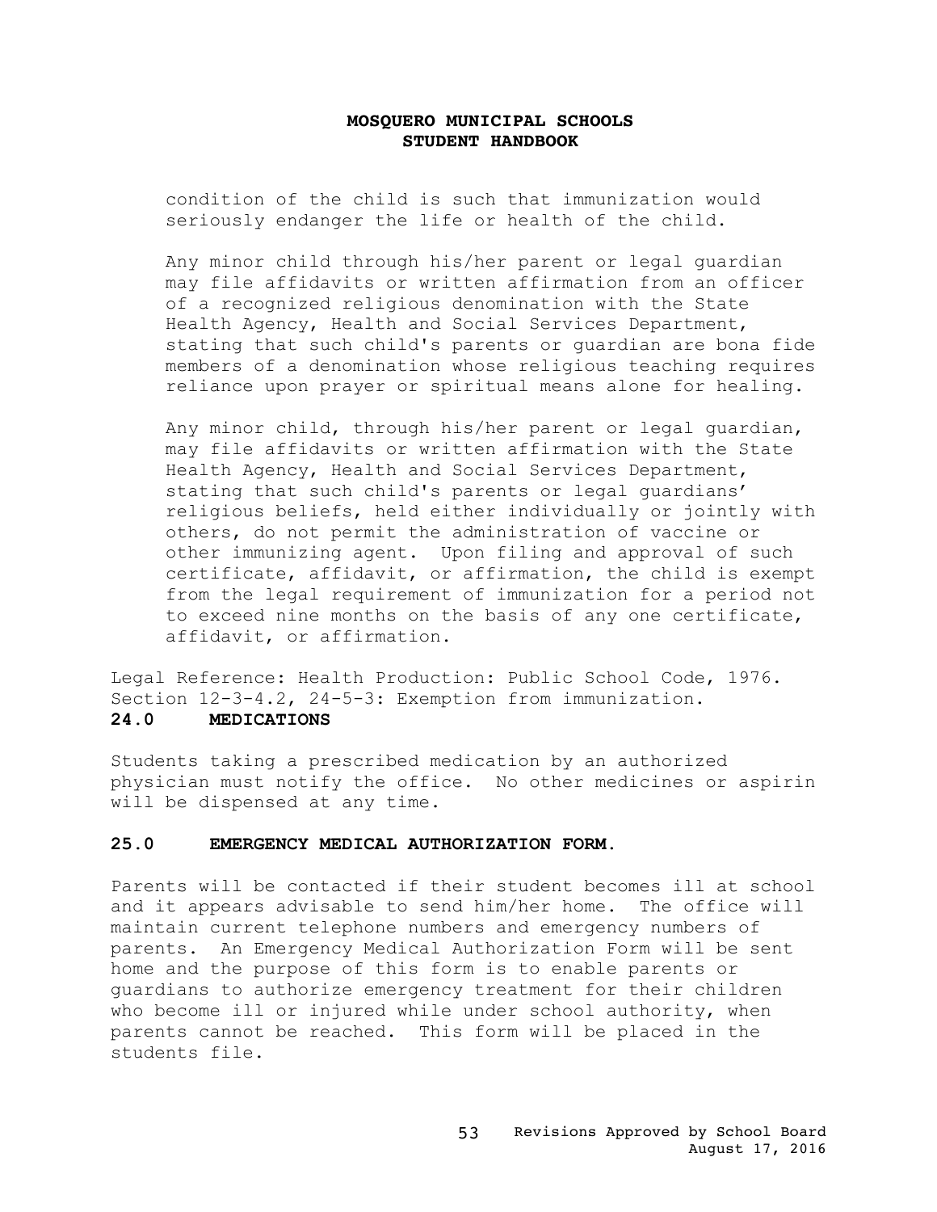condition of the child is such that immunization would seriously endanger the life or health of the child.

Any minor child through his/her parent or legal guardian may file affidavits or written affirmation from an officer of a recognized religious denomination with the State Health Agency, Health and Social Services Department, stating that such child's parents or guardian are bona fide members of a denomination whose religious teaching requires reliance upon prayer or spiritual means alone for healing.

Any minor child, through his/her parent or legal guardian, may file affidavits or written affirmation with the State Health Agency, Health and Social Services Department, stating that such child's parents or legal guardians' religious beliefs, held either individually or jointly with others, do not permit the administration of vaccine or other immunizing agent. Upon filing and approval of such certificate, affidavit, or affirmation, the child is exempt from the legal requirement of immunization for a period not to exceed nine months on the basis of any one certificate, affidavit, or affirmation.

Legal Reference: Health Production: Public School Code, 1976. Section 12-3-4.2, 24-5-3: Exemption from immunization.

## 24.0 MEDICATIONS

Students taking a prescribed medication by an authorized physician must notify the office. No other medicines or aspirin will be dispensed at any time.

## 25.0 EMERGENCY MEDICAL AUTHORIZATION FORM.

Parents will be contacted if their student becomes ill at school and it appears advisable to send him/her home. The office will maintain current telephone numbers and emergency numbers of parents. An Emergency Medical Authorization Form will be sent home and the purpose of this form is to enable parents or guardians to authorize emergency treatment for their children who become ill or injured while under school authority, when parents cannot be reached. This form will be placed in the students file.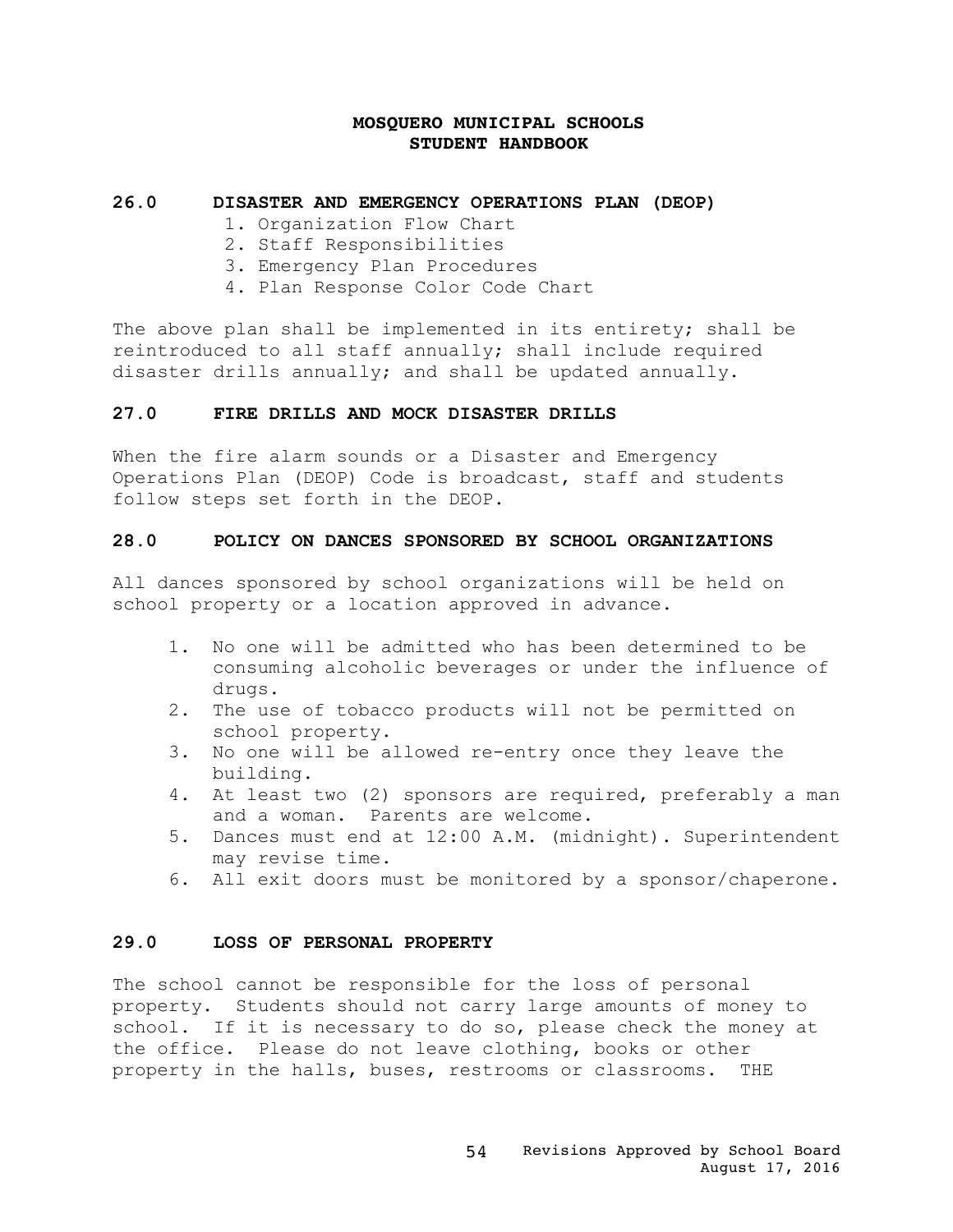# MOSQUERO MUNICIPAL SCHOOLS
## STUDENT HANDBOOK

### 26.0 DISASTER AND EMERGENCY OPERATIONS PLAN (DEOP)

1. Organization Flow Chart
2. Staff Responsibilities
3. Emergency Plan Procedures
4. Plan Response Color Code Chart

The above plan shall be implemented in its entirety; shall be reintroduced to all staff annually; shall include required disaster drills annually; and shall be updated annually.

### 27.0 FIRE DRILLS AND MOCK DISASTER DRILLS

When the fire alarm sounds or a Disaster and Emergency Operations Plan (DEOP) Code is broadcast, staff and students follow steps set forth in the DEOP.

### 28.0 POLICY ON DANCES SPONSORED BY SCHOOL ORGANIZATIONS

All dances sponsored by school organizations will be held on school property or a location approved in advance.

1. No one will be admitted who has been determined to be consuming alcoholic beverages or under the influence of drugs.
2. The use of tobacco products will not be permitted on school property.
3. No one will be allowed re-entry once they leave the building.
4. At least two (2) sponsors are required, preferably a man and a woman. Parents are welcome.
5. Dances must end at 12:00 A.M. (midnight). Superintendent may revise time.
6. All exit doors must be monitored by a sponsor/chaperone.

### 29.0 LOSS OF PERSONAL PROPERTY

The school cannot be responsible for the loss of personal property. Students should not carry large amounts of money to school. If it is necessary to do so, please check the money at the office. Please do not leave clothing, books or other property in the halls, buses, restrooms or classrooms. THE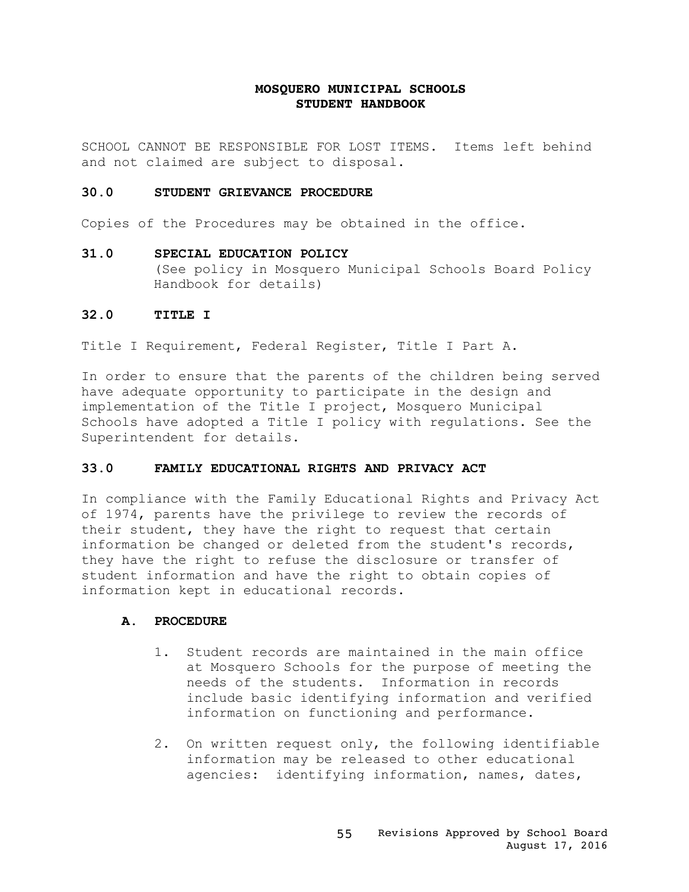SCHOOL CANNOT BE RESPONSIBLE FOR LOST ITEMS. Items left behind and not claimed are subject to disposal.

## 30.0 STUDENT GRIEVANCE PROCEDURE

Copies of the Procedures may be obtained in the office.

## 31.0 SPECIAL EDUCATION POLICY

(See policy in Mosquero Municipal Schools Board Policy Handbook for details)

## 32.0 TITLE I

Title I Requirement, Federal Register, Title I Part A.

In order to ensure that the parents of the children being served have adequate opportunity to participate in the design and implementation of the Title I project, Mosquero Municipal Schools have adopted a Title I policy with regulations. See the Superintendent for details.

## 33.0 FAMILY EDUCATIONAL RIGHTS AND PRIVACY ACT

In compliance with the Family Educational Rights and Privacy Act of 1974, parents have the privilege to review the records of their student, they have the right to request that certain information be changed or deleted from the student's records, they have the right to refuse the disclosure or transfer of student information and have the right to obtain copies of information kept in educational records.

### A. PROCEDURE

1. Student records are maintained in the main office at Mosquero Schools for the purpose of meeting the needs of the students. Information in records include basic identifying information and verified information on functioning and performance.

2. On written request only, the following identifiable information may be released to other educational agencies: identifying information, names, dates,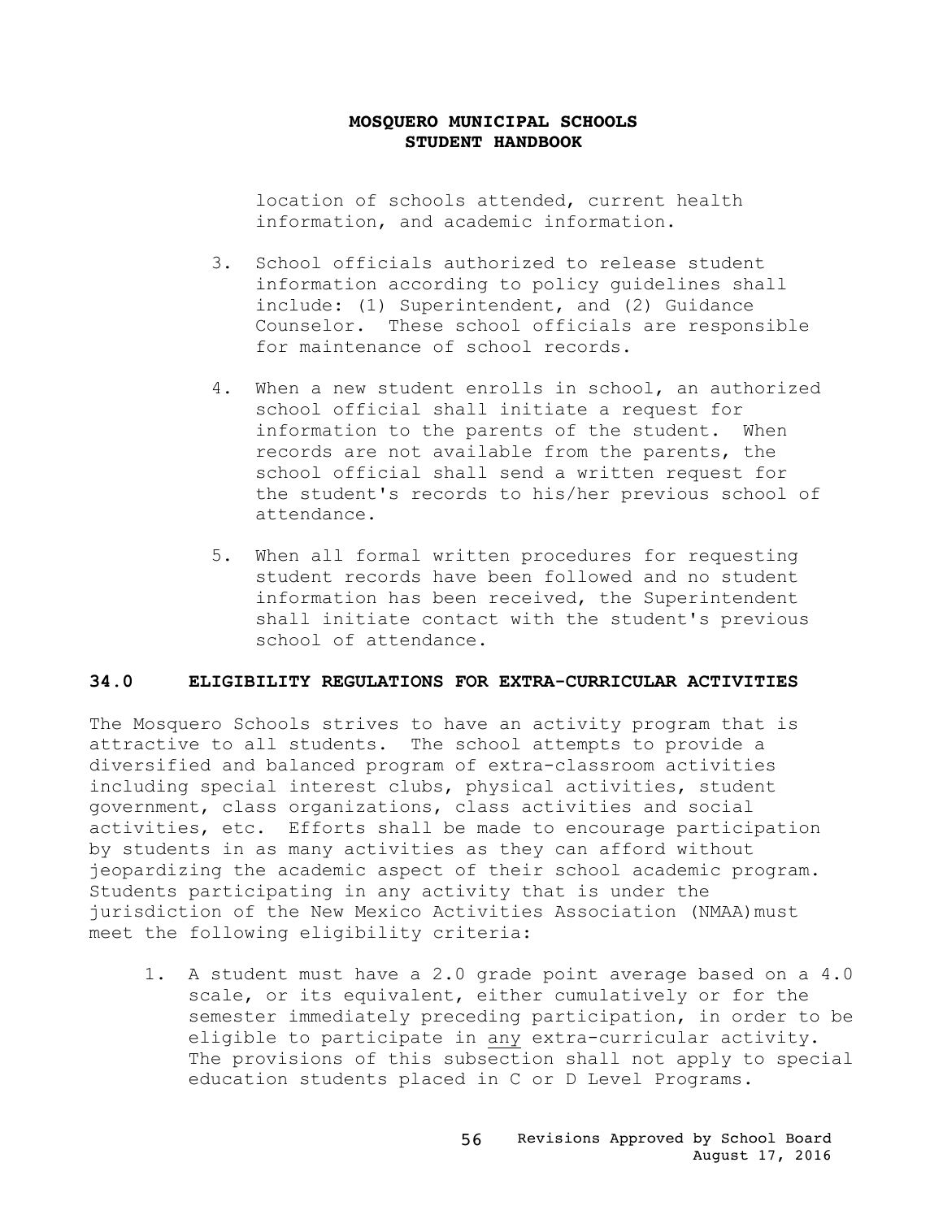location of schools attended, current health information, and academic information.

3. School officials authorized to release student information according to policy guidelines shall include: (1) Superintendent, and (2) Guidance Counselor. These school officials are responsible for maintenance of school records.

4. When a new student enrolls in school, an authorized school official shall initiate a request for information to the parents of the student. When records are not available from the parents, the school official shall send a written request for the student's records to his/her previous school of attendance.

5. When all formal written procedures for requesting student records have been followed and no student information has been received, the Superintendent shall initiate contact with the student's previous school of attendance.

## 34.0 ELIGIBILITY REGULATIONS FOR EXTRA-CURRICULAR ACTIVITIES

The Mosquero Schools strives to have an activity program that is attractive to all students. The school attempts to provide a diversified and balanced program of extra-classroom activities including special interest clubs, physical activities, student government, class organizations, class activities and social activities, etc. Efforts shall be made to encourage participation by students in as many activities as they can afford without jeopardizing the academic aspect of their school academic program. Students participating in any activity that is under the jurisdiction of the New Mexico Activities Association (NMAA)must meet the following eligibility criteria:

1. A student must have a 2.0 grade point average based on a 4.0 scale, or its equivalent, either cumulatively or for the semester immediately preceding participation, in order to be eligible to participate in <u>any</u> extra-curricular activity. The provisions of this subsection shall not apply to special education students placed in C or D Level Programs.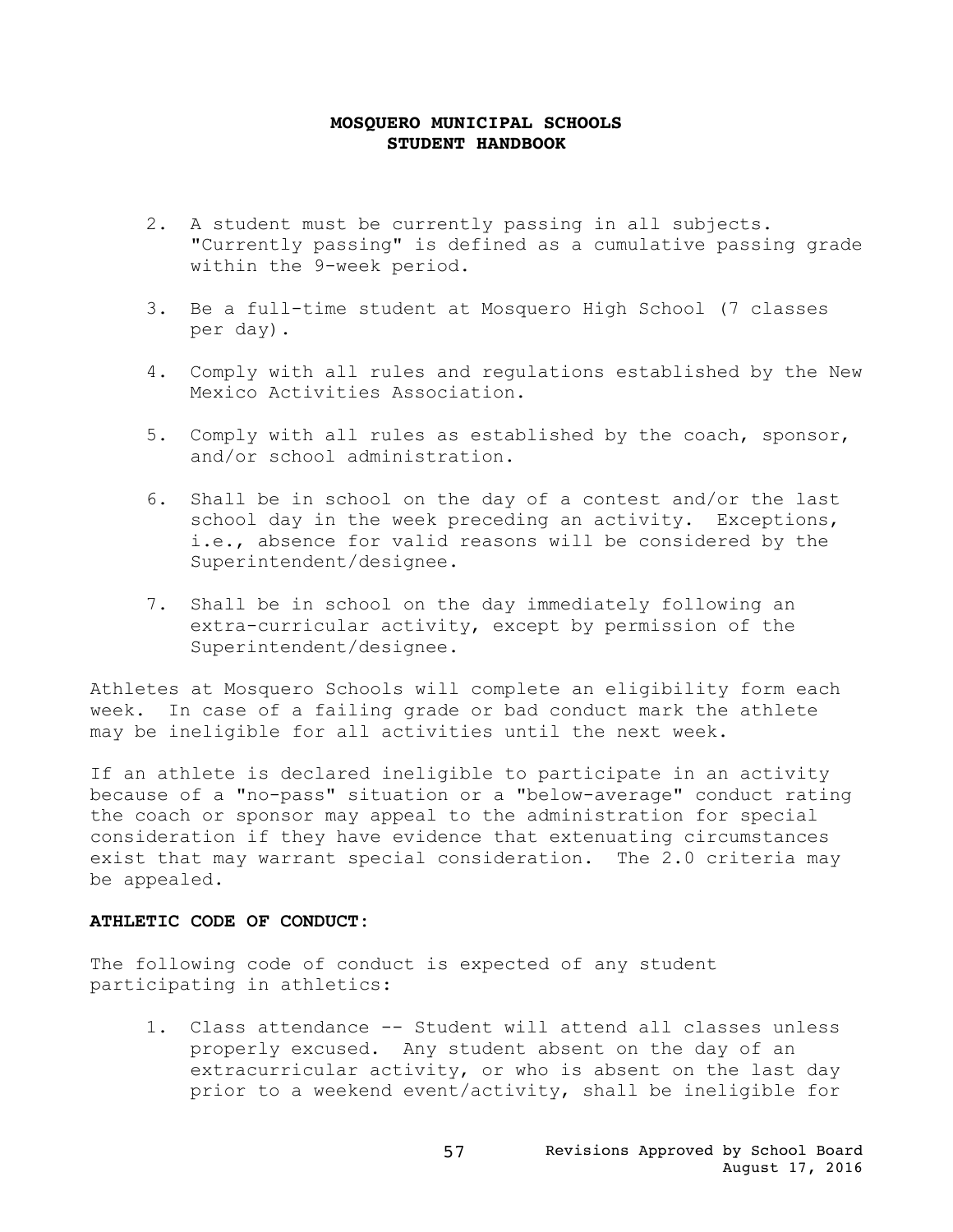2. A student must be currently passing in all subjects. "Currently passing" is defined as a cumulative passing grade within the 9-week period.

3. Be a full-time student at Mosquero High School (7 classes per day).

4. Comply with all rules and regulations established by the New Mexico Activities Association.

5. Comply with all rules as established by the coach, sponsor, and/or school administration.

6. Shall be in school on the day of a contest and/or the last school day in the week preceding an activity. Exceptions, i.e., absence for valid reasons will be considered by the Superintendent/designee.

7. Shall be in school on the day immediately following an extra-curricular activity, except by permission of the Superintendent/designee.

Athletes at Mosquero Schools will complete an eligibility form each week. In case of a failing grade or bad conduct mark the athlete may be ineligible for all activities until the next week.

If an athlete is declared ineligible to participate in an activity because of a "no-pass" situation or a "below-average" conduct rating the coach or sponsor may appeal to the administration for special consideration if they have evidence that extenuating circumstances exist that may warrant special consideration. The 2.0 criteria may be appealed.

**ATHLETIC CODE OF CONDUCT:**

The following code of conduct is expected of any student participating in athletics:

1. Class attendance -- Student will attend all classes unless properly excused. Any student absent on the day of an extracurricular activity, or who is absent on the last day prior to a weekend event/activity, shall be ineligible for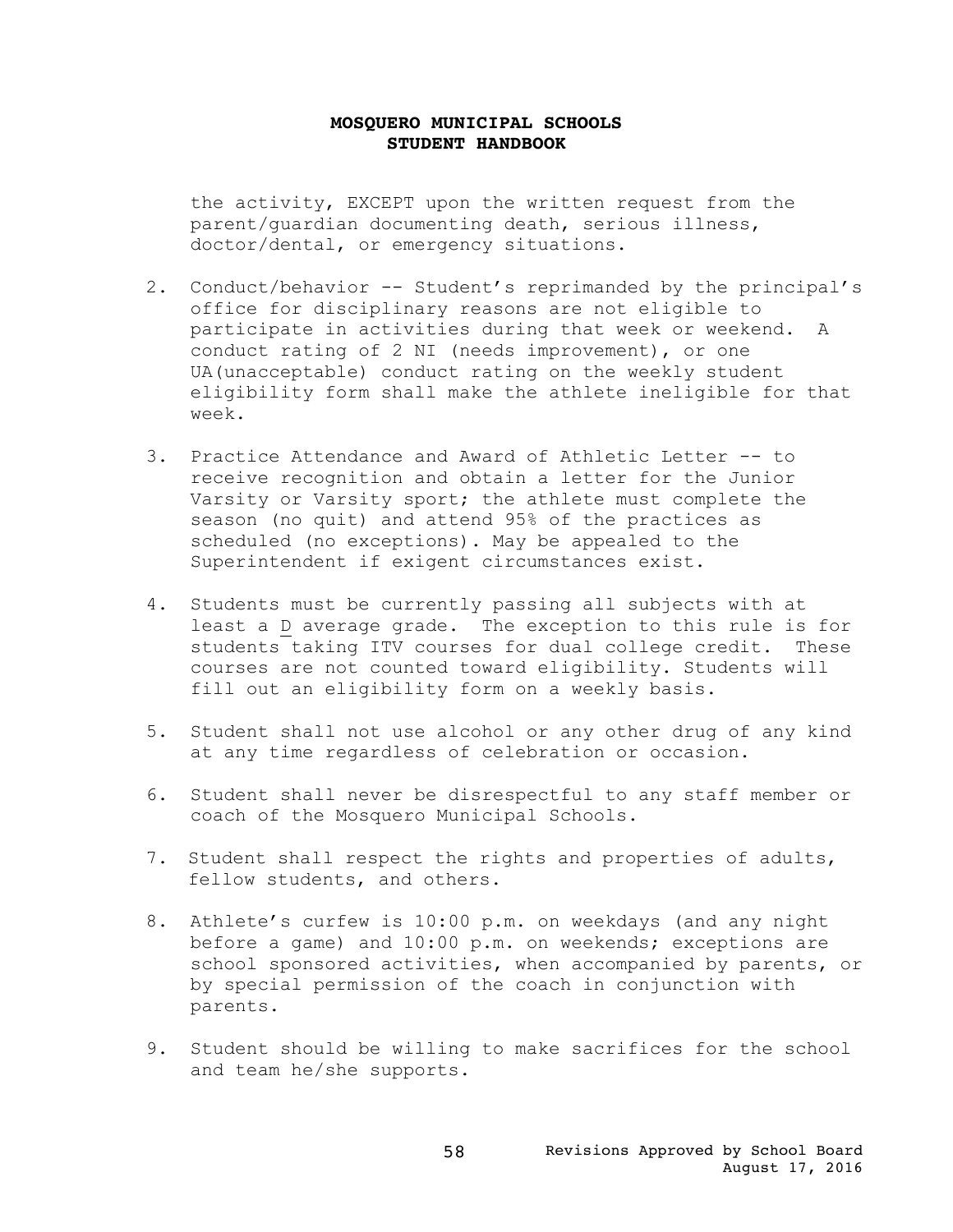the activity, EXCEPT upon the written request from the parent/guardian documenting death, serious illness, doctor/dental, or emergency situations.

2. Conduct/behavior -- Student's reprimanded by the principal's office for disciplinary reasons are not eligible to participate in activities during that week or weekend. A conduct rating of 2 NI (needs improvement), or one UA(unacceptable) conduct rating on the weekly student eligibility form shall make the athlete ineligible for that week.

3. Practice Attendance and Award of Athletic Letter -- to receive recognition and obtain a letter for the Junior Varsity or Varsity sport; the athlete must complete the season (no quit) and attend 95% of the practices as scheduled (no exceptions). May be appealed to the Superintendent if exigent circumstances exist.

4. Students must be currently passing all subjects with at least a <u>D</u> average grade. The exception to this rule is for students taking ITV courses for dual college credit. These courses are not counted toward eligibility. Students will fill out an eligibility form on a weekly basis.

5. Student shall not use alcohol or any other drug of any kind at any time regardless of celebration or occasion.

6. Student shall never be disrespectful to any staff member or coach of the Mosquero Municipal Schools.

7. Student shall respect the rights and properties of adults, fellow students, and others.

8. Athlete's curfew is 10:00 p.m. on weekdays (and any night before a game) and 10:00 p.m. on weekends; exceptions are school sponsored activities, when accompanied by parents, or by special permission of the coach in conjunction with parents.

9. Student should be willing to make sacrifices for the school and team he/she supports.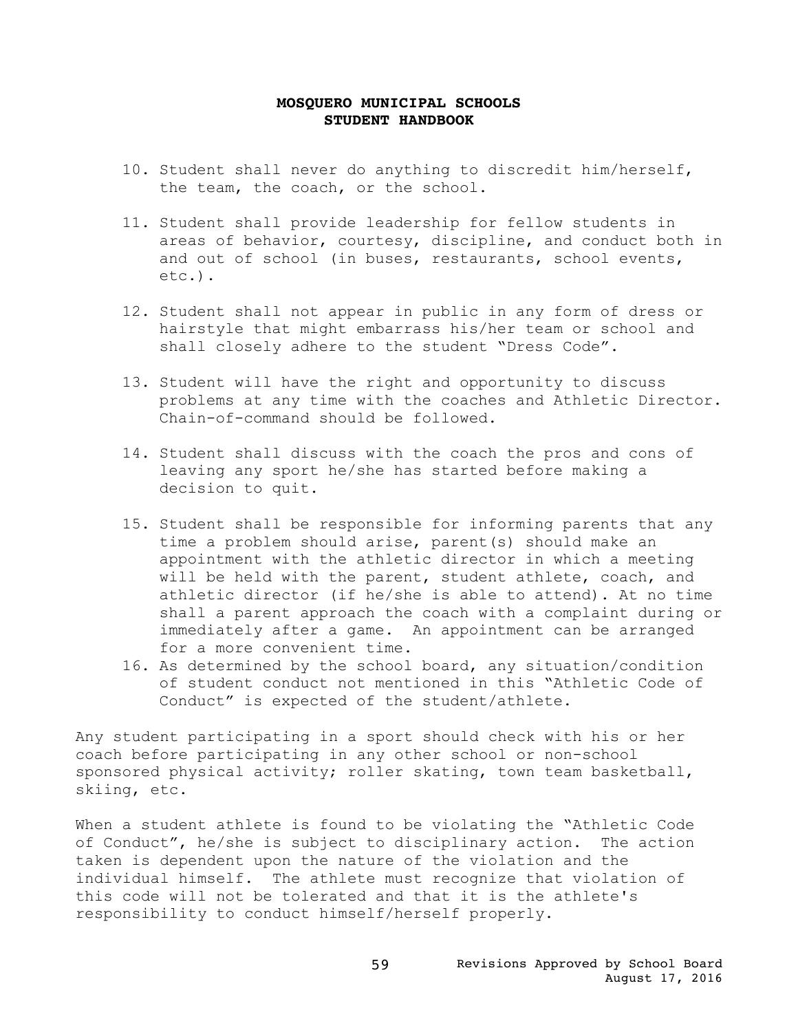10. Student shall never do anything to discredit him/herself, the team, the coach, or the school.

11. Student shall provide leadership for fellow students in areas of behavior, courtesy, discipline, and conduct both in and out of school (in buses, restaurants, school events, etc.).

12. Student shall not appear in public in any form of dress or hairstyle that might embarrass his/her team or school and shall closely adhere to the student "Dress Code".

13. Student will have the right and opportunity to discuss problems at any time with the coaches and Athletic Director. Chain-of-command should be followed.

14. Student shall discuss with the coach the pros and cons of leaving any sport he/she has started before making a decision to quit.

15. Student shall be responsible for informing parents that any time a problem should arise, parent(s) should make an appointment with the athletic director in which a meeting will be held with the parent, student athlete, coach, and athletic director (if he/she is able to attend). At no time shall a parent approach the coach with a complaint during or immediately after a game. An appointment can be arranged for a more convenient time.

16. As determined by the school board, any situation/condition of student conduct not mentioned in this "Athletic Code of Conduct" is expected of the student/athlete.

Any student participating in a sport should check with his or her coach before participating in any other school or non-school sponsored physical activity; roller skating, town team basketball, skiing, etc.

When a student athlete is found to be violating the "Athletic Code of Conduct", he/she is subject to disciplinary action. The action taken is dependent upon the nature of the violation and the individual himself. The athlete must recognize that violation of this code will not be tolerated and that it is the athlete's responsibility to conduct himself/herself properly.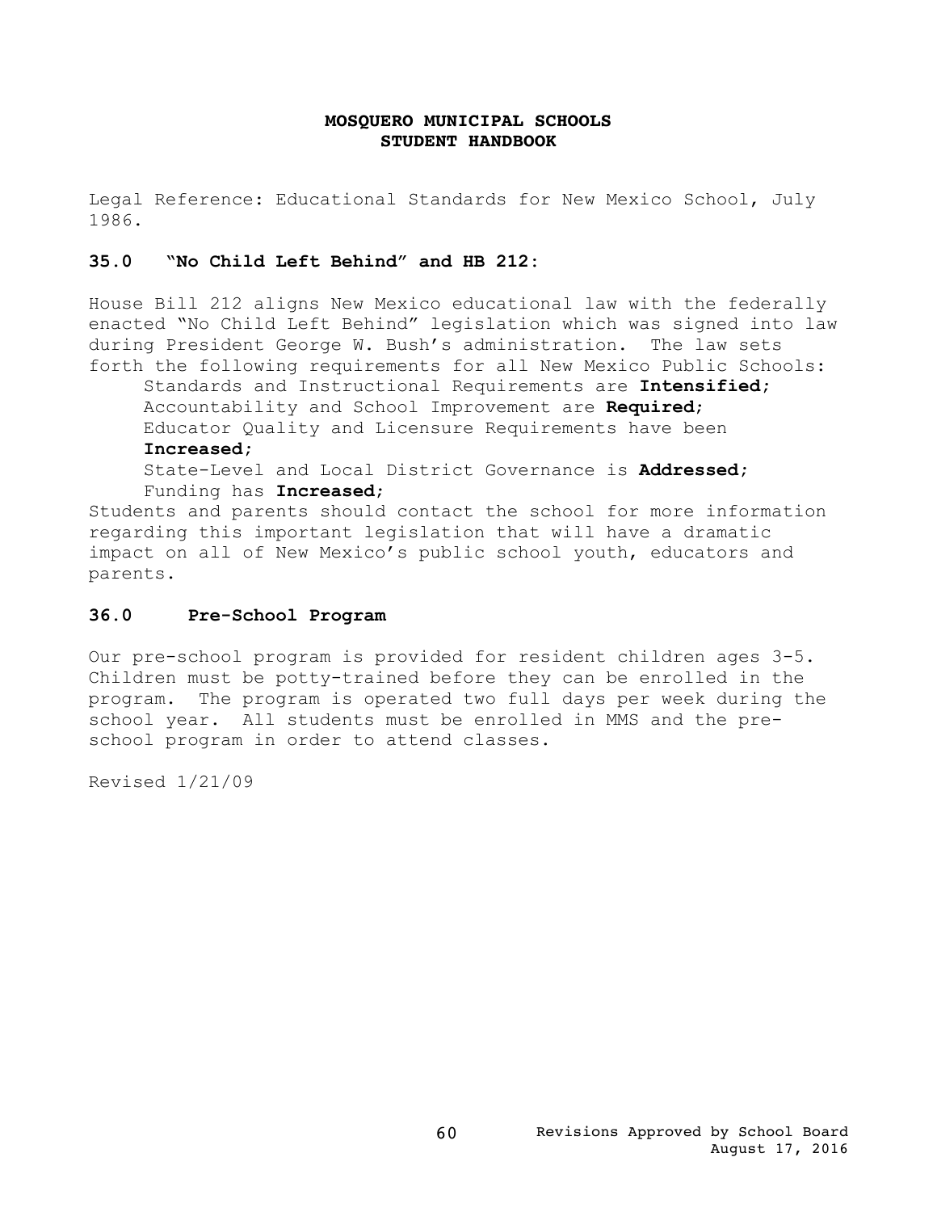Legal Reference: Educational Standards for New Mexico School, July 1986.

## 35.0 "No Child Left Behind" and HB 212:

House Bill 212 aligns New Mexico educational law with the federally enacted "No Child Left Behind" legislation which was signed into law during President George W. Bush's administration. The law sets forth the following requirements for all New Mexico Public Schools:

- Standards and Instructional Requirements are **Intensified**;
- Accountability and School Improvement are **Required**;
- Educator Quality and Licensure Requirements have been **Increased**;
- State-Level and Local District Governance is **Addressed**;
- Funding has **Increased**;

Students and parents should contact the school for more information regarding this important legislation that will have a dramatic impact on all of New Mexico's public school youth, educators and parents.

## 36.0 Pre-School Program

Our pre-school program is provided for resident children ages 3-5. Children must be potty-trained before they can be enrolled in the program. The program is operated two full days per week during the school year. All students must be enrolled in MMS and the pre-school program in order to attend classes.

Revised 1/21/09